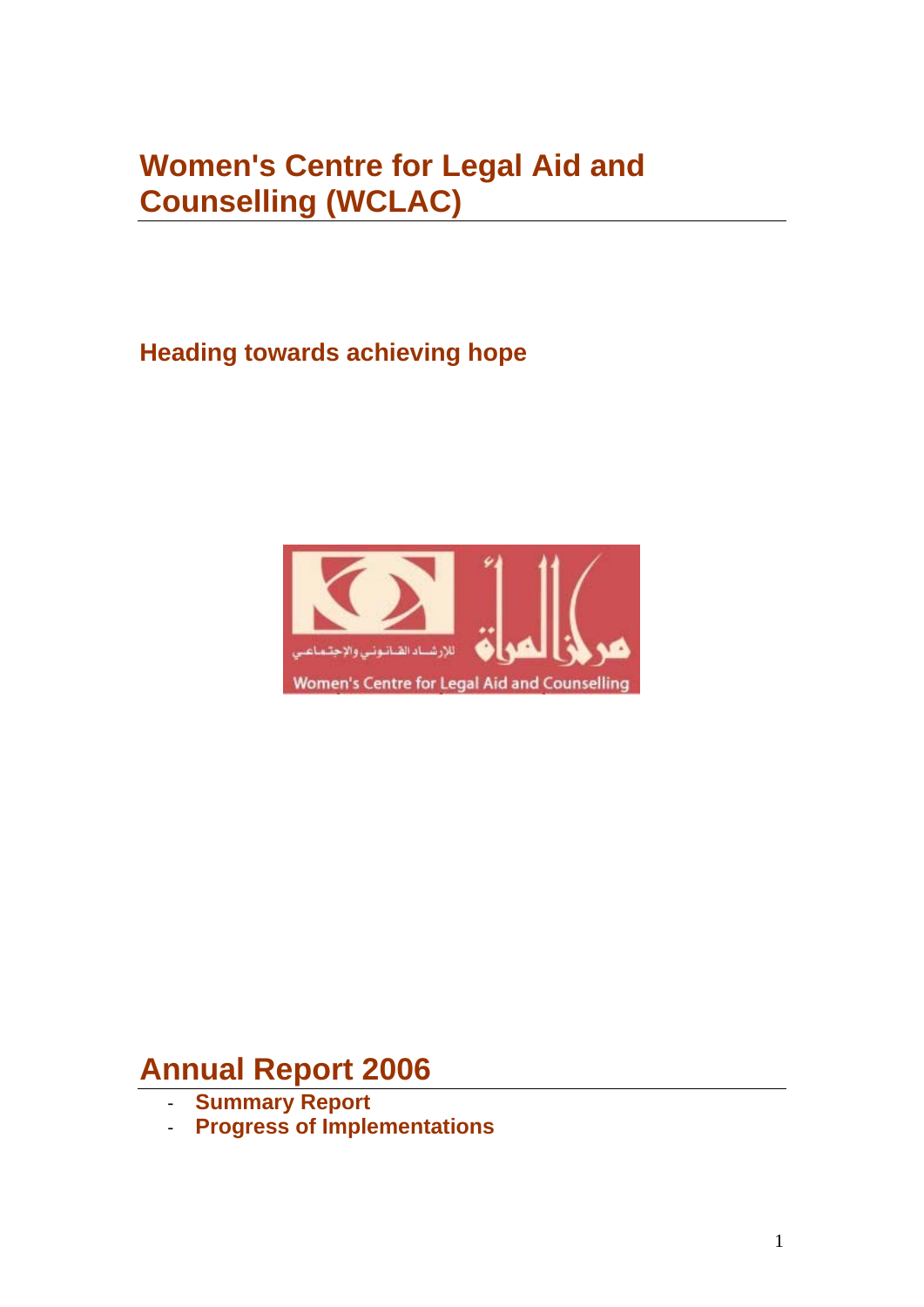# Women's Centre for Legal Aid and Counselling (WCLAC)

## Heading towards achieving hope

# Annual Report 2006

- **Summary Report**
- **Progress of Implementations**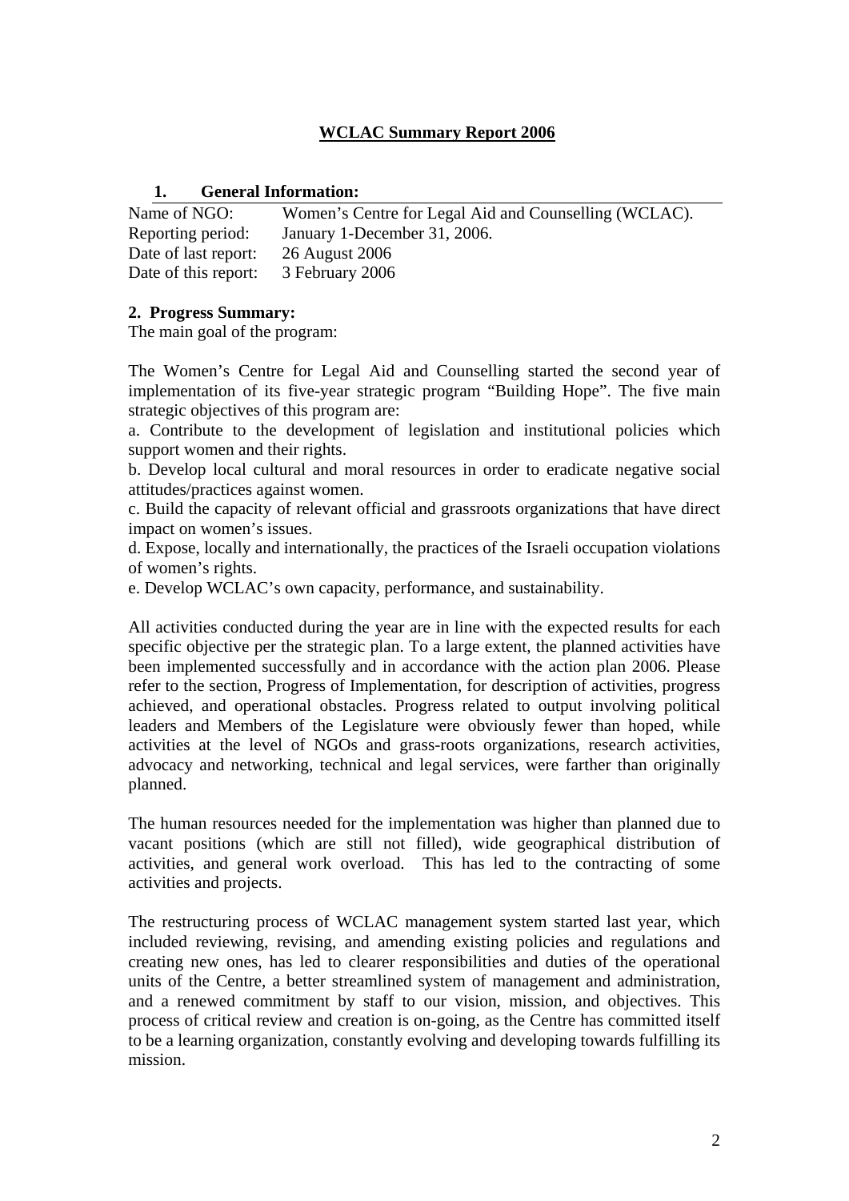# WCLAC Summary Report 2006

## 1. General Information:

| | |
|---|---|
| Name of NGO: | Women's Centre for Legal Aid and Counselling (WCLAC). |
| Reporting period: | January 1-December 31, 2006. |
| Date of last report: | 26 August 2006 |
| Date of this report: | 3 February 2006 |

## 2. Progress Summary:

The main goal of the program:

The Women's Centre for Legal Aid and Counselling started the second year of implementation of its five-year strategic program "Building Hope". The five main strategic objectives of this program are:

a. Contribute to the development of legislation and institutional policies which support women and their rights.
b. Develop local cultural and moral resources in order to eradicate negative social attitudes/practices against women.
c. Build the capacity of relevant official and grassroots organizations that have direct impact on women's issues.
d. Expose, locally and internationally, the practices of the Israeli occupation violations of women's rights.
e. Develop WCLAC's own capacity, performance, and sustainability.

All activities conducted during the year are in line with the expected results for each specific objective per the strategic plan. To a large extent, the planned activities have been implemented successfully and in accordance with the action plan 2006. Please refer to the section, Progress of Implementation, for description of activities, progress achieved, and operational obstacles. Progress related to output involving political leaders and Members of the Legislature were obviously fewer than hoped, while activities at the level of NGOs and grass-roots organizations, research activities, advocacy and networking, technical and legal services, were farther than originally planned.

The human resources needed for the implementation was higher than planned due to vacant positions (which are still not filled), wide geographical distribution of activities, and general work overload. This has led to the contracting of some activities and projects.

The restructuring process of WCLAC management system started last year, which included reviewing, revising, and amending existing policies and regulations and creating new ones, has led to clearer responsibilities and duties of the operational units of the Centre, a better streamlined system of management and administration, and a renewed commitment by staff to our vision, mission, and objectives. This process of critical review and creation is on-going, as the Centre has committed itself to be a learning organization, constantly evolving and developing towards fulfilling its mission.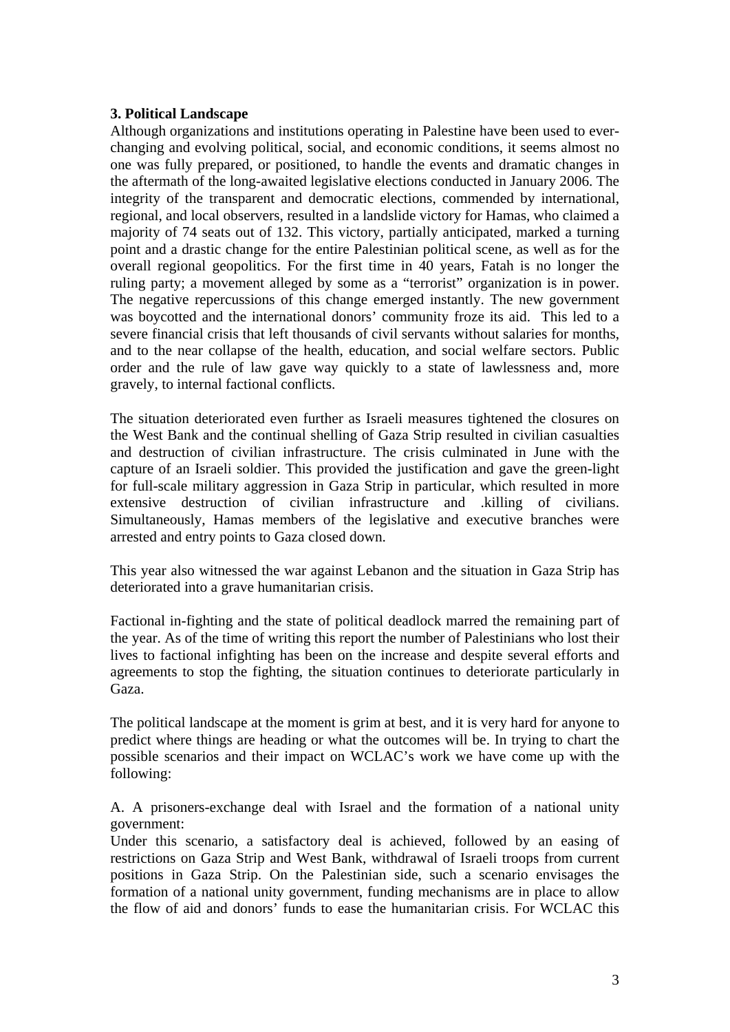### 3. Political Landscape

Although organizations and institutions operating in Palestine have been used to ever-changing and evolving political, social, and economic conditions, it seems almost no one was fully prepared, or positioned, to handle the events and dramatic changes in the aftermath of the long-awaited legislative elections conducted in January 2006. The integrity of the transparent and democratic elections, commended by international, regional, and local observers, resulted in a landslide victory for Hamas, who claimed a majority of 74 seats out of 132. This victory, partially anticipated, marked a turning point and a drastic change for the entire Palestinian political scene, as well as for the overall regional geopolitics. For the first time in 40 years, Fatah is no longer the ruling party; a movement alleged by some as a "terrorist" organization is in power. The negative repercussions of this change emerged instantly. The new government was boycotted and the international donors' community froze its aid. This led to a severe financial crisis that left thousands of civil servants without salaries for months, and to the near collapse of the health, education, and social welfare sectors. Public order and the rule of law gave way quickly to a state of lawlessness and, more gravely, to internal factional conflicts.

The situation deteriorated even further as Israeli measures tightened the closures on the West Bank and the continual shelling of Gaza Strip resulted in civilian casualties and destruction of civilian infrastructure. The crisis culminated in June with the capture of an Israeli soldier. This provided the justification and gave the green-light for full-scale military aggression in Gaza Strip in particular, which resulted in more extensive destruction of civilian infrastructure and .killing of civilians. Simultaneously, Hamas members of the legislative and executive branches were arrested and entry points to Gaza closed down.

This year also witnessed the war against Lebanon and the situation in Gaza Strip has deteriorated into a grave humanitarian crisis.

Factional in-fighting and the state of political deadlock marred the remaining part of the year. As of the time of writing this report the number of Palestinians who lost their lives to factional infighting has been on the increase and despite several efforts and agreements to stop the fighting, the situation continues to deteriorate particularly in Gaza.

The political landscape at the moment is grim at best, and it is very hard for anyone to predict where things are heading or what the outcomes will be. In trying to chart the possible scenarios and their impact on WCLAC's work we have come up with the following:

A. A prisoners-exchange deal with Israel and the formation of a national unity government:
Under this scenario, a satisfactory deal is achieved, followed by an easing of restrictions on Gaza Strip and West Bank, withdrawal of Israeli troops from current positions in Gaza Strip. On the Palestinian side, such a scenario envisages the formation of a national unity government, funding mechanisms are in place to allow the flow of aid and donors' funds to ease the humanitarian crisis. For WCLAC this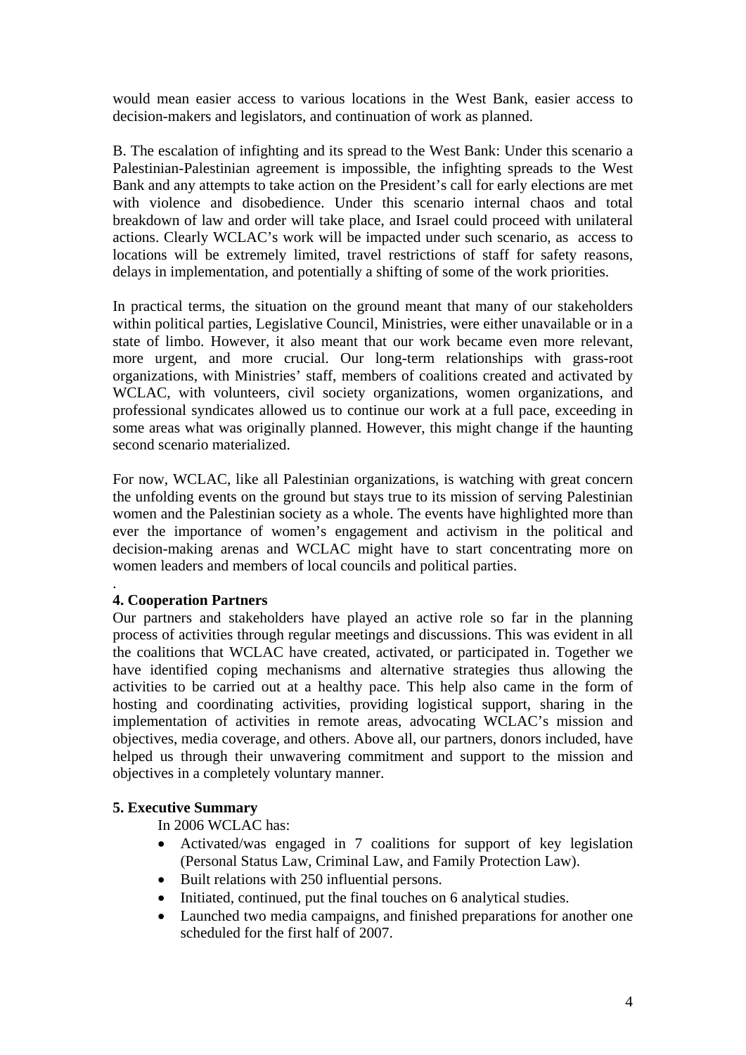would mean easier access to various locations in the West Bank, easier access to decision-makers and legislators, and continuation of work as planned.

B. The escalation of infighting and its spread to the West Bank: Under this scenario a Palestinian-Palestinian agreement is impossible, the infighting spreads to the West Bank and any attempts to take action on the President's call for early elections are met with violence and disobedience. Under this scenario internal chaos and total breakdown of law and order will take place, and Israel could proceed with unilateral actions. Clearly WCLAC's work will be impacted under such scenario, as access to locations will be extremely limited, travel restrictions of staff for safety reasons, delays in implementation, and potentially a shifting of some of the work priorities.

In practical terms, the situation on the ground meant that many of our stakeholders within political parties, Legislative Council, Ministries, were either unavailable or in a state of limbo. However, it also meant that our work became even more relevant, more urgent, and more crucial. Our long-term relationships with grass-root organizations, with Ministries' staff, members of coalitions created and activated by WCLAC, with volunteers, civil society organizations, women organizations, and professional syndicates allowed us to continue our work at a full pace, exceeding in some areas what was originally planned. However, this might change if the haunting second scenario materialized.

For now, WCLAC, like all Palestinian organizations, is watching with great concern the unfolding events on the ground but stays true to its mission of serving Palestinian women and the Palestinian society as a whole. The events have highlighted more than ever the importance of women's engagement and activism in the political and decision-making arenas and WCLAC might have to start concentrating more on women leaders and members of local councils and political parties.

.

**4. Cooperation Partners**

Our partners and stakeholders have played an active role so far in the planning process of activities through regular meetings and discussions. This was evident in all the coalitions that WCLAC have created, activated, or participated in. Together we have identified coping mechanisms and alternative strategies thus allowing the activities to be carried out at a healthy pace. This help also came in the form of hosting and coordinating activities, providing logistical support, sharing in the implementation of activities in remote areas, advocating WCLAC's mission and objectives, media coverage, and others. Above all, our partners, donors included, have helped us through their unwavering commitment and support to the mission and objectives in a completely voluntary manner.

**5. Executive Summary**

In 2006 WCLAC has:

- Activated/was engaged in 7 coalitions for support of key legislation (Personal Status Law, Criminal Law, and Family Protection Law).
- Built relations with 250 influential persons.
- Initiated, continued, put the final touches on 6 analytical studies.
- Launched two media campaigns, and finished preparations for another one scheduled for the first half of 2007.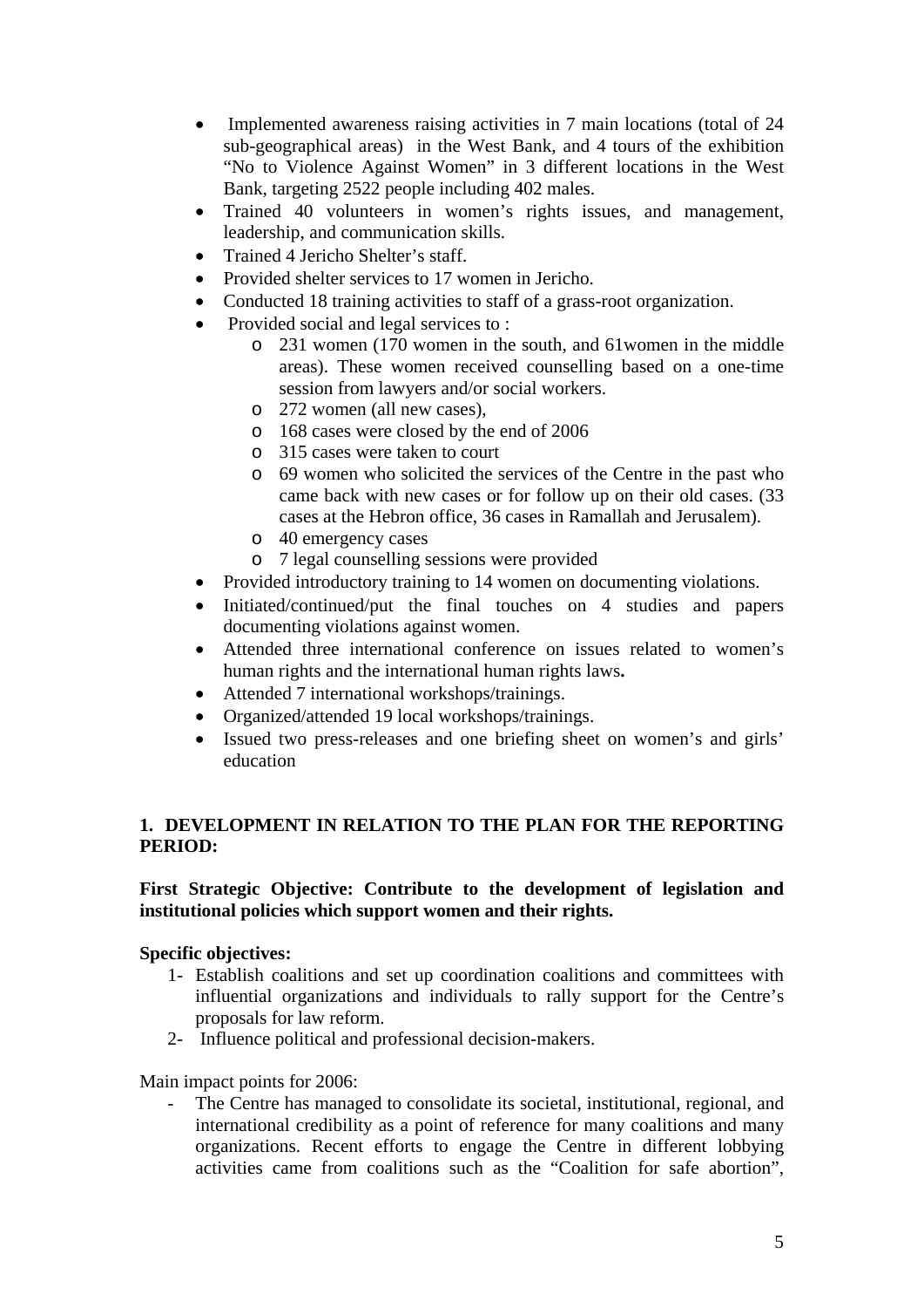- Implemented awareness raising activities in 7 main locations (total of 24 sub-geographical areas) in the West Bank, and 4 tours of the exhibition "No to Violence Against Women" in 3 different locations in the West Bank, targeting 2522 people including 402 males.
- Trained 40 volunteers in women's rights issues, and management, leadership, and communication skills.
- Trained 4 Jericho Shelter's staff.
- Provided shelter services to 17 women in Jericho.
- Conducted 18 training activities to staff of a grass-root organization.
- Provided social and legal services to :
  - 231 women (170 women in the south, and 61women in the middle areas). These women received counselling based on a one-time session from lawyers and/or social workers.
  - 272 women (all new cases),
  - 168 cases were closed by the end of 2006
  - 315 cases were taken to court
  - 69 women who solicited the services of the Centre in the past who came back with new cases or for follow up on their old cases. (33 cases at the Hebron office, 36 cases in Ramallah and Jerusalem).
  - 40 emergency cases
  - 7 legal counselling sessions were provided
- Provided introductory training to 14 women on documenting violations.
- Initiated/continued/put the final touches on 4 studies and papers documenting violations against women.
- Attended three international conference on issues related to women's human rights and the international human rights laws**.**
- Attended 7 international workshops/trainings.
- Organized/attended 19 local workshops/trainings.
- Issued two press-releases and one briefing sheet on women's and girls' education

## 1. DEVELOPMENT IN RELATION TO THE PLAN FOR THE REPORTING PERIOD:

**First Strategic Objective: Contribute to the development of legislation and institutional policies which support women and their rights.**

**Specific objectives:**

1- Establish coalitions and set up coordination coalitions and committees with influential organizations and individuals to rally support for the Centre's proposals for law reform.

2- Influence political and professional decision-makers.

Main impact points for 2006:

- The Centre has managed to consolidate its societal, institutional, regional, and international credibility as a point of reference for many coalitions and many organizations. Recent efforts to engage the Centre in different lobbying activities came from coalitions such as the "Coalition for safe abortion",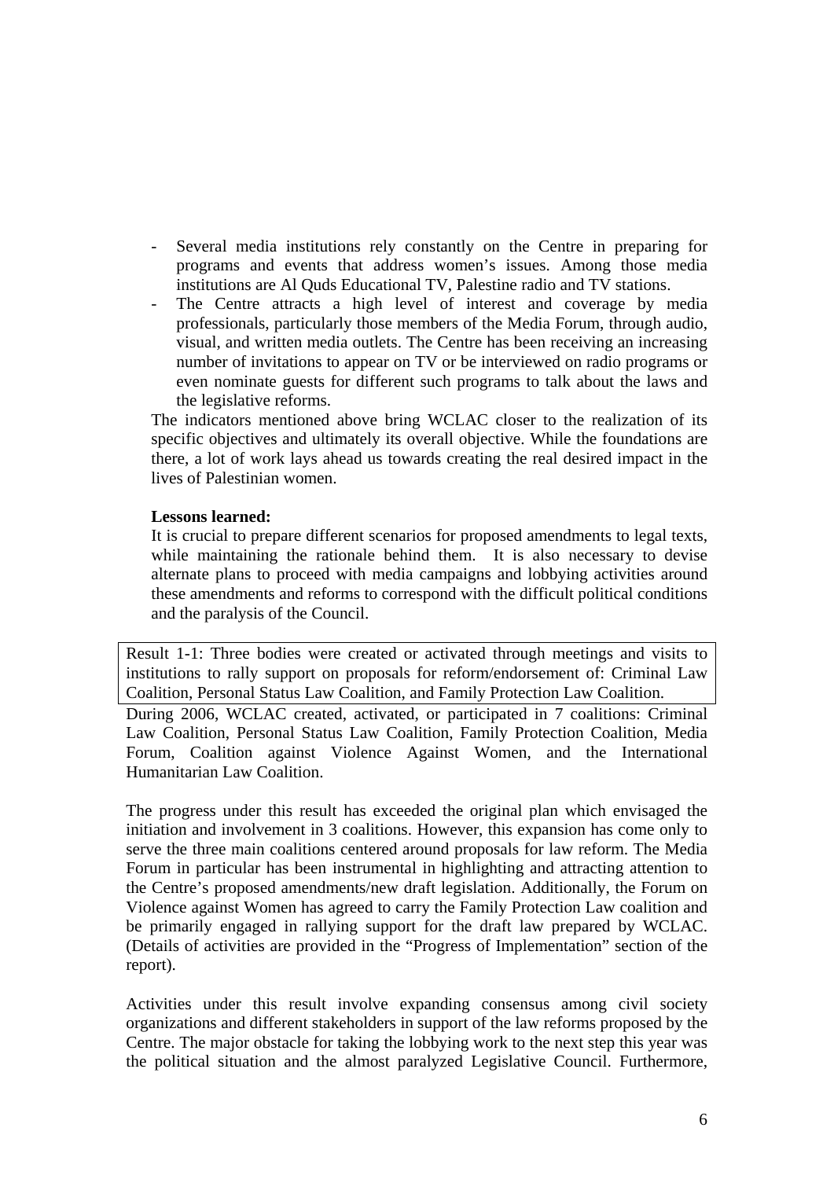- Several media institutions rely constantly on the Centre in preparing for programs and events that address women's issues. Among those media institutions are Al Quds Educational TV, Palestine radio and TV stations.
- The Centre attracts a high level of interest and coverage by media professionals, particularly those members of the Media Forum, through audio, visual, and written media outlets. The Centre has been receiving an increasing number of invitations to appear on TV or be interviewed on radio programs or even nominate guests for different such programs to talk about the laws and the legislative reforms.

The indicators mentioned above bring WCLAC closer to the realization of its specific objectives and ultimately its overall objective. While the foundations are there, a lot of work lays ahead us towards creating the real desired impact in the lives of Palestinian women.

**Lessons learned:**

It is crucial to prepare different scenarios for proposed amendments to legal texts, while maintaining the rationale behind them. It is also necessary to devise alternate plans to proceed with media campaigns and lobbying activities around these amendments and reforms to correspond with the difficult political conditions and the paralysis of the Council.

| Result 1-1: Three bodies were created or activated through meetings and visits to institutions to rally support on proposals for reform/endorsement of: Criminal Law Coalition, Personal Status Law Coalition, and Family Protection Law Coalition. |
|---|

During 2006, WCLAC created, activated, or participated in 7 coalitions: Criminal Law Coalition, Personal Status Law Coalition, Family Protection Coalition, Media Forum, Coalition against Violence Against Women, and the International Humanitarian Law Coalition.

The progress under this result has exceeded the original plan which envisaged the initiation and involvement in 3 coalitions. However, this expansion has come only to serve the three main coalitions centered around proposals for law reform. The Media Forum in particular has been instrumental in highlighting and attracting attention to the Centre's proposed amendments/new draft legislation. Additionally, the Forum on Violence against Women has agreed to carry the Family Protection Law coalition and be primarily engaged in rallying support for the draft law prepared by WCLAC. (Details of activities are provided in the "Progress of Implementation" section of the report).

Activities under this result involve expanding consensus among civil society organizations and different stakeholders in support of the law reforms proposed by the Centre. The major obstacle for taking the lobbying work to the next step this year was the political situation and the almost paralyzed Legislative Council. Furthermore,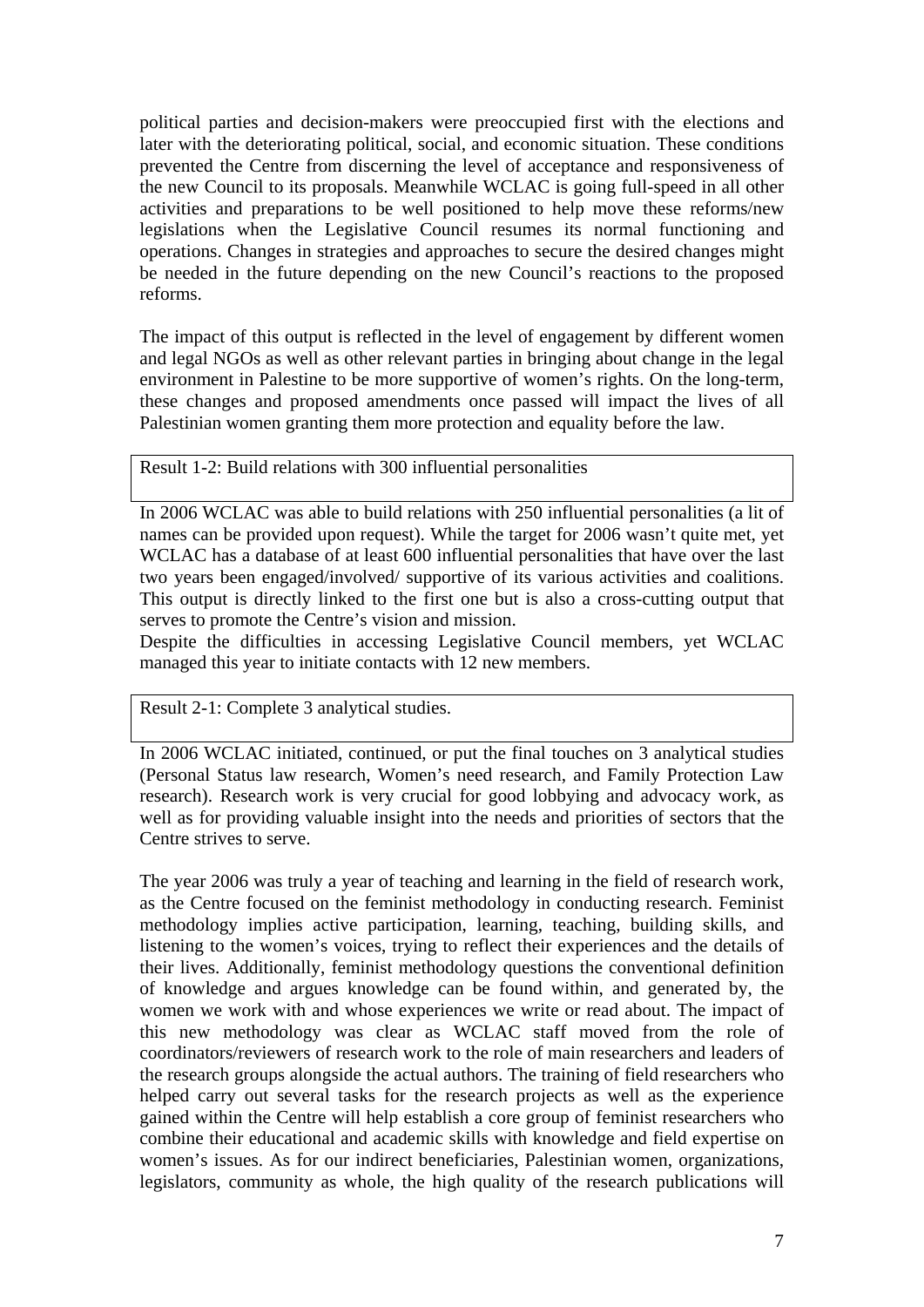political parties and decision-makers were preoccupied first with the elections and later with the deteriorating political, social, and economic situation. These conditions prevented the Centre from discerning the level of acceptance and responsiveness of the new Council to its proposals. Meanwhile WCLAC is going full-speed in all other activities and preparations to be well positioned to help move these reforms/new legislations when the Legislative Council resumes its normal functioning and operations. Changes in strategies and approaches to secure the desired changes might be needed in the future depending on the new Council's reactions to the proposed reforms.

The impact of this output is reflected in the level of engagement by different women and legal NGOs as well as other relevant parties in bringing about change in the legal environment in Palestine to be more supportive of women's rights. On the long-term, these changes and proposed amendments once passed will impact the lives of all Palestinian women granting them more protection and equality before the law.

| Result 1-2: Build relations with 300 influential personalities |
|---|

In 2006 WCLAC was able to build relations with 250 influential personalities (a lit of names can be provided upon request). While the target for 2006 wasn't quite met, yet WCLAC has a database of at least 600 influential personalities that have over the last two years been engaged/involved/ supportive of its various activities and coalitions. This output is directly linked to the first one but is also a cross-cutting output that serves to promote the Centre's vision and mission.

Despite the difficulties in accessing Legislative Council members, yet WCLAC managed this year to initiate contacts with 12 new members.

| Result 2-1: Complete 3 analytical studies. |
|---|

In 2006 WCLAC initiated, continued, or put the final touches on 3 analytical studies (Personal Status law research, Women's need research, and Family Protection Law research). Research work is very crucial for good lobbying and advocacy work, as well as for providing valuable insight into the needs and priorities of sectors that the Centre strives to serve.

The year 2006 was truly a year of teaching and learning in the field of research work, as the Centre focused on the feminist methodology in conducting research. Feminist methodology implies active participation, learning, teaching, building skills, and listening to the women's voices, trying to reflect their experiences and the details of their lives. Additionally, feminist methodology questions the conventional definition of knowledge and argues knowledge can be found within, and generated by, the women we work with and whose experiences we write or read about. The impact of this new methodology was clear as WCLAC staff moved from the role of coordinators/reviewers of research work to the role of main researchers and leaders of the research groups alongside the actual authors. The training of field researchers who helped carry out several tasks for the research projects as well as the experience gained within the Centre will help establish a core group of feminist researchers who combine their educational and academic skills with knowledge and field expertise on women's issues. As for our indirect beneficiaries, Palestinian women, organizations, legislators, community as whole, the high quality of the research publications will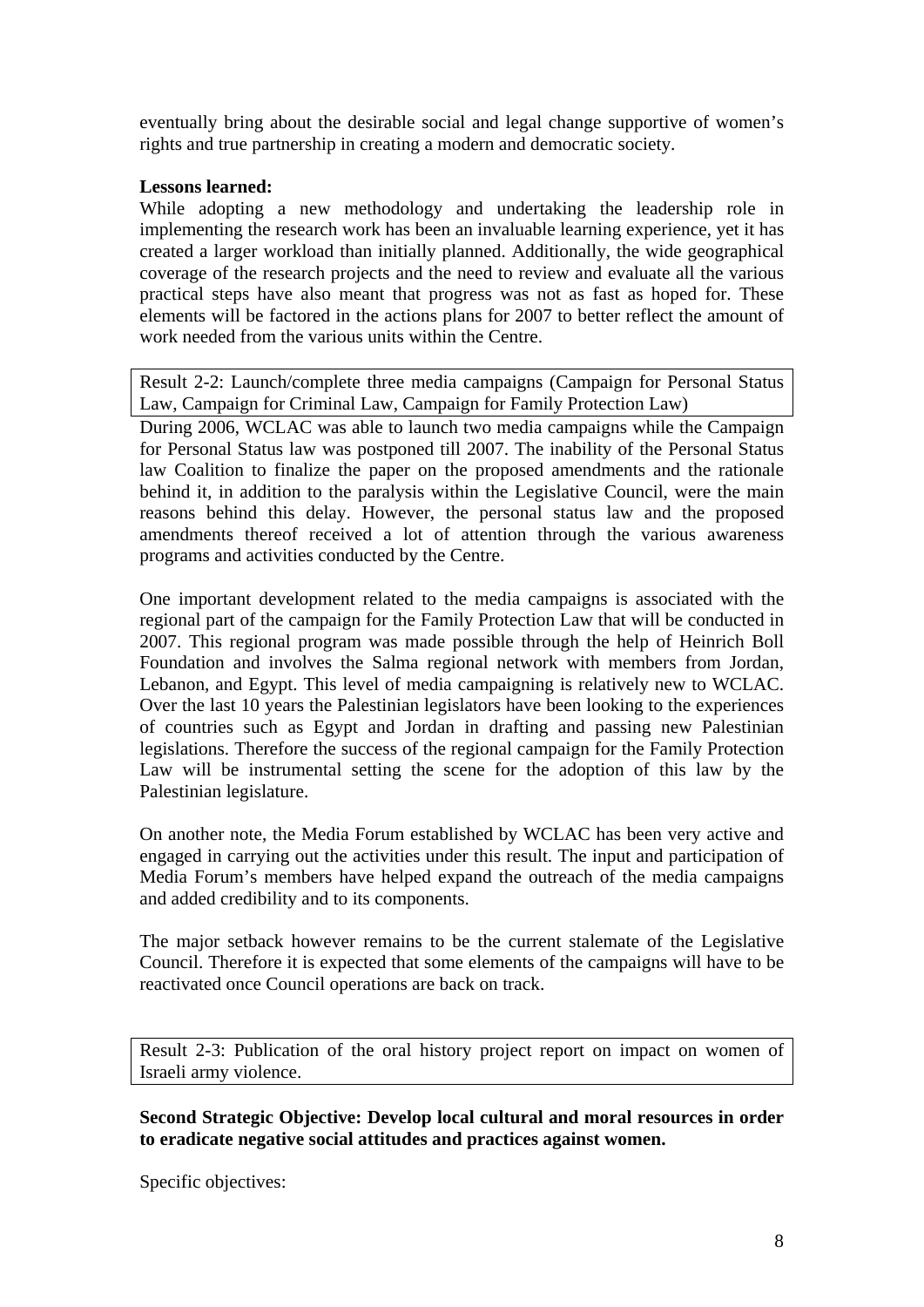eventually bring about the desirable social and legal change supportive of women's rights and true partnership in creating a modern and democratic society.

**Lessons learned:**

While adopting a new methodology and undertaking the leadership role in implementing the research work has been an invaluable learning experience, yet it has created a larger workload than initially planned. Additionally, the wide geographical coverage of the research projects and the need to review and evaluate all the various practical steps have also meant that progress was not as fast as hoped for. These elements will be factored in the actions plans for 2007 to better reflect the amount of work needed from the various units within the Centre.

Result 2-2: Launch/complete three media campaigns (Campaign for Personal Status Law, Campaign for Criminal Law, Campaign for Family Protection Law)

During 2006, WCLAC was able to launch two media campaigns while the Campaign for Personal Status law was postponed till 2007. The inability of the Personal Status law Coalition to finalize the paper on the proposed amendments and the rationale behind it, in addition to the paralysis within the Legislative Council, were the main reasons behind this delay. However, the personal status law and the proposed amendments thereof received a lot of attention through the various awareness programs and activities conducted by the Centre.

One important development related to the media campaigns is associated with the regional part of the campaign for the Family Protection Law that will be conducted in 2007. This regional program was made possible through the help of Heinrich Boll Foundation and involves the Salma regional network with members from Jordan, Lebanon, and Egypt. This level of media campaigning is relatively new to WCLAC. Over the last 10 years the Palestinian legislators have been looking to the experiences of countries such as Egypt and Jordan in drafting and passing new Palestinian legislations. Therefore the success of the regional campaign for the Family Protection Law will be instrumental setting the scene for the adoption of this law by the Palestinian legislature.

On another note, the Media Forum established by WCLAC has been very active and engaged in carrying out the activities under this result. The input and participation of Media Forum's members have helped expand the outreach of the media campaigns and added credibility and to its components.

The major setback however remains to be the current stalemate of the Legislative Council. Therefore it is expected that some elements of the campaigns will have to be reactivated once Council operations are back on track.

Result 2-3: Publication of the oral history project report on impact on women of Israeli army violence.

**Second Strategic Objective: Develop local cultural and moral resources in order to eradicate negative social attitudes and practices against women.**

Specific objectives: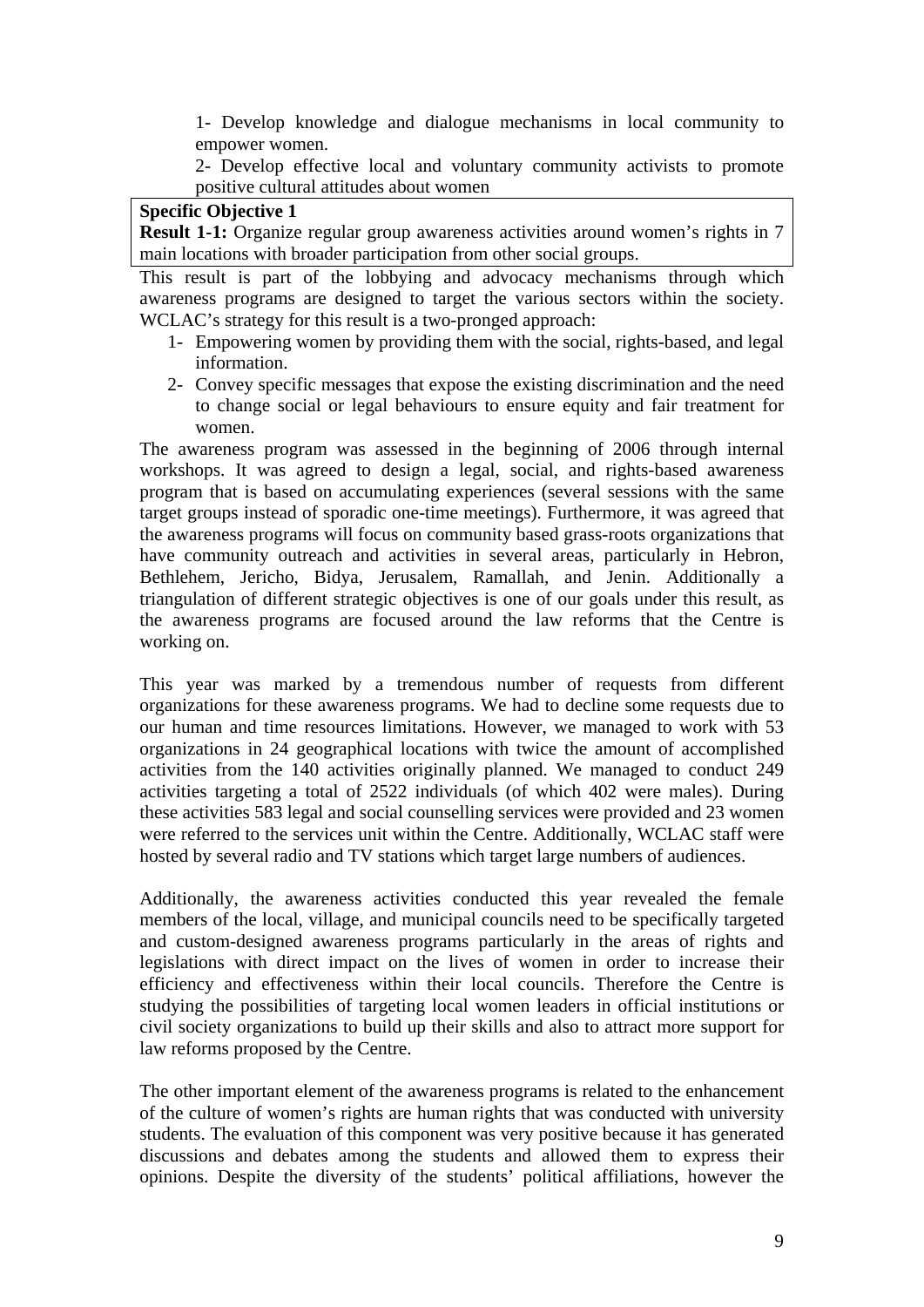1- Develop knowledge and dialogue mechanisms in local community to empower women.

2- Develop effective local and voluntary community activists to promote positive cultural attitudes about women

**Specific Objective 1**

**Result 1-1:** Organize regular group awareness activities around women's rights in 7 main locations with broader participation from other social groups.

This result is part of the lobbying and advocacy mechanisms through which awareness programs are designed to target the various sectors within the society. WCLAC's strategy for this result is a two-pronged approach:

1- Empowering women by providing them with the social, rights-based, and legal information.
2- Convey specific messages that expose the existing discrimination and the need to change social or legal behaviours to ensure equity and fair treatment for women.

The awareness program was assessed in the beginning of 2006 through internal workshops. It was agreed to design a legal, social, and rights-based awareness program that is based on accumulating experiences (several sessions with the same target groups instead of sporadic one-time meetings). Furthermore, it was agreed that the awareness programs will focus on community based grass-roots organizations that have community outreach and activities in several areas, particularly in Hebron, Bethlehem, Jericho, Bidya, Jerusalem, Ramallah, and Jenin. Additionally a triangulation of different strategic objectives is one of our goals under this result, as the awareness programs are focused around the law reforms that the Centre is working on.

This year was marked by a tremendous number of requests from different organizations for these awareness programs. We had to decline some requests due to our human and time resources limitations. However, we managed to work with 53 organizations in 24 geographical locations with twice the amount of accomplished activities from the 140 activities originally planned. We managed to conduct 249 activities targeting a total of 2522 individuals (of which 402 were males). During these activities 583 legal and social counselling services were provided and 23 women were referred to the services unit within the Centre. Additionally, WCLAC staff were hosted by several radio and TV stations which target large numbers of audiences.

Additionally, the awareness activities conducted this year revealed the female members of the local, village, and municipal councils need to be specifically targeted and custom-designed awareness programs particularly in the areas of rights and legislations with direct impact on the lives of women in order to increase their efficiency and effectiveness within their local councils. Therefore the Centre is studying the possibilities of targeting local women leaders in official institutions or civil society organizations to build up their skills and also to attract more support for law reforms proposed by the Centre.

The other important element of the awareness programs is related to the enhancement of the culture of women's rights are human rights that was conducted with university students. The evaluation of this component was very positive because it has generated discussions and debates among the students and allowed them to express their opinions. Despite the diversity of the students' political affiliations, however the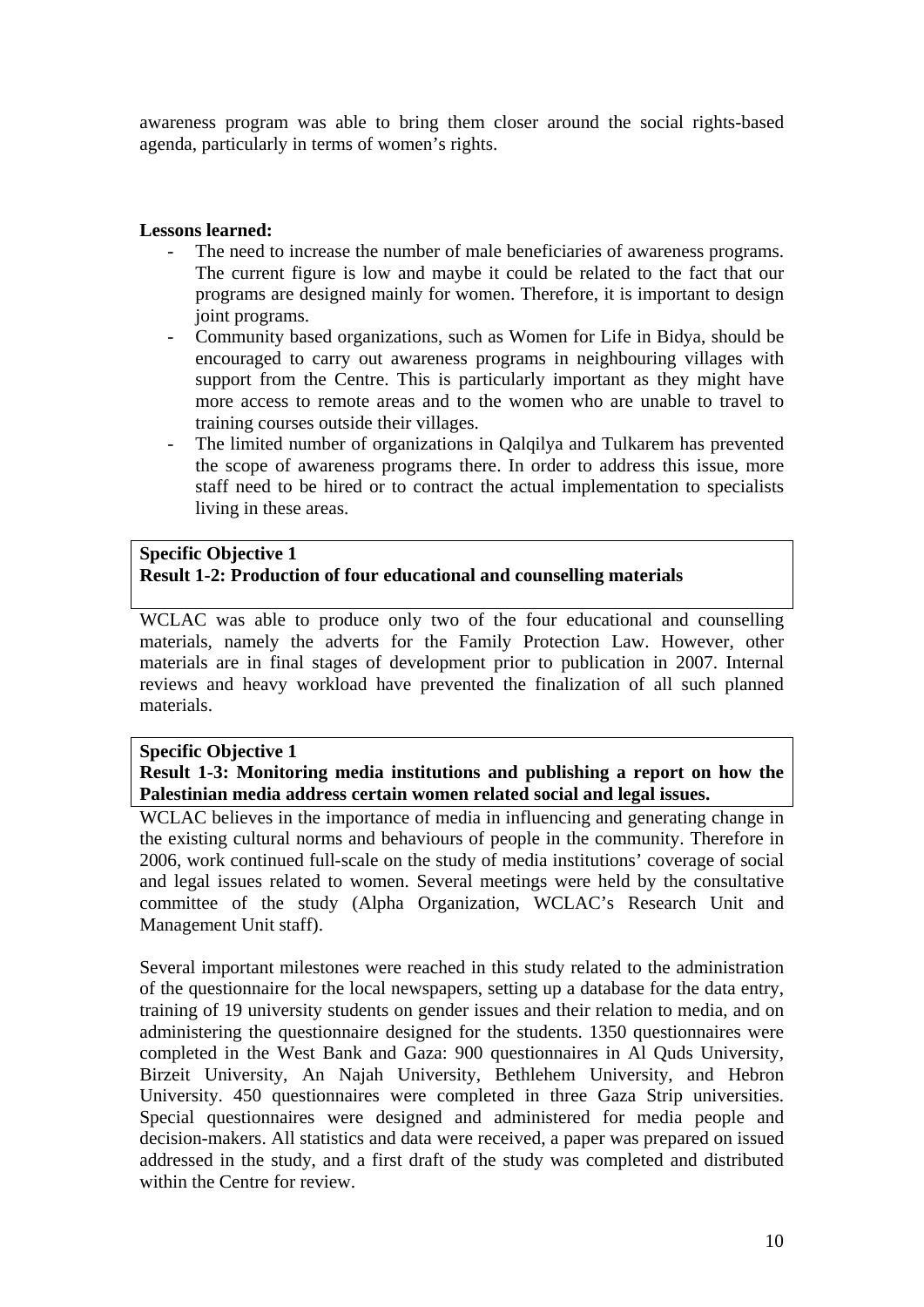awareness program was able to bring them closer around the social rights-based agenda, particularly in terms of women's rights.

**Lessons learned:**

- The need to increase the number of male beneficiaries of awareness programs. The current figure is low and maybe it could be related to the fact that our programs are designed mainly for women. Therefore, it is important to design joint programs.
- Community based organizations, such as Women for Life in Bidya, should be encouraged to carry out awareness programs in neighbouring villages with support from the Centre. This is particularly important as they might have more access to remote areas and to the women who are unable to travel to training courses outside their villages.
- The limited number of organizations in Qalqilya and Tulkarem has prevented the scope of awareness programs there. In order to address this issue, more staff need to be hired or to contract the actual implementation to specialists living in these areas.

**Specific Objective 1**
**Result 1-2: Production of four educational and counselling materials**

WCLAC was able to produce only two of the four educational and counselling materials, namely the adverts for the Family Protection Law. However, other materials are in final stages of development prior to publication in 2007. Internal reviews and heavy workload have prevented the finalization of all such planned materials.

**Specific Objective 1**
**Result 1-3: Monitoring media institutions and publishing a report on how the Palestinian media address certain women related social and legal issues.**

WCLAC believes in the importance of media in influencing and generating change in the existing cultural norms and behaviours of people in the community. Therefore in 2006, work continued full-scale on the study of media institutions' coverage of social and legal issues related to women. Several meetings were held by the consultative committee of the study (Alpha Organization, WCLAC's Research Unit and Management Unit staff).

Several important milestones were reached in this study related to the administration of the questionnaire for the local newspapers, setting up a database for the data entry, training of 19 university students on gender issues and their relation to media, and on administering the questionnaire designed for the students. 1350 questionnaires were completed in the West Bank and Gaza: 900 questionnaires in Al Quds University, Birzeit University, An Najah University, Bethlehem University, and Hebron University. 450 questionnaires were completed in three Gaza Strip universities. Special questionnaires were designed and administered for media people and decision-makers. All statistics and data were received, a paper was prepared on issued addressed in the study, and a first draft of the study was completed and distributed within the Centre for review.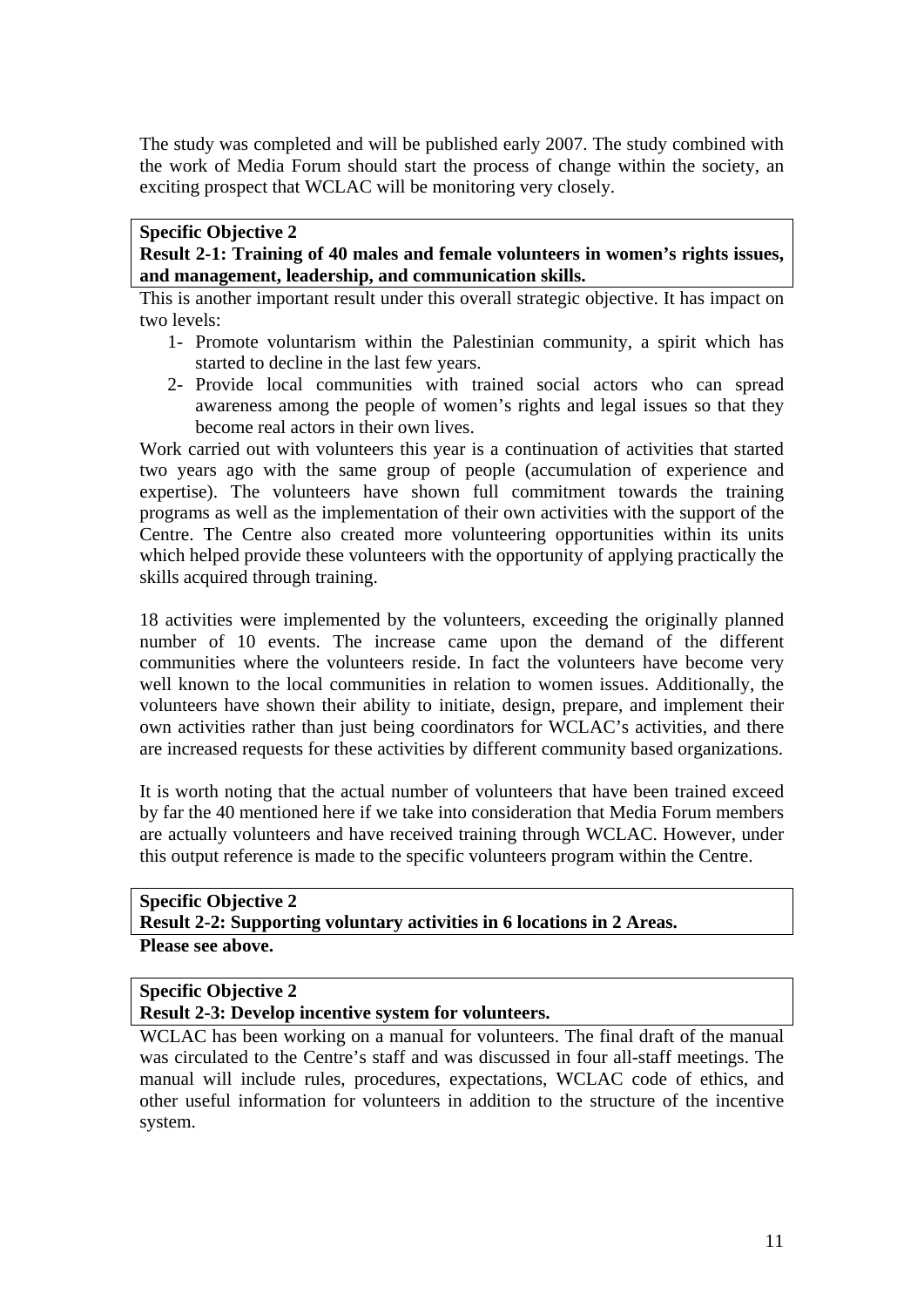The study was completed and will be published early 2007. The study combined with the work of Media Forum should start the process of change within the society, an exciting prospect that WCLAC will be monitoring very closely.

**Specific Objective 2**
**Result 2-1: Training of 40 males and female volunteers in women's rights issues, and management, leadership, and communication skills.**

This is another important result under this overall strategic objective. It has impact on two levels:

1- Promote voluntarism within the Palestinian community, a spirit which has started to decline in the last few years.
2- Provide local communities with trained social actors who can spread awareness among the people of women's rights and legal issues so that they become real actors in their own lives.

Work carried out with volunteers this year is a continuation of activities that started two years ago with the same group of people (accumulation of experience and expertise). The volunteers have shown full commitment towards the training programs as well as the implementation of their own activities with the support of the Centre. The Centre also created more volunteering opportunities within its units which helped provide these volunteers with the opportunity of applying practically the skills acquired through training.

18 activities were implemented by the volunteers, exceeding the originally planned number of 10 events. The increase came upon the demand of the different communities where the volunteers reside. In fact the volunteers have become very well known to the local communities in relation to women issues. Additionally, the volunteers have shown their ability to initiate, design, prepare, and implement their own activities rather than just being coordinators for WCLAC's activities, and there are increased requests for these activities by different community based organizations.

It is worth noting that the actual number of volunteers that have been trained exceed by far the 40 mentioned here if we take into consideration that Media Forum members are actually volunteers and have received training through WCLAC. However, under this output reference is made to the specific volunteers program within the Centre.

**Specific Objective 2**
**Result 2-2: Supporting voluntary activities in 6 locations in 2 Areas.**

**Please see above.**

**Specific Objective 2**
**Result 2-3: Develop incentive system for volunteers.**

WCLAC has been working on a manual for volunteers. The final draft of the manual was circulated to the Centre's staff and was discussed in four all-staff meetings. The manual will include rules, procedures, expectations, WCLAC code of ethics, and other useful information for volunteers in addition to the structure of the incentive system.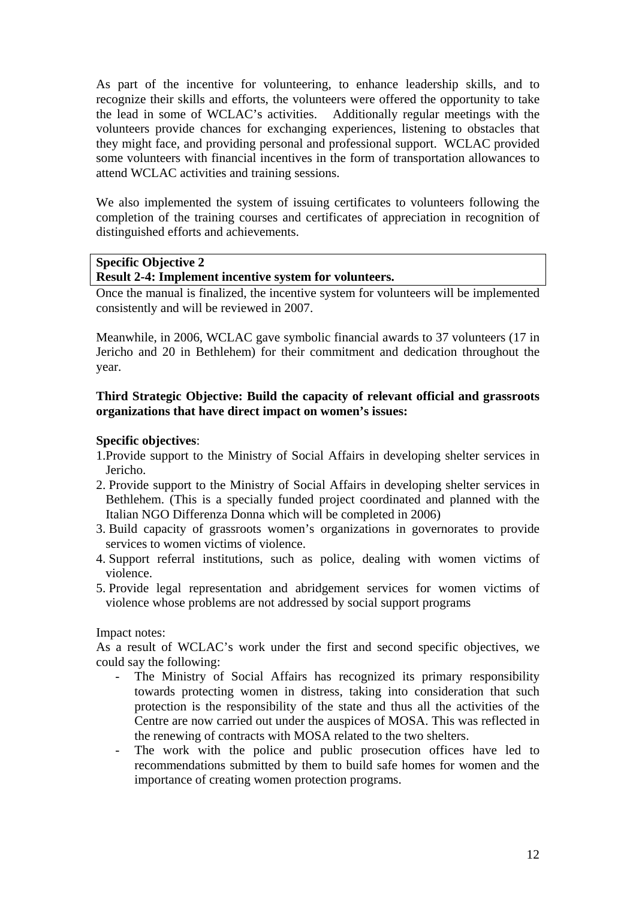As part of the incentive for volunteering, to enhance leadership skills, and to recognize their skills and efforts, the volunteers were offered the opportunity to take the lead in some of WCLAC's activities. Additionally regular meetings with the volunteers provide chances for exchanging experiences, listening to obstacles that they might face, and providing personal and professional support. WCLAC provided some volunteers with financial incentives in the form of transportation allowances to attend WCLAC activities and training sessions.

We also implemented the system of issuing certificates to volunteers following the completion of the training courses and certificates of appreciation in recognition of distinguished efforts and achievements.

**Specific Objective 2**
**Result 2-4: Implement incentive system for volunteers.**

Once the manual is finalized, the incentive system for volunteers will be implemented consistently and will be reviewed in 2007.

Meanwhile, in 2006, WCLAC gave symbolic financial awards to 37 volunteers (17 in Jericho and 20 in Bethlehem) for their commitment and dedication throughout the year.

**Third Strategic Objective: Build the capacity of relevant official and grassroots organizations that have direct impact on women's issues:**

**Specific objectives**:

1. Provide support to the Ministry of Social Affairs in developing shelter services in Jericho.
2. Provide support to the Ministry of Social Affairs in developing shelter services in Bethlehem. (This is a specially funded project coordinated and planned with the Italian NGO Differenza Donna which will be completed in 2006)
3. Build capacity of grassroots women's organizations in governorates to provide services to women victims of violence.
4. Support referral institutions, such as police, dealing with women victims of violence.
5. Provide legal representation and abridgement services for women victims of violence whose problems are not addressed by social support programs

Impact notes:

As a result of WCLAC's work under the first and second specific objectives, we could say the following:

- The Ministry of Social Affairs has recognized its primary responsibility towards protecting women in distress, taking into consideration that such protection is the responsibility of the state and thus all the activities of the Centre are now carried out under the auspices of MOSA. This was reflected in the renewing of contracts with MOSA related to the two shelters.
- The work with the police and public prosecution offices have led to recommendations submitted by them to build safe homes for women and the importance of creating women protection programs.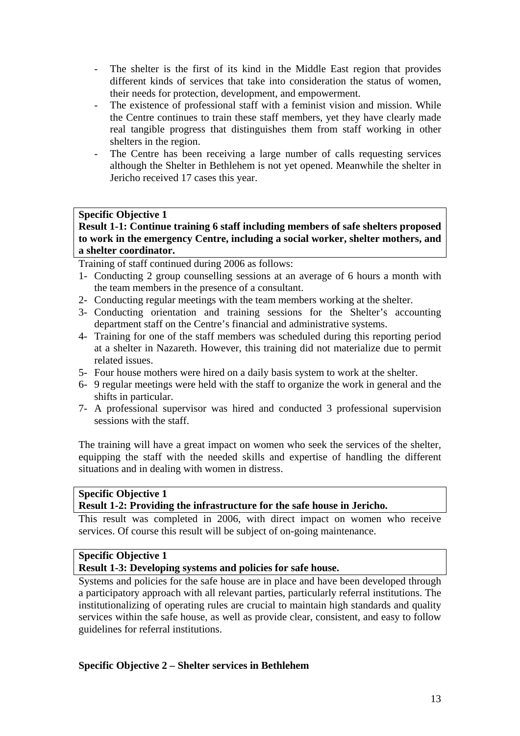- The shelter is the first of its kind in the Middle East region that provides different kinds of services that take into consideration the status of women, their needs for protection, development, and empowerment.
- The existence of professional staff with a feminist vision and mission. While the Centre continues to train these staff members, yet they have clearly made real tangible progress that distinguishes them from staff working in other shelters in the region.
- The Centre has been receiving a large number of calls requesting services although the Shelter in Bethlehem is not yet opened. Meanwhile the shelter in Jericho received 17 cases this year.

**Specific Objective 1**
**Result 1-1: Continue training 6 staff including members of safe shelters proposed to work in the emergency Centre, including a social worker, shelter mothers, and a shelter coordinator.**

Training of staff continued during 2006 as follows:

1- Conducting 2 group counselling sessions at an average of 6 hours a month with the team members in the presence of a consultant.
2- Conducting regular meetings with the team members working at the shelter.
3- Conducting orientation and training sessions for the Shelter's accounting department staff on the Centre's financial and administrative systems.
4- Training for one of the staff members was scheduled during this reporting period at a shelter in Nazareth. However, this training did not materialize due to permit related issues.
5- Four house mothers were hired on a daily basis system to work at the shelter.
6- 9 regular meetings were held with the staff to organize the work in general and the shifts in particular.
7- A professional supervisor was hired and conducted 3 professional supervision sessions with the staff.

The training will have a great impact on women who seek the services of the shelter, equipping the staff with the needed skills and expertise of handling the different situations and in dealing with women in distress.

**Specific Objective 1**
**Result 1-2: Providing the infrastructure for the safe house in Jericho.**

This result was completed in 2006, with direct impact on women who receive services. Of course this result will be subject of on-going maintenance.

**Specific Objective 1**
**Result 1-3: Developing systems and policies for safe house.**

Systems and policies for the safe house are in place and have been developed through a participatory approach with all relevant parties, particularly referral institutions. The institutionalizing of operating rules are crucial to maintain high standards and quality services within the safe house, as well as provide clear, consistent, and easy to follow guidelines for referral institutions.

**Specific Objective 2 – Shelter services in Bethlehem**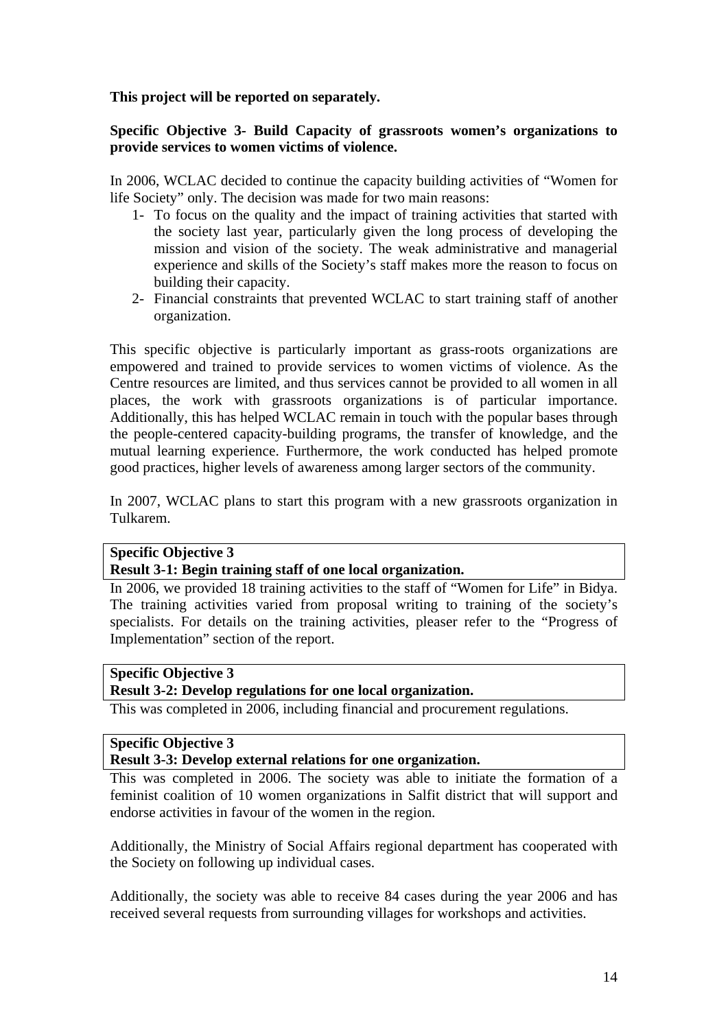**This project will be reported on separately.**

**Specific Objective 3- Build Capacity of grassroots women's organizations to provide services to women victims of violence.**

In 2006, WCLAC decided to continue the capacity building activities of "Women for life Society" only. The decision was made for two main reasons:

1- To focus on the quality and the impact of training activities that started with the society last year, particularly given the long process of developing the mission and vision of the society. The weak administrative and managerial experience and skills of the Society's staff makes more the reason to focus on building their capacity.
2- Financial constraints that prevented WCLAC to start training staff of another organization.

This specific objective is particularly important as grass-roots organizations are empowered and trained to provide services to women victims of violence. As the Centre resources are limited, and thus services cannot be provided to all women in all places, the work with grassroots organizations is of particular importance. Additionally, this has helped WCLAC remain in touch with the popular bases through the people-centered capacity-building programs, the transfer of knowledge, and the mutual learning experience. Furthermore, the work conducted has helped promote good practices, higher levels of awareness among larger sectors of the community.

In 2007, WCLAC plans to start this program with a new grassroots organization in Tulkarem.

| **Specific Objective 3**<br>**Result 3-1: Begin training staff of one local organization.** |
|---|

In 2006, we provided 18 training activities to the staff of "Women for Life" in Bidya. The training activities varied from proposal writing to training of the society's specialists. For details on the training activities, pleaser refer to the "Progress of Implementation" section of the report.

| **Specific Objective 3**<br>**Result 3-2: Develop regulations for one local organization.** |
|---|

This was completed in 2006, including financial and procurement regulations.

| **Specific Objective 3**<br>**Result 3-3: Develop external relations for one organization.** |
|---|

This was completed in 2006. The society was able to initiate the formation of a feminist coalition of 10 women organizations in Salfit district that will support and endorse activities in favour of the women in the region.

Additionally, the Ministry of Social Affairs regional department has cooperated with the Society on following up individual cases.

Additionally, the society was able to receive 84 cases during the year 2006 and has received several requests from surrounding villages for workshops and activities.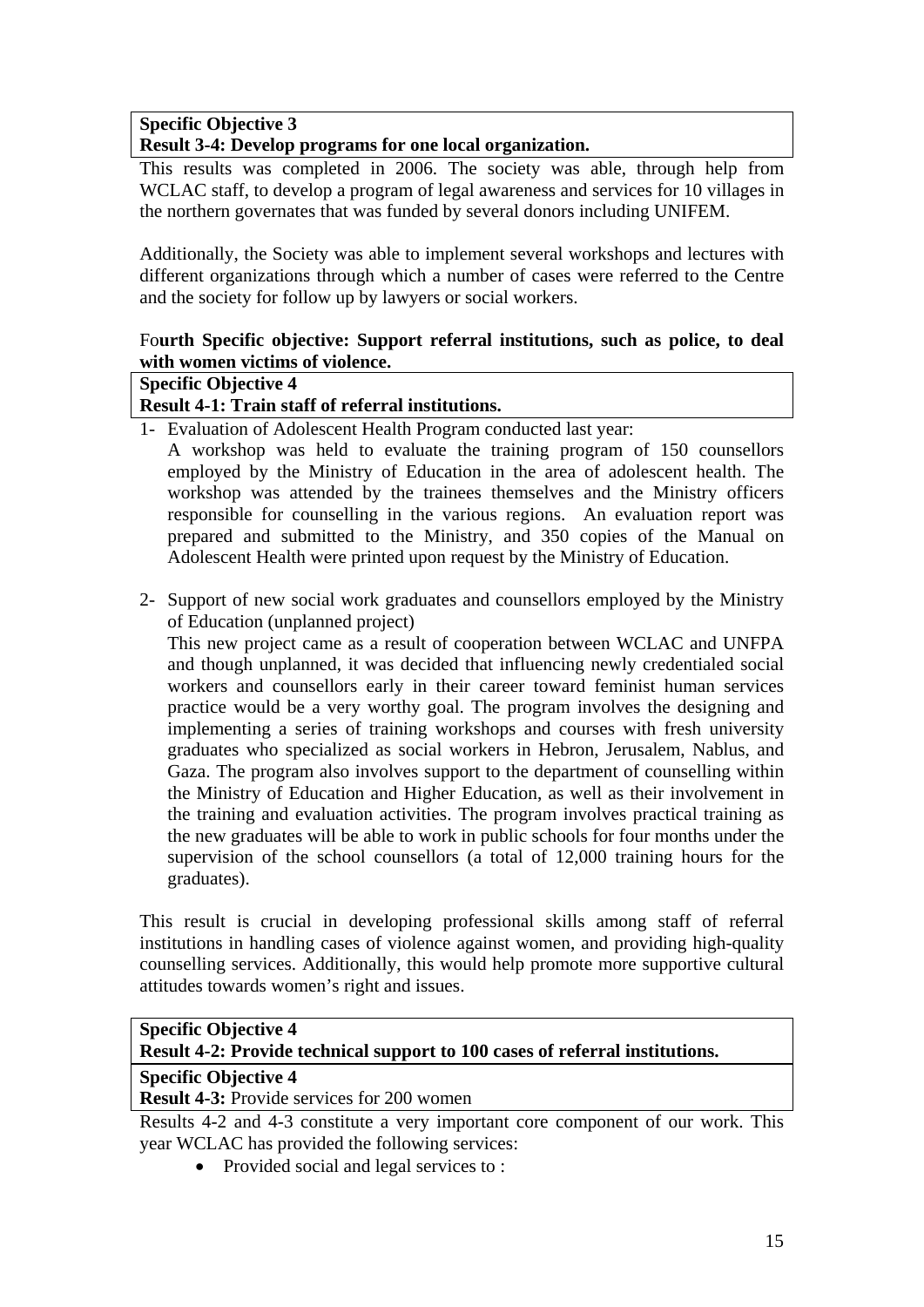**Specific Objective 3**
**Result 3-4: Develop programs for one local organization.**

This results was completed in 2006. The society was able, through help from WCLAC staff, to develop a program of legal awareness and services for 10 villages in the northern governates that was funded by several donors including UNIFEM.

Additionally, the Society was able to implement several workshops and lectures with different organizations through which a number of cases were referred to the Centre and the society for follow up by lawyers or social workers.

Fo**urth Specific objective: Support referral institutions, such as police, to deal with women victims of violence.**

**Specific Objective 4**
**Result 4-1: Train staff of referral institutions.**

1- Evaluation of Adolescent Health Program conducted last year:
   A workshop was held to evaluate the training program of 150 counsellors employed by the Ministry of Education in the area of adolescent health. The workshop was attended by the trainees themselves and the Ministry officers responsible for counselling in the various regions. An evaluation report was prepared and submitted to the Ministry, and 350 copies of the Manual on Adolescent Health were printed upon request by the Ministry of Education.

2- Support of new social work graduates and counsellors employed by the Ministry of Education (unplanned project)
   This new project came as a result of cooperation between WCLAC and UNFPA and though unplanned, it was decided that influencing newly credentialed social workers and counsellors early in their career toward feminist human services practice would be a very worthy goal. The program involves the designing and implementing a series of training workshops and courses with fresh university graduates who specialized as social workers in Hebron, Jerusalem, Nablus, and Gaza. The program also involves support to the department of counselling within the Ministry of Education and Higher Education, as well as their involvement in the training and evaluation activities. The program involves practical training as the new graduates will be able to work in public schools for four months under the supervision of the school counsellors (a total of 12,000 training hours for the graduates).

This result is crucial in developing professional skills among staff of referral institutions in handling cases of violence against women, and providing high-quality counselling services. Additionally, this would help promote more supportive cultural attitudes towards women's right and issues.

**Specific Objective 4**
**Result 4-2: Provide technical support to 100 cases of referral institutions.**

**Specific Objective 4**
**Result 4-3:** Provide services for 200 women

Results 4-2 and 4-3 constitute a very important core component of our work. This year WCLAC has provided the following services:

- Provided social and legal services to :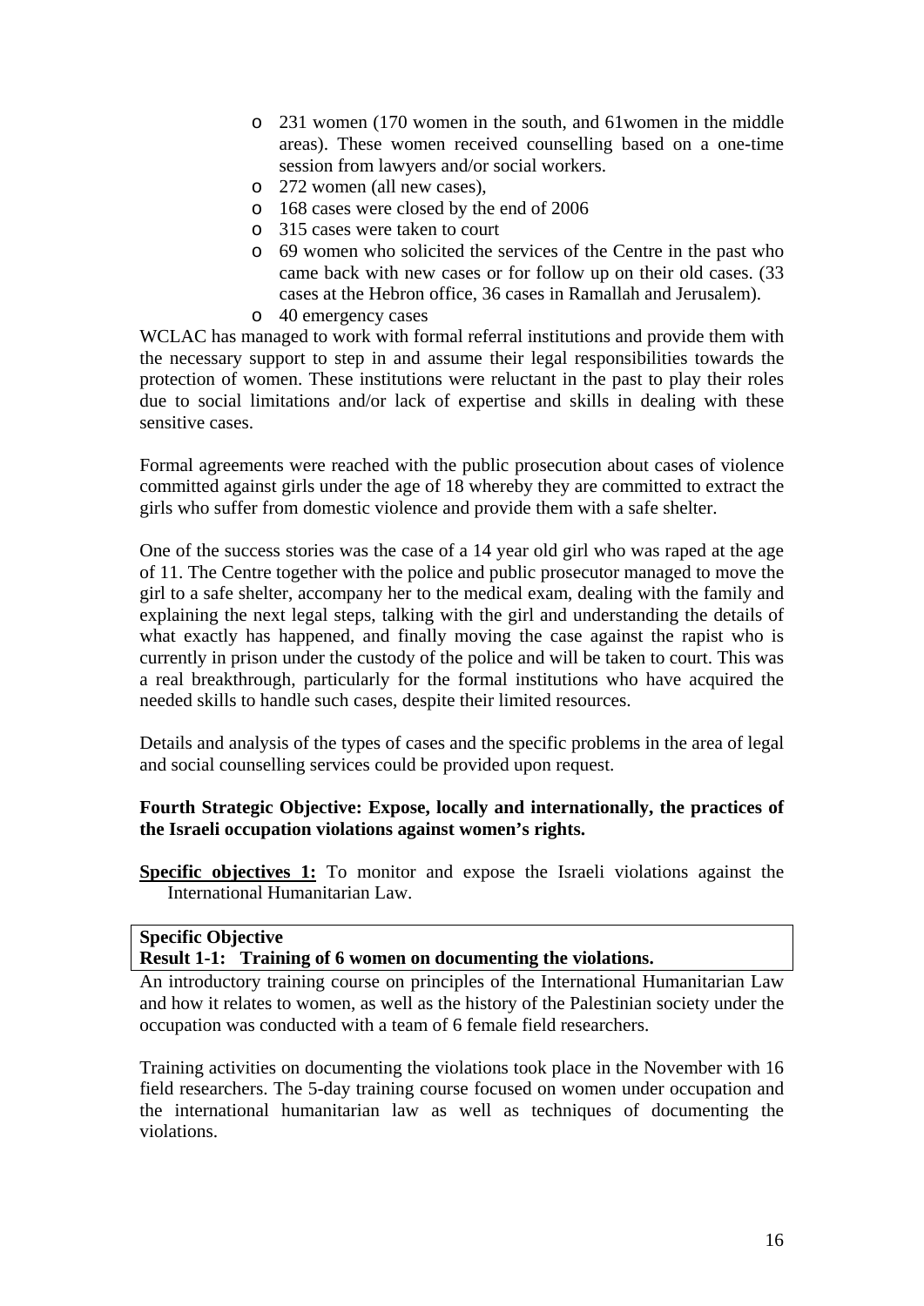- 231 women (170 women in the south, and 61women in the middle areas). These women received counselling based on a one-time session from lawyers and/or social workers.
- 272 women (all new cases),
- 168 cases were closed by the end of 2006
- 315 cases were taken to court
- 69 women who solicited the services of the Centre in the past who came back with new cases or for follow up on their old cases. (33 cases at the Hebron office, 36 cases in Ramallah and Jerusalem).
- 40 emergency cases

WCLAC has managed to work with formal referral institutions and provide them with the necessary support to step in and assume their legal responsibilities towards the protection of women. These institutions were reluctant in the past to play their roles due to social limitations and/or lack of expertise and skills in dealing with these sensitive cases.

Formal agreements were reached with the public prosecution about cases of violence committed against girls under the age of 18 whereby they are committed to extract the girls who suffer from domestic violence and provide them with a safe shelter.

One of the success stories was the case of a 14 year old girl who was raped at the age of 11. The Centre together with the police and public prosecutor managed to move the girl to a safe shelter, accompany her to the medical exam, dealing with the family and explaining the next legal steps, talking with the girl and understanding the details of what exactly has happened, and finally moving the case against the rapist who is currently in prison under the custody of the police and will be taken to court. This was a real breakthrough, particularly for the formal institutions who have acquired the needed skills to handle such cases, despite their limited resources.

Details and analysis of the types of cases and the specific problems in the area of legal and social counselling services could be provided upon request.

**Fourth Strategic Objective: Expose, locally and internationally, the practices of the Israeli occupation violations against women's rights.**

**Specific objectives 1:** To monitor and expose the Israeli violations against the International Humanitarian Law.

**Specific Objective**
**Result 1-1: Training of 6 women on documenting the violations.**

An introductory training course on principles of the International Humanitarian Law and how it relates to women, as well as the history of the Palestinian society under the occupation was conducted with a team of 6 female field researchers.

Training activities on documenting the violations took place in the November with 16 field researchers. The 5-day training course focused on women under occupation and the international humanitarian law as well as techniques of documenting the violations.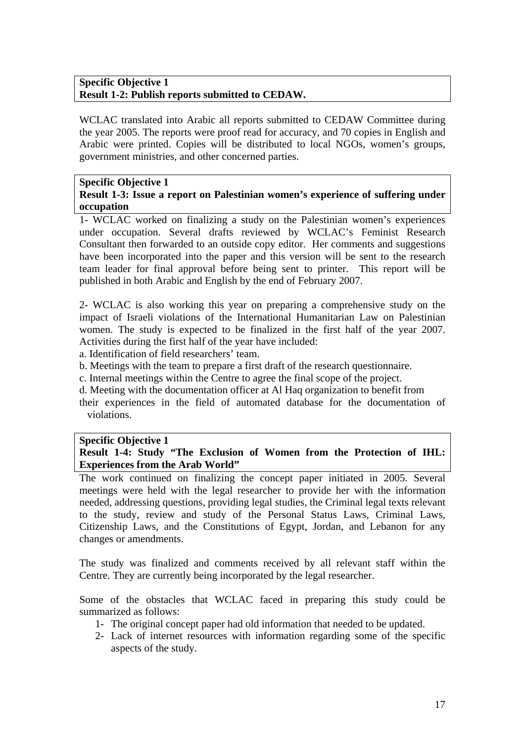**Specific Objective 1**
**Result 1-2: Publish reports submitted to CEDAW.**

WCLAC translated into Arabic all reports submitted to CEDAW Committee during the year 2005. The reports were proof read for accuracy, and 70 copies in English and Arabic were printed. Copies will be distributed to local NGOs, women's groups, government ministries, and other concerned parties.

**Specific Objective 1**
**Result 1-3: Issue a report on Palestinian women's experience of suffering under occupation**

1- WCLAC worked on finalizing a study on the Palestinian women's experiences under occupation. Several drafts reviewed by WCLAC's Feminist Research Consultant then forwarded to an outside copy editor. Her comments and suggestions have been incorporated into the paper and this version will be sent to the research team leader for final approval before being sent to printer. This report will be published in both Arabic and English by the end of February 2007.

2- WCLAC is also working this year on preparing a comprehensive study on the impact of Israeli violations of the International Humanitarian Law on Palestinian women. The study is expected to be finalized in the first half of the year 2007. Activities during the first half of the year have included:

a. Identification of field researchers' team.
b. Meetings with the team to prepare a first draft of the research questionnaire.
c. Internal meetings within the Centre to agree the final scope of the project.
d. Meeting with the documentation officer at Al Haq organization to benefit from their experiences in the field of automated database for the documentation of violations.

**Specific Objective 1**
**Result 1-4: Study "The Exclusion of Women from the Protection of IHL: Experiences from the Arab World"**

The work continued on finalizing the concept paper initiated in 2005. Several meetings were held with the legal researcher to provide her with the information needed, addressing questions, providing legal studies, the Criminal legal texts relevant to the study, review and study of the Personal Status Laws, Criminal Laws, Citizenship Laws, and the Constitutions of Egypt, Jordan, and Lebanon for any changes or amendments.

The study was finalized and comments received by all relevant staff within the Centre. They are currently being incorporated by the legal researcher.

Some of the obstacles that WCLAC faced in preparing this study could be summarized as follows:

1- The original concept paper had old information that needed to be updated.
2- Lack of internet resources with information regarding some of the specific aspects of the study.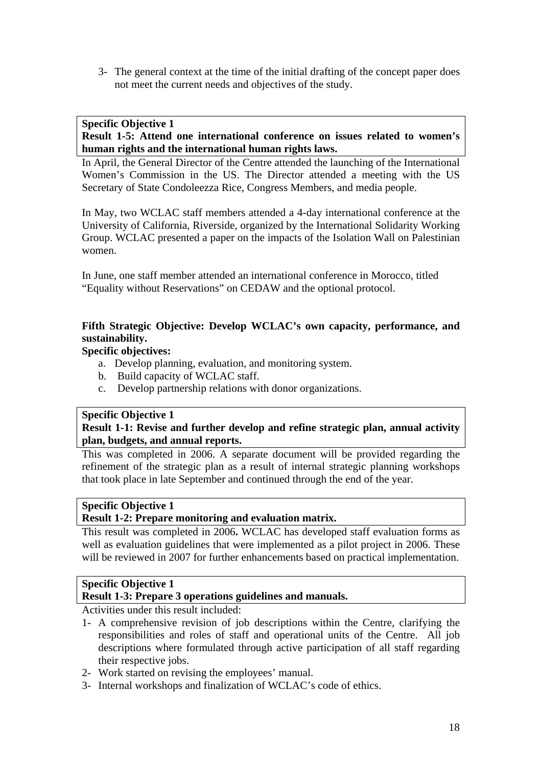3- The general context at the time of the initial drafting of the concept paper does not meet the current needs and objectives of the study.

**Specific Objective 1**
**Result 1-5: Attend one international conference on issues related to women's human rights and the international human rights laws.**

In April, the General Director of the Centre attended the launching of the International Women's Commission in the US. The Director attended a meeting with the US Secretary of State Condoleezza Rice, Congress Members, and media people.

In May, two WCLAC staff members attended a 4-day international conference at the University of California, Riverside, organized by the International Solidarity Working Group. WCLAC presented a paper on the impacts of the Isolation Wall on Palestinian women.

In June, one staff member attended an international conference in Morocco, titled "Equality without Reservations" on CEDAW and the optional protocol.

**Fifth Strategic Objective: Develop WCLAC's own capacity, performance, and sustainability.**

**Specific objectives:**

a. Develop planning, evaluation, and monitoring system.
b. Build capacity of WCLAC staff.
c. Develop partnership relations with donor organizations.

**Specific Objective 1**
**Result 1-1: Revise and further develop and refine strategic plan, annual activity plan, budgets, and annual reports.**

This was completed in 2006. A separate document will be provided regarding the refinement of the strategic plan as a result of internal strategic planning workshops that took place in late September and continued through the end of the year.

**Specific Objective 1**
**Result 1-2: Prepare monitoring and evaluation matrix.**

This result was completed in 2006**.** WCLAC has developed staff evaluation forms as well as evaluation guidelines that were implemented as a pilot project in 2006. These will be reviewed in 2007 for further enhancements based on practical implementation.

**Specific Objective 1**
**Result 1-3: Prepare 3 operations guidelines and manuals.**

Activities under this result included:

1- A comprehensive revision of job descriptions within the Centre, clarifying the responsibilities and roles of staff and operational units of the Centre. All job descriptions where formulated through active participation of all staff regarding their respective jobs.
2- Work started on revising the employees' manual.
3- Internal workshops and finalization of WCLAC's code of ethics.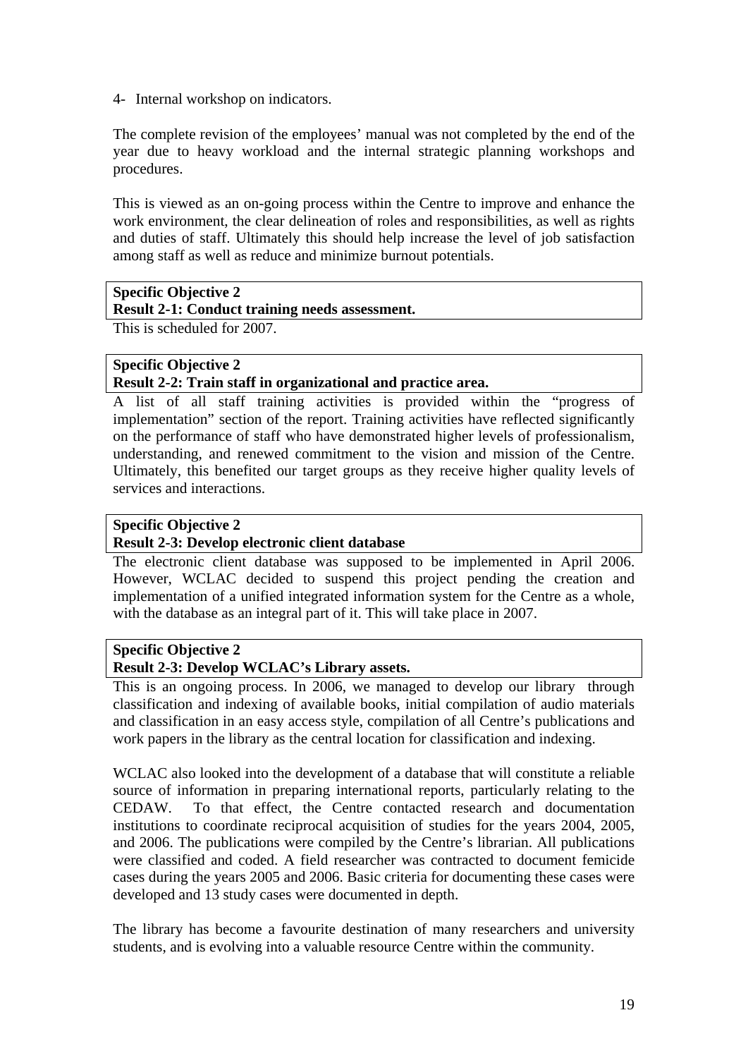4- Internal workshop on indicators.

The complete revision of the employees' manual was not completed by the end of the year due to heavy workload and the internal strategic planning workshops and procedures.

This is viewed as an on-going process within the Centre to improve and enhance the work environment, the clear delineation of roles and responsibilities, as well as rights and duties of staff. Ultimately this should help increase the level of job satisfaction among staff as well as reduce and minimize burnout potentials.

**Specific Objective 2**
**Result 2-1: Conduct training needs assessment.**

This is scheduled for 2007.

**Specific Objective 2**
**Result 2-2: Train staff in organizational and practice area.**

A list of all staff training activities is provided within the "progress of implementation" section of the report. Training activities have reflected significantly on the performance of staff who have demonstrated higher levels of professionalism, understanding, and renewed commitment to the vision and mission of the Centre. Ultimately, this benefited our target groups as they receive higher quality levels of services and interactions.

**Specific Objective 2**
**Result 2-3: Develop electronic client database**

The electronic client database was supposed to be implemented in April 2006. However, WCLAC decided to suspend this project pending the creation and implementation of a unified integrated information system for the Centre as a whole, with the database as an integral part of it. This will take place in 2007.

**Specific Objective 2**
**Result 2-3: Develop WCLAC's Library assets.**

This is an ongoing process. In 2006, we managed to develop our library through classification and indexing of available books, initial compilation of audio materials and classification in an easy access style, compilation of all Centre's publications and work papers in the library as the central location for classification and indexing.

WCLAC also looked into the development of a database that will constitute a reliable source of information in preparing international reports, particularly relating to the CEDAW. To that effect, the Centre contacted research and documentation institutions to coordinate reciprocal acquisition of studies for the years 2004, 2005, and 2006. The publications were compiled by the Centre's librarian. All publications were classified and coded. A field researcher was contracted to document femicide cases during the years 2005 and 2006. Basic criteria for documenting these cases were developed and 13 study cases were documented in depth.

The library has become a favourite destination of many researchers and university students, and is evolving into a valuable resource Centre within the community.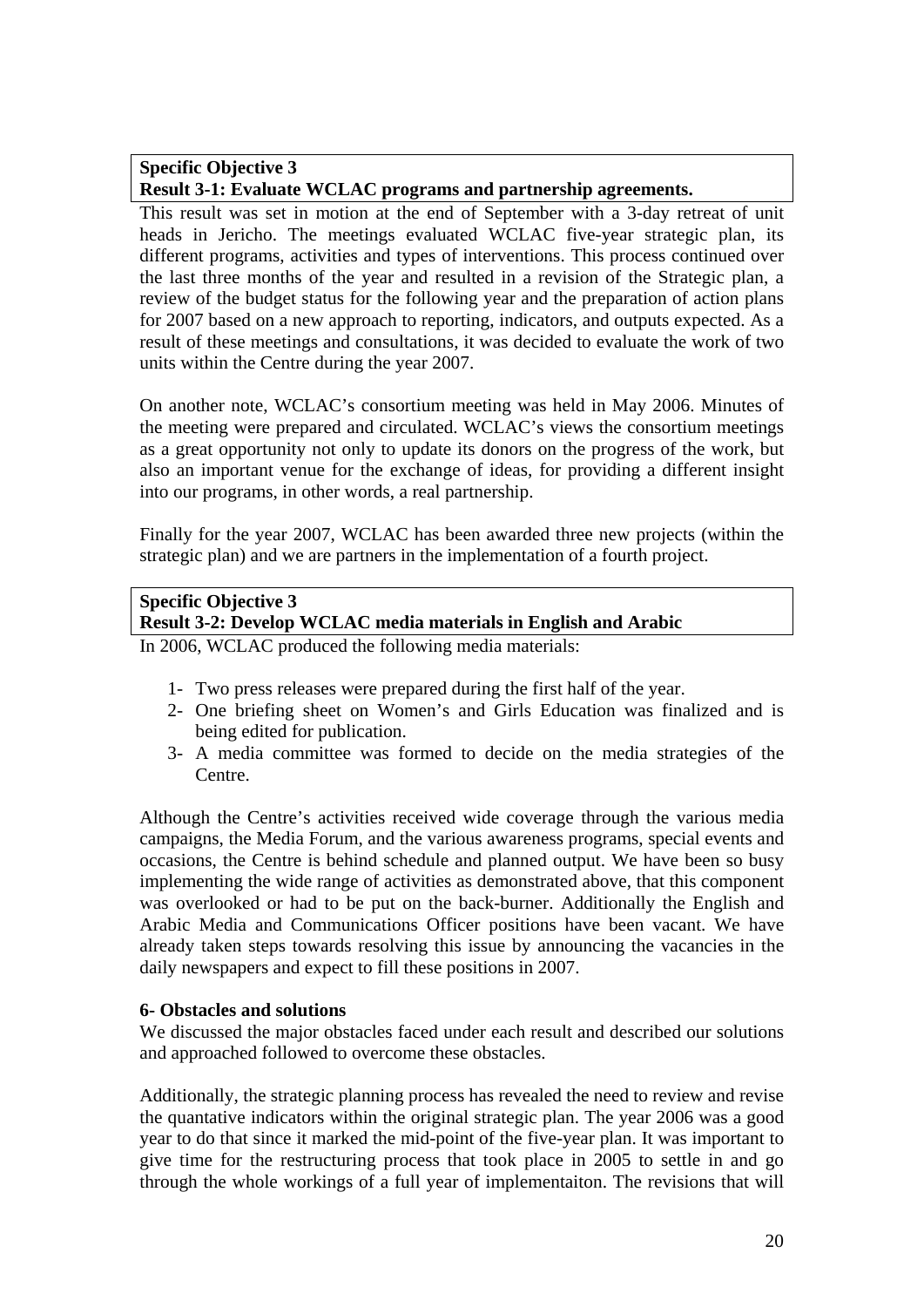**Specific Objective 3**
**Result 3-1: Evaluate WCLAC programs and partnership agreements.**

This result was set in motion at the end of September with a 3-day retreat of unit heads in Jericho. The meetings evaluated WCLAC five-year strategic plan, its different programs, activities and types of interventions. This process continued over the last three months of the year and resulted in a revision of the Strategic plan, a review of the budget status for the following year and the preparation of action plans for 2007 based on a new approach to reporting, indicators, and outputs expected. As a result of these meetings and consultations, it was decided to evaluate the work of two units within the Centre during the year 2007.

On another note, WCLAC's consortium meeting was held in May 2006. Minutes of the meeting were prepared and circulated. WCLAC's views the consortium meetings as a great opportunity not only to update its donors on the progress of the work, but also an important venue for the exchange of ideas, for providing a different insight into our programs, in other words, a real partnership.

Finally for the year 2007, WCLAC has been awarded three new projects (within the strategic plan) and we are partners in the implementation of a fourth project.

**Specific Objective 3**
**Result 3-2: Develop WCLAC media materials in English and Arabic**

In 2006, WCLAC produced the following media materials:

1- Two press releases were prepared during the first half of the year.
2- One briefing sheet on Women's and Girls Education was finalized and is being edited for publication.
3- A media committee was formed to decide on the media strategies of the Centre.

Although the Centre's activities received wide coverage through the various media campaigns, the Media Forum, and the various awareness programs, special events and occasions, the Centre is behind schedule and planned output. We have been so busy implementing the wide range of activities as demonstrated above, that this component was overlooked or had to be put on the back-burner. Additionally the English and Arabic Media and Communications Officer positions have been vacant. We have already taken steps towards resolving this issue by announcing the vacancies in the daily newspapers and expect to fill these positions in 2007.

**6- Obstacles and solutions**

We discussed the major obstacles faced under each result and described our solutions and approached followed to overcome these obstacles.

Additionally, the strategic planning process has revealed the need to review and revise the quantative indicators within the original strategic plan. The year 2006 was a good year to do that since it marked the mid-point of the five-year plan. It was important to give time for the restructuring process that took place in 2005 to settle in and go through the whole workings of a full year of implementaiton. The revisions that will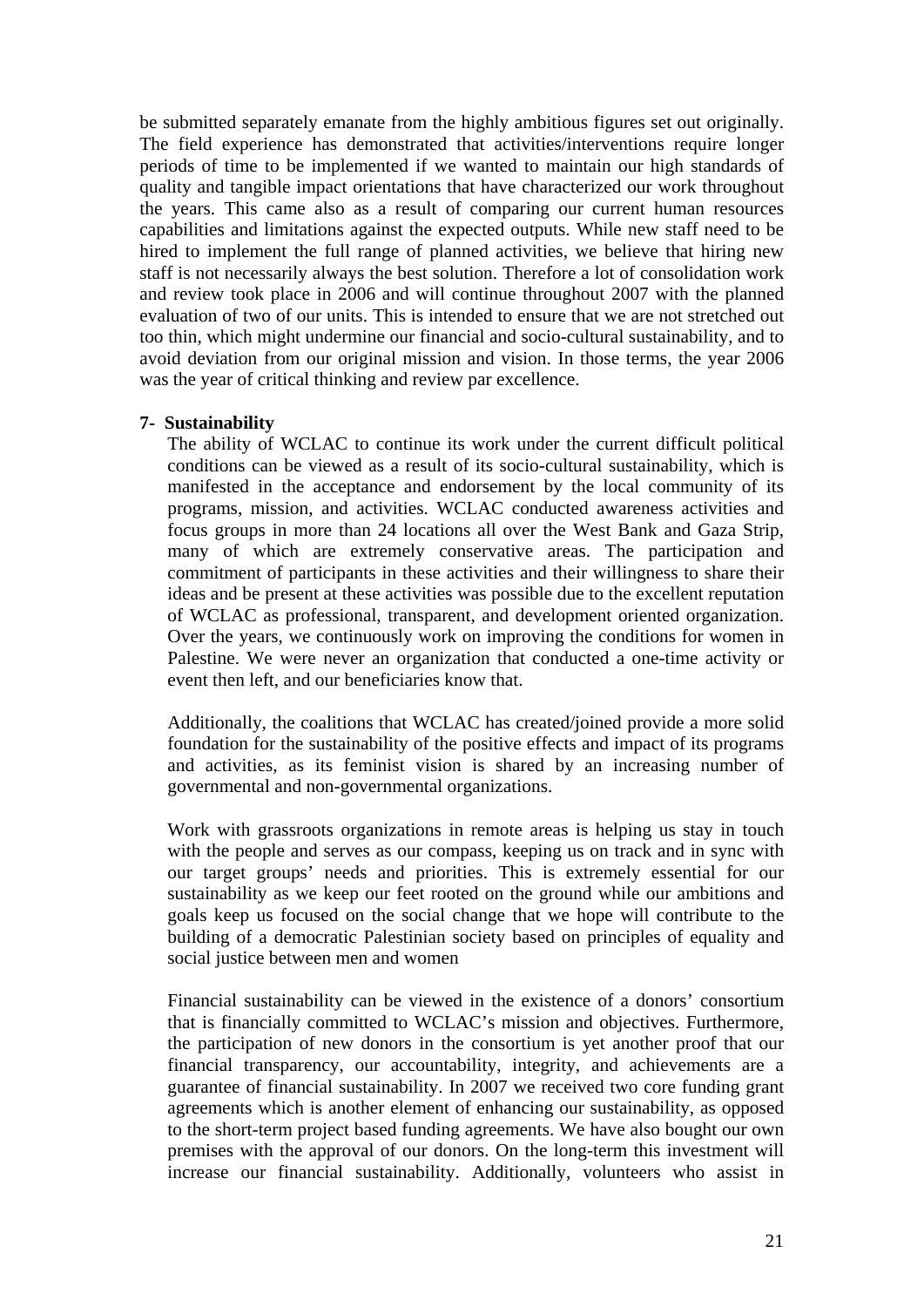be submitted separately emanate from the highly ambitious figures set out originally. The field experience has demonstrated that activities/interventions require longer periods of time to be implemented if we wanted to maintain our high standards of quality and tangible impact orientations that have characterized our work throughout the years. This came also as a result of comparing our current human resources capabilities and limitations against the expected outputs. While new staff need to be hired to implement the full range of planned activities, we believe that hiring new staff is not necessarily always the best solution. Therefore a lot of consolidation work and review took place in 2006 and will continue throughout 2007 with the planned evaluation of two of our units. This is intended to ensure that we are not stretched out too thin, which might undermine our financial and socio-cultural sustainability, and to avoid deviation from our original mission and vision. In those terms, the year 2006 was the year of critical thinking and review par excellence.

**7- Sustainability**

The ability of WCLAC to continue its work under the current difficult political conditions can be viewed as a result of its socio-cultural sustainability, which is manifested in the acceptance and endorsement by the local community of its programs, mission, and activities. WCLAC conducted awareness activities and focus groups in more than 24 locations all over the West Bank and Gaza Strip, many of which are extremely conservative areas. The participation and commitment of participants in these activities and their willingness to share their ideas and be present at these activities was possible due to the excellent reputation of WCLAC as professional, transparent, and development oriented organization. Over the years, we continuously work on improving the conditions for women in Palestine. We were never an organization that conducted a one-time activity or event then left, and our beneficiaries know that.

Additionally, the coalitions that WCLAC has created/joined provide a more solid foundation for the sustainability of the positive effects and impact of its programs and activities, as its feminist vision is shared by an increasing number of governmental and non-governmental organizations.

Work with grassroots organizations in remote areas is helping us stay in touch with the people and serves as our compass, keeping us on track and in sync with our target groups' needs and priorities. This is extremely essential for our sustainability as we keep our feet rooted on the ground while our ambitions and goals keep us focused on the social change that we hope will contribute to the building of a democratic Palestinian society based on principles of equality and social justice between men and women

Financial sustainability can be viewed in the existence of a donors' consortium that is financially committed to WCLAC's mission and objectives. Furthermore, the participation of new donors in the consortium is yet another proof that our financial transparency, our accountability, integrity, and achievements are a guarantee of financial sustainability. In 2007 we received two core funding grant agreements which is another element of enhancing our sustainability, as opposed to the short-term project based funding agreements. We have also bought our own premises with the approval of our donors. On the long-term this investment will increase our financial sustainability. Additionally, volunteers who assist in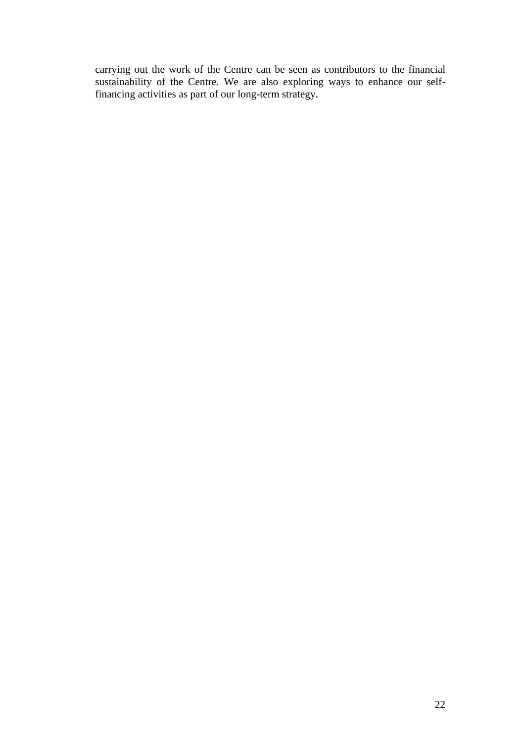carrying out the work of the Centre can be seen as contributors to the financial sustainability of the Centre. We are also exploring ways to enhance our self-financing activities as part of our long-term strategy.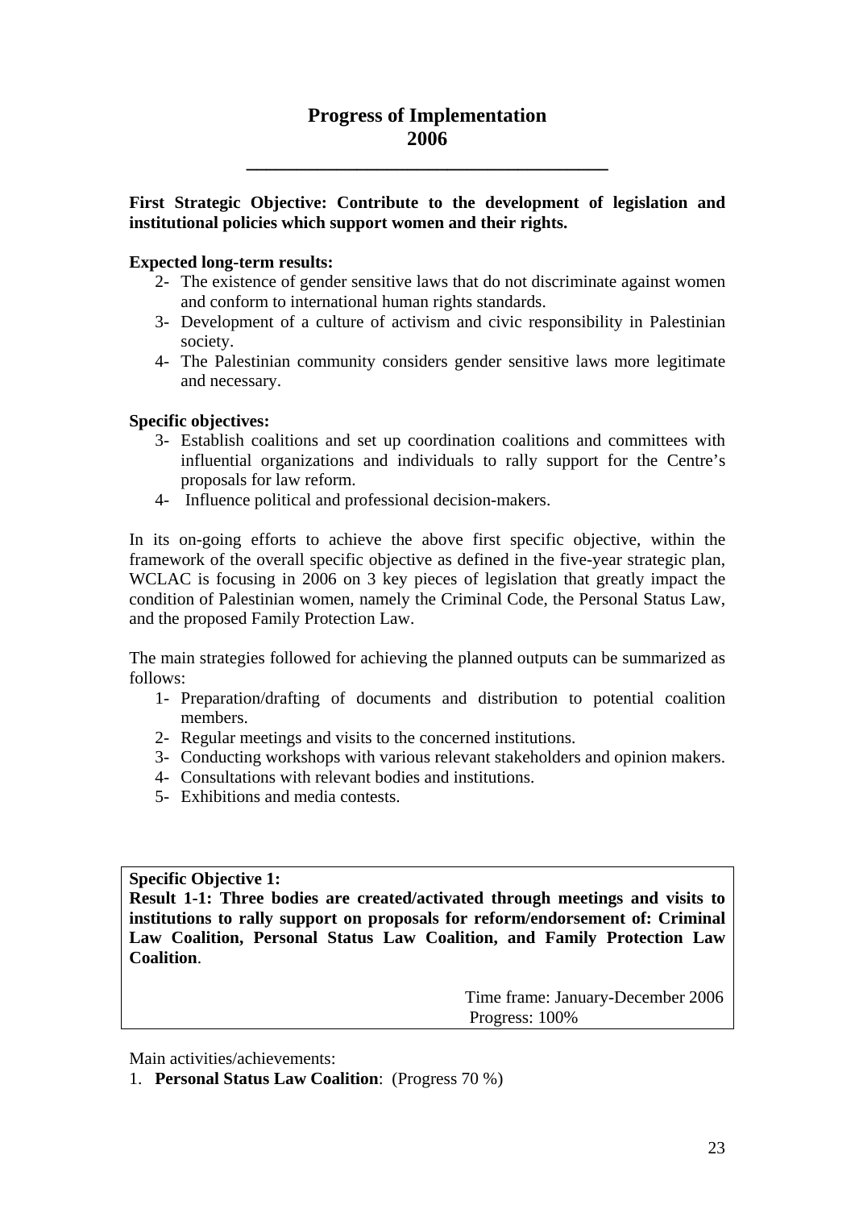# Progress of Implementation
# 2006

---

**First Strategic Objective: Contribute to the development of legislation and institutional policies which support women and their rights.**

**Expected long-term results:**

2- The existence of gender sensitive laws that do not discriminate against women and conform to international human rights standards.
3- Development of a culture of activism and civic responsibility in Palestinian society.
4- The Palestinian community considers gender sensitive laws more legitimate and necessary.

**Specific objectives:**

3- Establish coalitions and set up coordination coalitions and committees with influential organizations and individuals to rally support for the Centre's proposals for law reform.
4- Influence political and professional decision-makers.

In its on-going efforts to achieve the above first specific objective, within the framework of the overall specific objective as defined in the five-year strategic plan, WCLAC is focusing in 2006 on 3 key pieces of legislation that greatly impact the condition of Palestinian women, namely the Criminal Code, the Personal Status Law, and the proposed Family Protection Law.

The main strategies followed for achieving the planned outputs can be summarized as follows:

1- Preparation/drafting of documents and distribution to potential coalition members.
2- Regular meetings and visits to the concerned institutions.
3- Conducting workshops with various relevant stakeholders and opinion makers.
4- Consultations with relevant bodies and institutions.
5- Exhibitions and media contests.

| **Specific Objective 1:** **Result 1-1: Three bodies are created/activated through meetings and visits to institutions to rally support on proposals for reform/endorsement of: Criminal Law Coalition, Personal Status Law Coalition, and Family Protection Law Coalition**. Time frame: January-December 2006 Progress: 100% |
|---|

Main activities/achievements:

1. **Personal Status Law Coalition**: (Progress 70 %)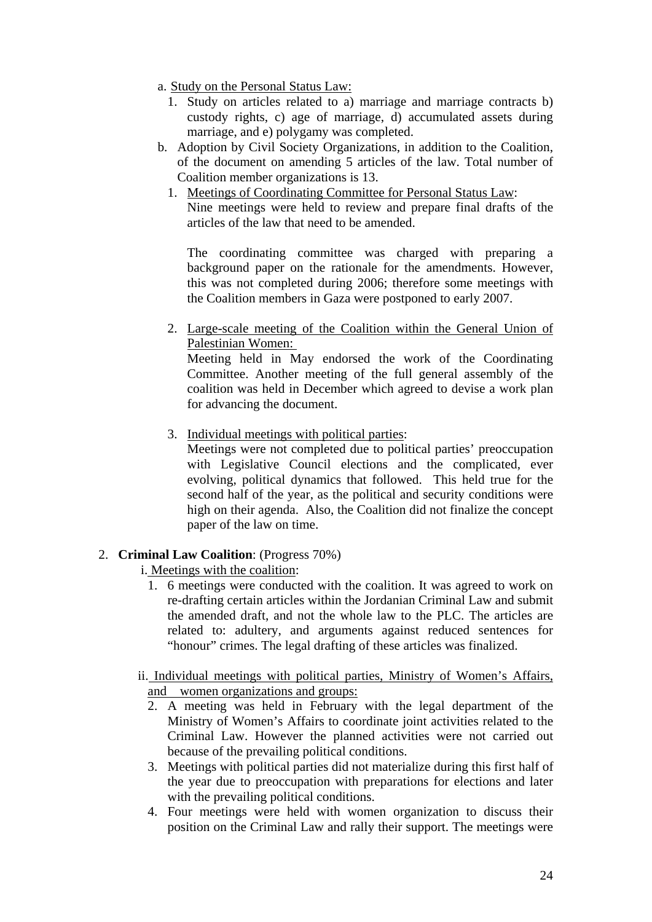a. <u>Study on the Personal Status Law:</u>

   1. Study on articles related to a) marriage and marriage contracts b) custody rights, c) age of marriage, d) accumulated assets during marriage, and e) polygamy was completed.

b. Adoption by Civil Society Organizations, in addition to the Coalition, of the document on amending 5 articles of the law. Total number of Coalition member organizations is 13.

   1. <u>Meetings of Coordinating Committee for Personal Status Law</u>:
      Nine meetings were held to review and prepare final drafts of the articles of the law that need to be amended.

      The coordinating committee was charged with preparing a background paper on the rationale for the amendments. However, this was not completed during 2006; therefore some meetings with the Coalition members in Gaza were postponed to early 2007.

   2. <u>Large-scale meeting of the Coalition within the General Union of Palestinian Women:</u>
      Meeting held in May endorsed the work of the Coordinating Committee. Another meeting of the full general assembly of the coalition was held in December which agreed to devise a work plan for advancing the document.

   3. <u>Individual meetings with political parties</u>:
      Meetings were not completed due to political parties' preoccupation with Legislative Council elections and the complicated, ever evolving, political dynamics that followed. This held true for the second half of the year, as the political and security conditions were high on their agenda. Also, the Coalition did not finalize the concept paper of the law on time.

2. **Criminal Law Coalition**: (Progress 70%)

   i. <u>Meetings with the coalition</u>:

   1. 6 meetings were conducted with the coalition. It was agreed to work on re-drafting certain articles within the Jordanian Criminal Law and submit the amended draft, and not the whole law to the PLC. The articles are related to: adultery, and arguments against reduced sentences for "honour" crimes. The legal drafting of these articles was finalized.

   ii. <u>Individual meetings with political parties, Ministry of Women's Affairs, and women organizations and groups:</u>

   2. A meeting was held in February with the legal department of the Ministry of Women's Affairs to coordinate joint activities related to the Criminal Law. However the planned activities were not carried out because of the prevailing political conditions.
   3. Meetings with political parties did not materialize during this first half of the year due to preoccupation with preparations for elections and later with the prevailing political conditions.
   4. Four meetings were held with women organization to discuss their position on the Criminal Law and rally their support. The meetings were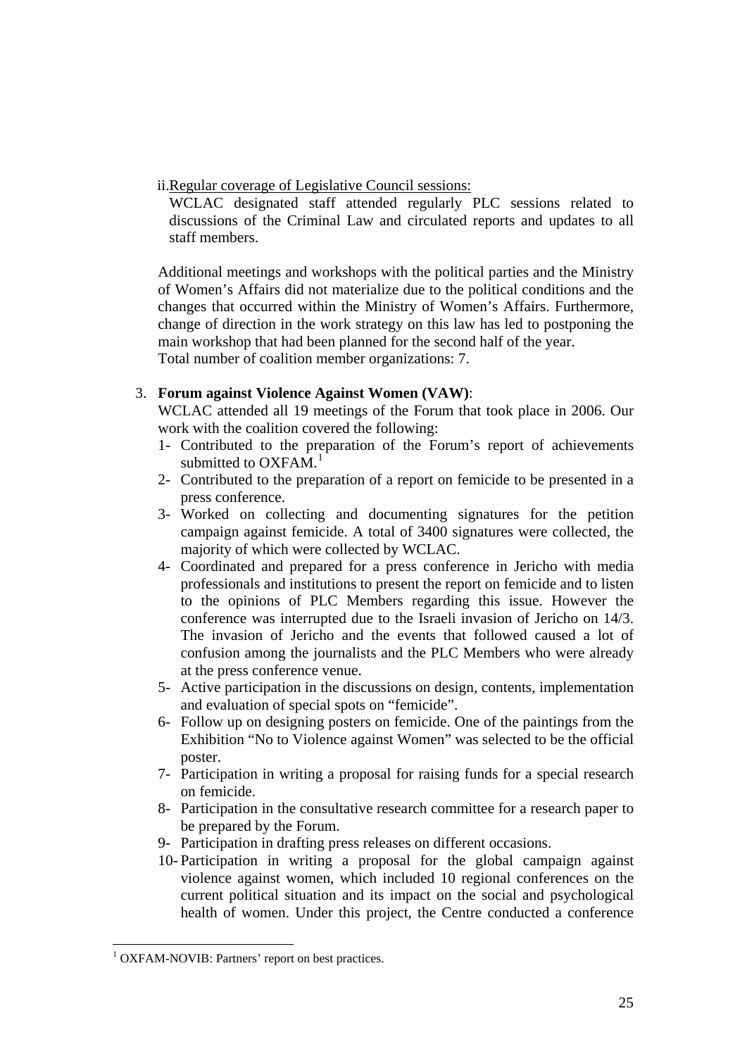ii. Regular coverage of Legislative Council sessions:

WCLAC designated staff attended regularly PLC sessions related to discussions of the Criminal Law and circulated reports and updates to all staff members.

Additional meetings and workshops with the political parties and the Ministry of Women's Affairs did not materialize due to the political conditions and the changes that occurred within the Ministry of Women's Affairs. Furthermore, change of direction in the work strategy on this law has led to postponing the main workshop that had been planned for the second half of the year.
Total number of coalition member organizations: 7.

3. **Forum against Violence Against Women (VAW)**:
   WCLAC attended all 19 meetings of the Forum that took place in 2006. Our work with the coalition covered the following:
   1- Contributed to the preparation of the Forum's report of achievements submitted to OXFAM.[1]
   2- Contributed to the preparation of a report on femicide to be presented in a press conference.
   3- Worked on collecting and documenting signatures for the petition campaign against femicide. A total of 3400 signatures were collected, the majority of which were collected by WCLAC.
   4- Coordinated and prepared for a press conference in Jericho with media professionals and institutions to present the report on femicide and to listen to the opinions of PLC Members regarding this issue. However the conference was interrupted due to the Israeli invasion of Jericho on 14/3. The invasion of Jericho and the events that followed caused a lot of confusion among the journalists and the PLC Members who were already at the press conference venue.
   5- Active participation in the discussions on design, contents, implementation and evaluation of special spots on "femicide".
   6- Follow up on designing posters on femicide. One of the paintings from the Exhibition "No to Violence against Women" was selected to be the official poster.
   7- Participation in writing a proposal for raising funds for a special research on femicide.
   8- Participation in the consultative research committee for a research paper to be prepared by the Forum.
   9- Participation in drafting press releases on different occasions.
   10- Participation in writing a proposal for the global campaign against violence against women, which included 10 regional conferences on the current political situation and its impact on the social and psychological health of women. Under this project, the Centre conducted a conference

[1] OXFAM-NOVIB: Partners' report on best practices.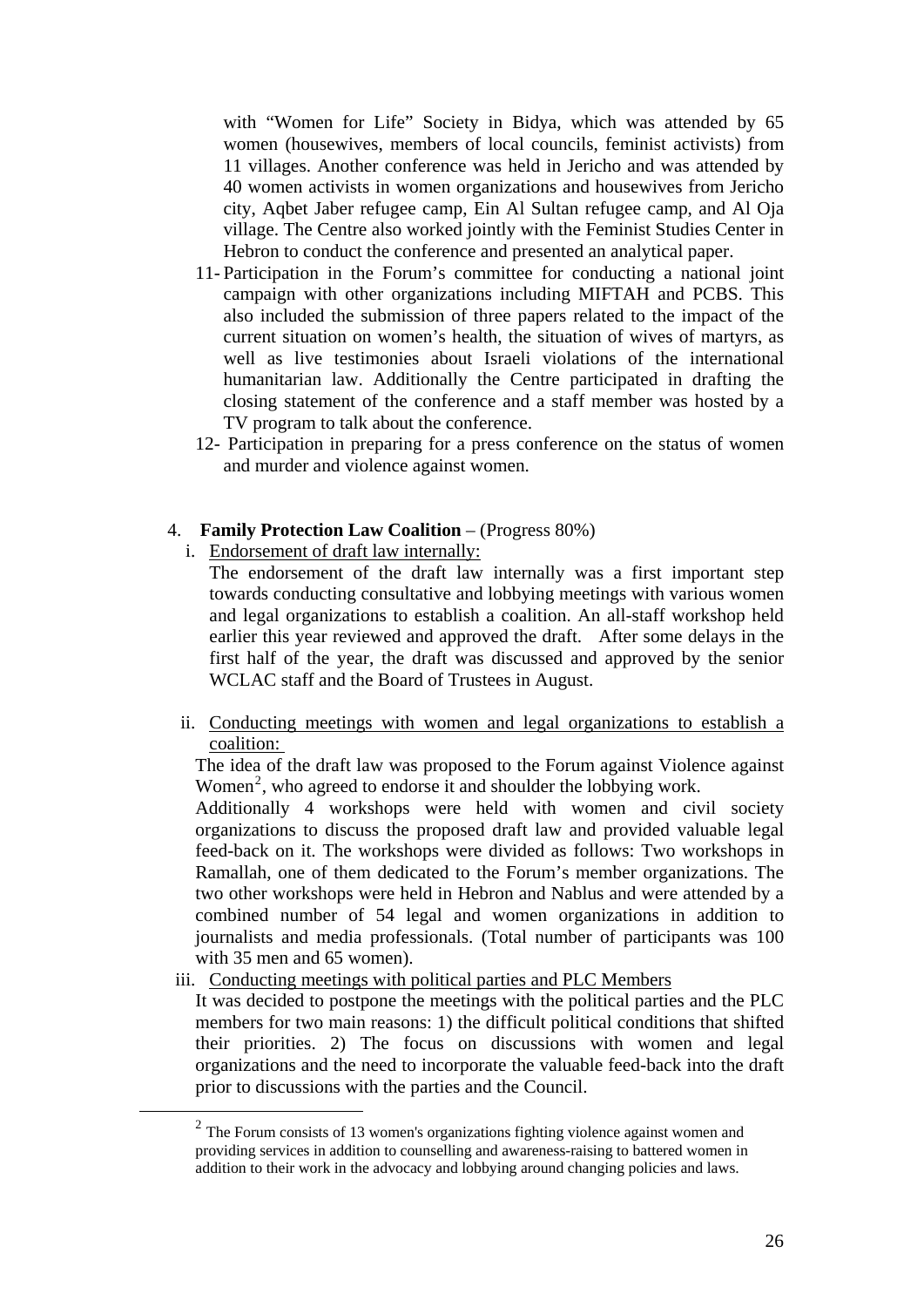with "Women for Life" Society in Bidya, which was attended by 65 women (housewives, members of local councils, feminist activists) from 11 villages. Another conference was held in Jericho and was attended by 40 women activists in women organizations and housewives from Jericho city, Aqbet Jaber refugee camp, Ein Al Sultan refugee camp, and Al Oja village. The Centre also worked jointly with the Feminist Studies Center in Hebron to conduct the conference and presented an analytical paper.

11- Participation in the Forum's committee for conducting a national joint campaign with other organizations including MIFTAH and PCBS. This also included the submission of three papers related to the impact of the current situation on women's health, the situation of wives of martyrs, as well as live testimonies about Israeli violations of the international humanitarian law. Additionally the Centre participated in drafting the closing statement of the conference and a staff member was hosted by a TV program to talk about the conference.

12- Participation in preparing for a press conference on the status of women and murder and violence against women.

4. **Family Protection Law Coalition** – (Progress 80%)

i. Endorsement of draft law internally:

The endorsement of the draft law internally was a first important step towards conducting consultative and lobbying meetings with various women and legal organizations to establish a coalition. An all-staff workshop held earlier this year reviewed and approved the draft. After some delays in the first half of the year, the draft was discussed and approved by the senior WCLAC staff and the Board of Trustees in August.

ii. Conducting meetings with women and legal organizations to establish a coalition:

The idea of the draft law was proposed to the Forum against Violence against Women[2], who agreed to endorse it and shoulder the lobbying work.

Additionally 4 workshops were held with women and civil society organizations to discuss the proposed draft law and provided valuable legal feed-back on it. The workshops were divided as follows: Two workshops in Ramallah, one of them dedicated to the Forum's member organizations. The two other workshops were held in Hebron and Nablus and were attended by a combined number of 54 legal and women organizations in addition to journalists and media professionals. (Total number of participants was 100 with 35 men and 65 women).

iii. Conducting meetings with political parties and PLC Members

It was decided to postpone the meetings with the political parties and the PLC members for two main reasons: 1) the difficult political conditions that shifted their priorities. 2) The focus on discussions with women and legal organizations and the need to incorporate the valuable feed-back into the draft prior to discussions with the parties and the Council.

[2] The Forum consists of 13 women's organizations fighting violence against women and providing services in addition to counselling and awareness-raising to battered women in addition to their work in the advocacy and lobbying around changing policies and laws.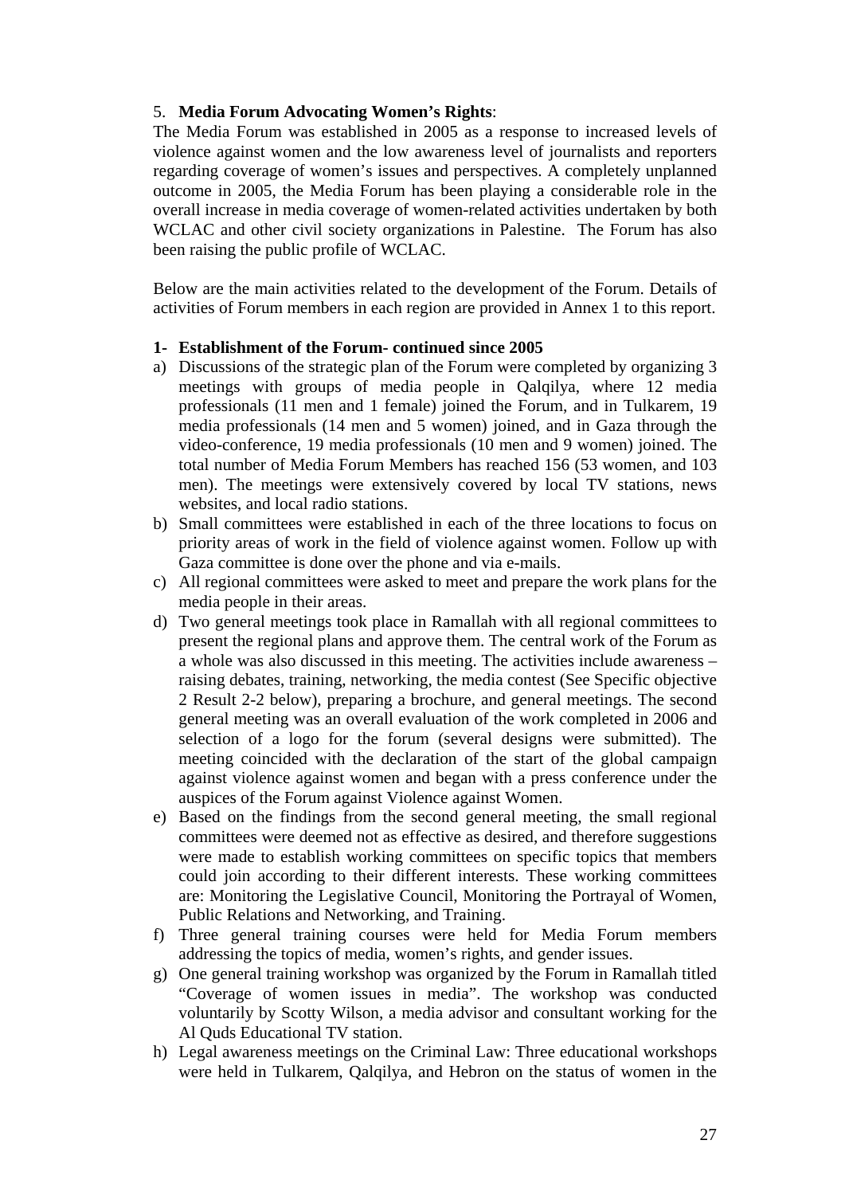5. **Media Forum Advocating Women's Rights**:

The Media Forum was established in 2005 as a response to increased levels of violence against women and the low awareness level of journalists and reporters regarding coverage of women's issues and perspectives. A completely unplanned outcome in 2005, the Media Forum has been playing a considerable role in the overall increase in media coverage of women-related activities undertaken by both WCLAC and other civil society organizations in Palestine. The Forum has also been raising the public profile of WCLAC.

Below are the main activities related to the development of the Forum. Details of activities of Forum members in each region are provided in Annex 1 to this report.

**1- Establishment of the Forum- continued since 2005**

a) Discussions of the strategic plan of the Forum were completed by organizing 3 meetings with groups of media people in Qalqilya, where 12 media professionals (11 men and 1 female) joined the Forum, and in Tulkarem, 19 media professionals (14 men and 5 women) joined, and in Gaza through the video-conference, 19 media professionals (10 men and 9 women) joined. The total number of Media Forum Members has reached 156 (53 women, and 103 men). The meetings were extensively covered by local TV stations, news websites, and local radio stations.

b) Small committees were established in each of the three locations to focus on priority areas of work in the field of violence against women. Follow up with Gaza committee is done over the phone and via e-mails.

c) All regional committees were asked to meet and prepare the work plans for the media people in their areas.

d) Two general meetings took place in Ramallah with all regional committees to present the regional plans and approve them. The central work of the Forum as a whole was also discussed in this meeting. The activities include awareness – raising debates, training, networking, the media contest (See Specific objective 2 Result 2-2 below), preparing a brochure, and general meetings. The second general meeting was an overall evaluation of the work completed in 2006 and selection of a logo for the forum (several designs were submitted). The meeting coincided with the declaration of the start of the global campaign against violence against women and began with a press conference under the auspices of the Forum against Violence against Women.

e) Based on the findings from the second general meeting, the small regional committees were deemed not as effective as desired, and therefore suggestions were made to establish working committees on specific topics that members could join according to their different interests. These working committees are: Monitoring the Legislative Council, Monitoring the Portrayal of Women, Public Relations and Networking, and Training.

f) Three general training courses were held for Media Forum members addressing the topics of media, women's rights, and gender issues.

g) One general training workshop was organized by the Forum in Ramallah titled "Coverage of women issues in media". The workshop was conducted voluntarily by Scotty Wilson, a media advisor and consultant working for the Al Quds Educational TV station.

h) Legal awareness meetings on the Criminal Law: Three educational workshops were held in Tulkarem, Qalqilya, and Hebron on the status of women in the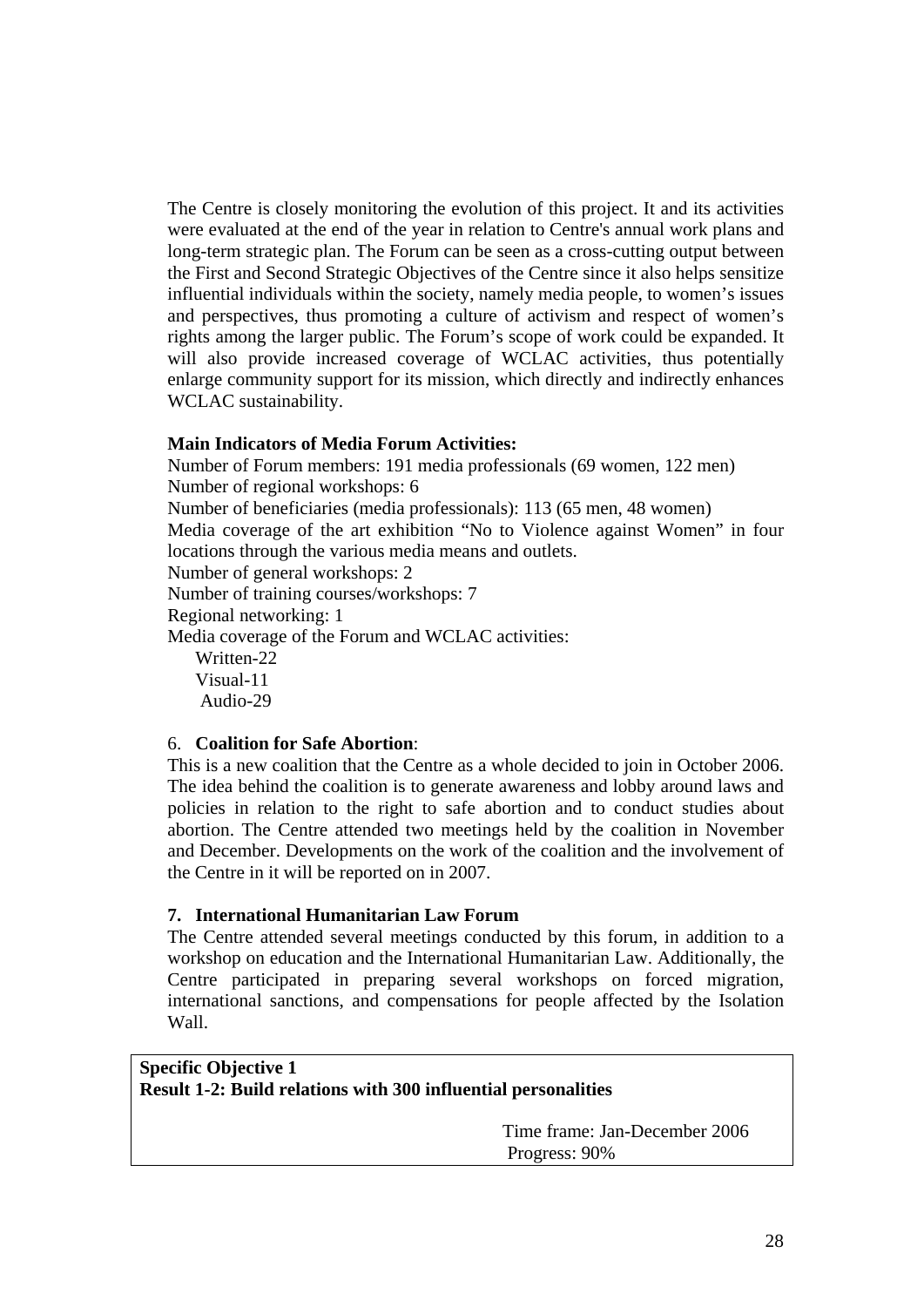The Centre is closely monitoring the evolution of this project. It and its activities were evaluated at the end of the year in relation to Centre's annual work plans and long-term strategic plan. The Forum can be seen as a cross-cutting output between the First and Second Strategic Objectives of the Centre since it also helps sensitize influential individuals within the society, namely media people, to women's issues and perspectives, thus promoting a culture of activism and respect of women's rights among the larger public. The Forum's scope of work could be expanded. It will also provide increased coverage of WCLAC activities, thus potentially enlarge community support for its mission, which directly and indirectly enhances WCLAC sustainability.

**Main Indicators of Media Forum Activities:**

Number of Forum members: 191 media professionals (69 women, 122 men)
Number of regional workshops: 6
Number of beneficiaries (media professionals): 113 (65 men, 48 women)
Media coverage of the art exhibition "No to Violence against Women" in four locations through the various media means and outlets.
Number of general workshops: 2
Number of training courses/workshops: 7
Regional networking: 1
Media coverage of the Forum and WCLAC activities:

- Written-22
- Visual-11
- Audio-29

6. **Coalition for Safe Abortion**:

This is a new coalition that the Centre as a whole decided to join in October 2006. The idea behind the coalition is to generate awareness and lobby around laws and policies in relation to the right to safe abortion and to conduct studies about abortion. The Centre attended two meetings held by the coalition in November and December. Developments on the work of the coalition and the involvement of the Centre in it will be reported on in 2007.

7. **International Humanitarian Law Forum**

The Centre attended several meetings conducted by this forum, in addition to a workshop on education and the International Humanitarian Law. Additionally, the Centre participated in preparing several workshops on forced migration, international sanctions, and compensations for people affected by the Isolation Wall.

| **Specific Objective 1** <br> **Result 1-2: Build relations with 300 influential personalities** <br><br> Time frame: Jan-December 2006 <br> Progress: 90% |
|---|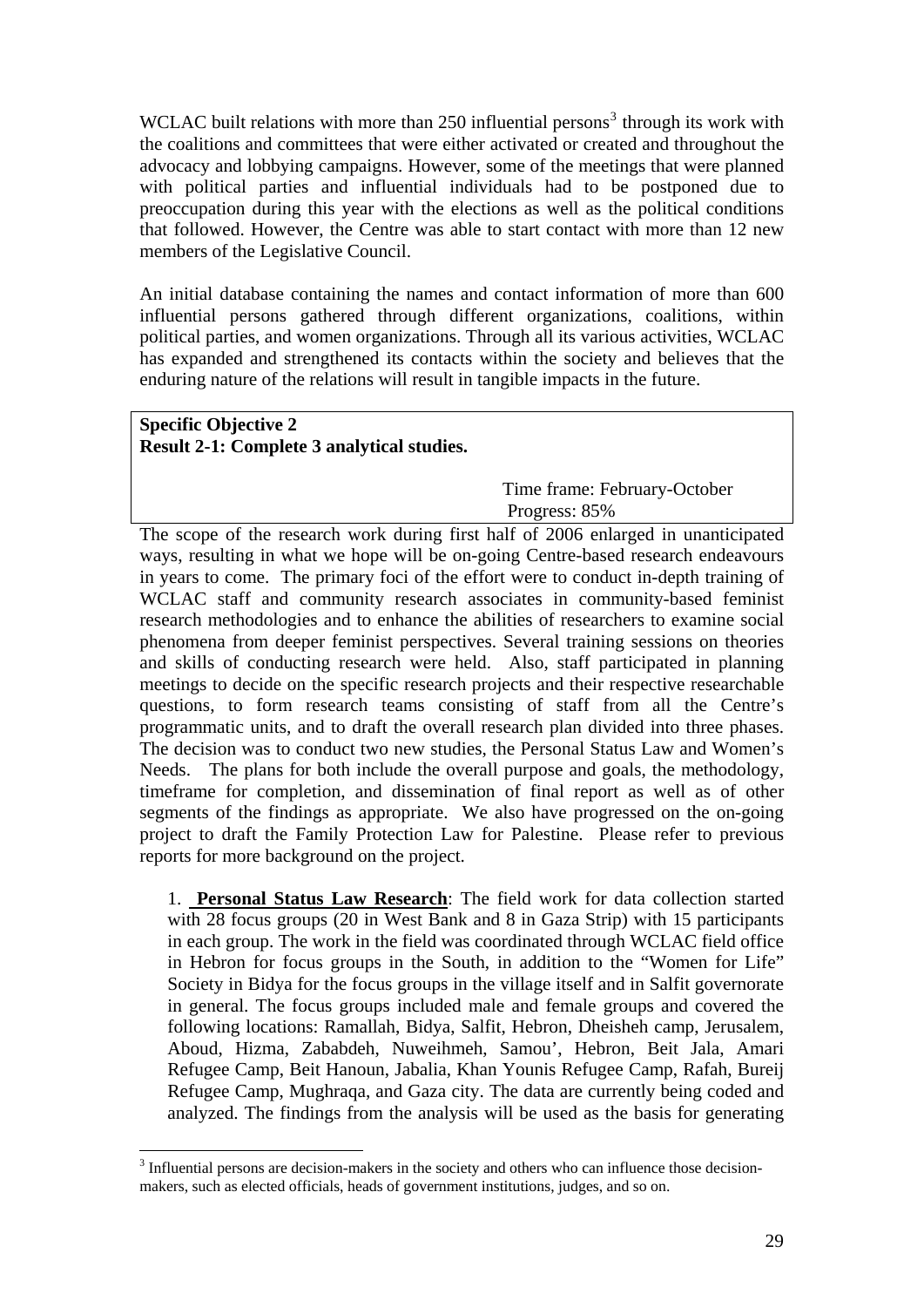WCLAC built relations with more than 250 influential persons[3] through its work with the coalitions and committees that were either activated or created and throughout the advocacy and lobbying campaigns. However, some of the meetings that were planned with political parties and influential individuals had to be postponed due to preoccupation during this year with the elections as well as the political conditions that followed. However, the Centre was able to start contact with more than 12 new members of the Legislative Council.

An initial database containing the names and contact information of more than 600 influential persons gathered through different organizations, coalitions, within political parties, and women organizations. Through all its various activities, WCLAC has expanded and strengthened its contacts within the society and believes that the enduring nature of the relations will result in tangible impacts in the future.

**Specific Objective 2**
**Result 2-1: Complete 3 analytical studies.**

Time frame: February-October
Progress: 85%

The scope of the research work during first half of 2006 enlarged in unanticipated ways, resulting in what we hope will be on-going Centre-based research endeavours in years to come. The primary foci of the effort were to conduct in-depth training of WCLAC staff and community research associates in community-based feminist research methodologies and to enhance the abilities of researchers to examine social phenomena from deeper feminist perspectives. Several training sessions on theories and skills of conducting research were held. Also, staff participated in planning meetings to decide on the specific research projects and their respective researchable questions, to form research teams consisting of staff from all the Centre's programmatic units, and to draft the overall research plan divided into three phases. The decision was to conduct two new studies, the Personal Status Law and Women's Needs. The plans for both include the overall purpose and goals, the methodology, timeframe for completion, and dissemination of final report as well as of other segments of the findings as appropriate. We also have progressed on the on-going project to draft the Family Protection Law for Palestine. Please refer to previous reports for more background on the project.

1. **Personal Status Law Research**: The field work for data collection started with 28 focus groups (20 in West Bank and 8 in Gaza Strip) with 15 participants in each group. The work in the field was coordinated through WCLAC field office in Hebron for focus groups in the South, in addition to the "Women for Life" Society in Bidya for the focus groups in the village itself and in Salfit governorate in general. The focus groups included male and female groups and covered the following locations: Ramallah, Bidya, Salfit, Hebron, Dheisheh camp, Jerusalem, Aboud, Hizma, Zababdeh, Nuweihmeh, Samou', Hebron, Beit Jala, Amari Refugee Camp, Beit Hanoun, Jabalia, Khan Younis Refugee Camp, Rafah, Bureij Refugee Camp, Mughraqa, and Gaza city. The data are currently being coded and analyzed. The findings from the analysis will be used as the basis for generating

[3] Influential persons are decision-makers in the society and others who can influence those decision-makers, such as elected officials, heads of government institutions, judges, and so on.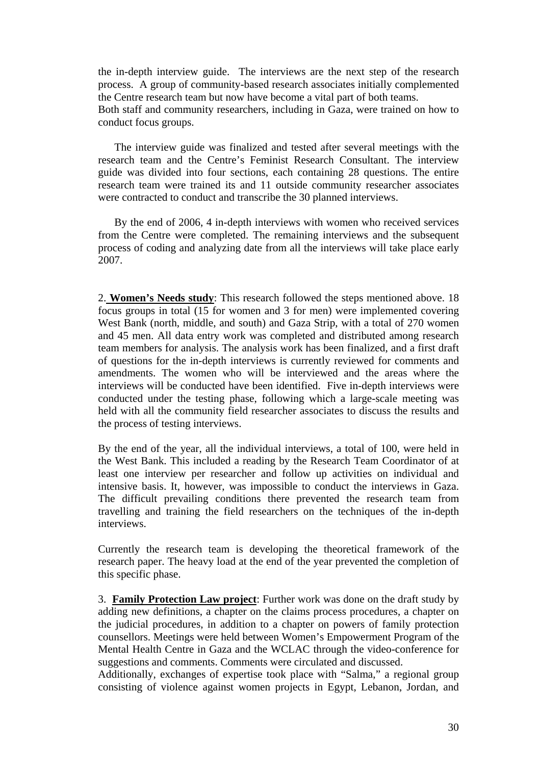the in-depth interview guide. The interviews are the next step of the research process. A group of community-based research associates initially complemented the Centre research team but now have become a vital part of both teams. Both staff and community researchers, including in Gaza, were trained on how to conduct focus groups.

The interview guide was finalized and tested after several meetings with the research team and the Centre's Feminist Research Consultant. The interview guide was divided into four sections, each containing 28 questions. The entire research team were trained its and 11 outside community researcher associates were contracted to conduct and transcribe the 30 planned interviews.

By the end of 2006, 4 in-depth interviews with women who received services from the Centre were completed. The remaining interviews and the subsequent process of coding and analyzing date from all the interviews will take place early 2007.

2. **Women's Needs study**: This research followed the steps mentioned above. 18 focus groups in total (15 for women and 3 for men) were implemented covering West Bank (north, middle, and south) and Gaza Strip, with a total of 270 women and 45 men. All data entry work was completed and distributed among research team members for analysis. The analysis work has been finalized, and a first draft of questions for the in-depth interviews is currently reviewed for comments and amendments. The women who will be interviewed and the areas where the interviews will be conducted have been identified. Five in-depth interviews were conducted under the testing phase, following which a large-scale meeting was held with all the community field researcher associates to discuss the results and the process of testing interviews.

By the end of the year, all the individual interviews, a total of 100, were held in the West Bank. This included a reading by the Research Team Coordinator of at least one interview per researcher and follow up activities on individual and intensive basis. It, however, was impossible to conduct the interviews in Gaza. The difficult prevailing conditions there prevented the research team from travelling and training the field researchers on the techniques of the in-depth interviews.

Currently the research team is developing the theoretical framework of the research paper. The heavy load at the end of the year prevented the completion of this specific phase.

3. **Family Protection Law project**: Further work was done on the draft study by adding new definitions, a chapter on the claims process procedures, a chapter on the judicial procedures, in addition to a chapter on powers of family protection counsellors. Meetings were held between Women's Empowerment Program of the Mental Health Centre in Gaza and the WCLAC through the video-conference for suggestions and comments. Comments were circulated and discussed.
Additionally, exchanges of expertise took place with "Salma," a regional group consisting of violence against women projects in Egypt, Lebanon, Jordan, and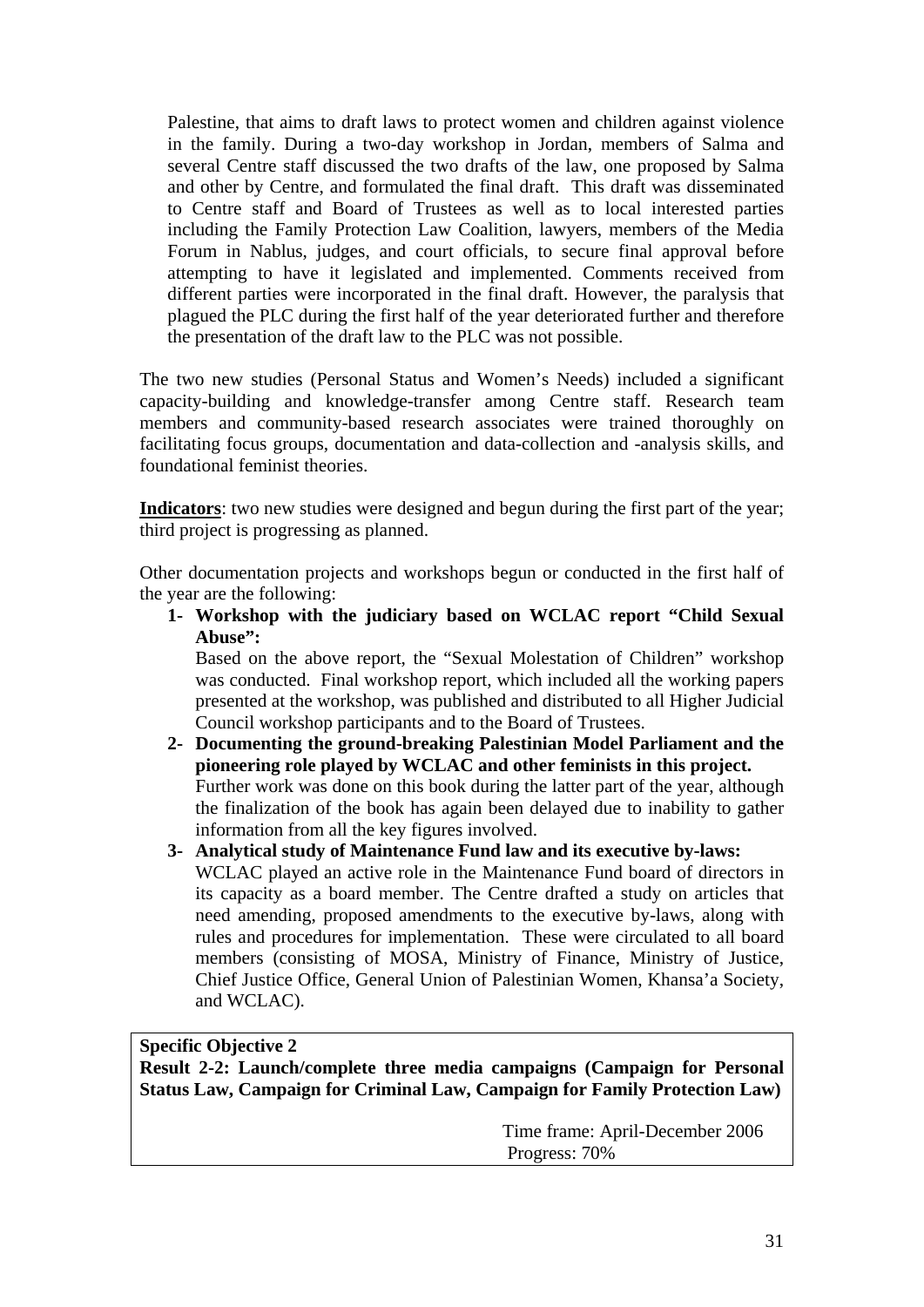Palestine, that aims to draft laws to protect women and children against violence in the family. During a two-day workshop in Jordan, members of Salma and several Centre staff discussed the two drafts of the law, one proposed by Salma and other by Centre, and formulated the final draft. This draft was disseminated to Centre staff and Board of Trustees as well as to local interested parties including the Family Protection Law Coalition, lawyers, members of the Media Forum in Nablus, judges, and court officials, to secure final approval before attempting to have it legislated and implemented. Comments received from different parties were incorporated in the final draft. However, the paralysis that plagued the PLC during the first half of the year deteriorated further and therefore the presentation of the draft law to the PLC was not possible.

The two new studies (Personal Status and Women's Needs) included a significant capacity-building and knowledge-transfer among Centre staff. Research team members and community-based research associates were trained thoroughly on facilitating focus groups, documentation and data-collection and -analysis skills, and foundational feminist theories.

**Indicators**: two new studies were designed and begun during the first part of the year; third project is progressing as planned.

Other documentation projects and workshops begun or conducted in the first half of the year are the following:

1- **Workshop with the judiciary based on WCLAC report "Child Sexual Abuse":**
   Based on the above report, the "Sexual Molestation of Children" workshop was conducted. Final workshop report, which included all the working papers presented at the workshop, was published and distributed to all Higher Judicial Council workshop participants and to the Board of Trustees.
2- **Documenting the ground-breaking Palestinian Model Parliament and the pioneering role played by WCLAC and other feminists in this project.**
   Further work was done on this book during the latter part of the year, although the finalization of the book has again been delayed due to inability to gather information from all the key figures involved.
3- **Analytical study of Maintenance Fund law and its executive by-laws:**
   WCLAC played an active role in the Maintenance Fund board of directors in its capacity as a board member. The Centre drafted a study on articles that need amending, proposed amendments to the executive by-laws, along with rules and procedures for implementation. These were circulated to all board members (consisting of MOSA, Ministry of Finance, Ministry of Justice, Chief Justice Office, General Union of Palestinian Women, Khansa'a Society, and WCLAC).

| **Specific Objective 2**<br>**Result 2-2: Launch/complete three media campaigns (Campaign for Personal Status Law, Campaign for Criminal Law, Campaign for Family Protection Law)**<br>Time frame: April-December 2006<br>Progress: 70% |
|---|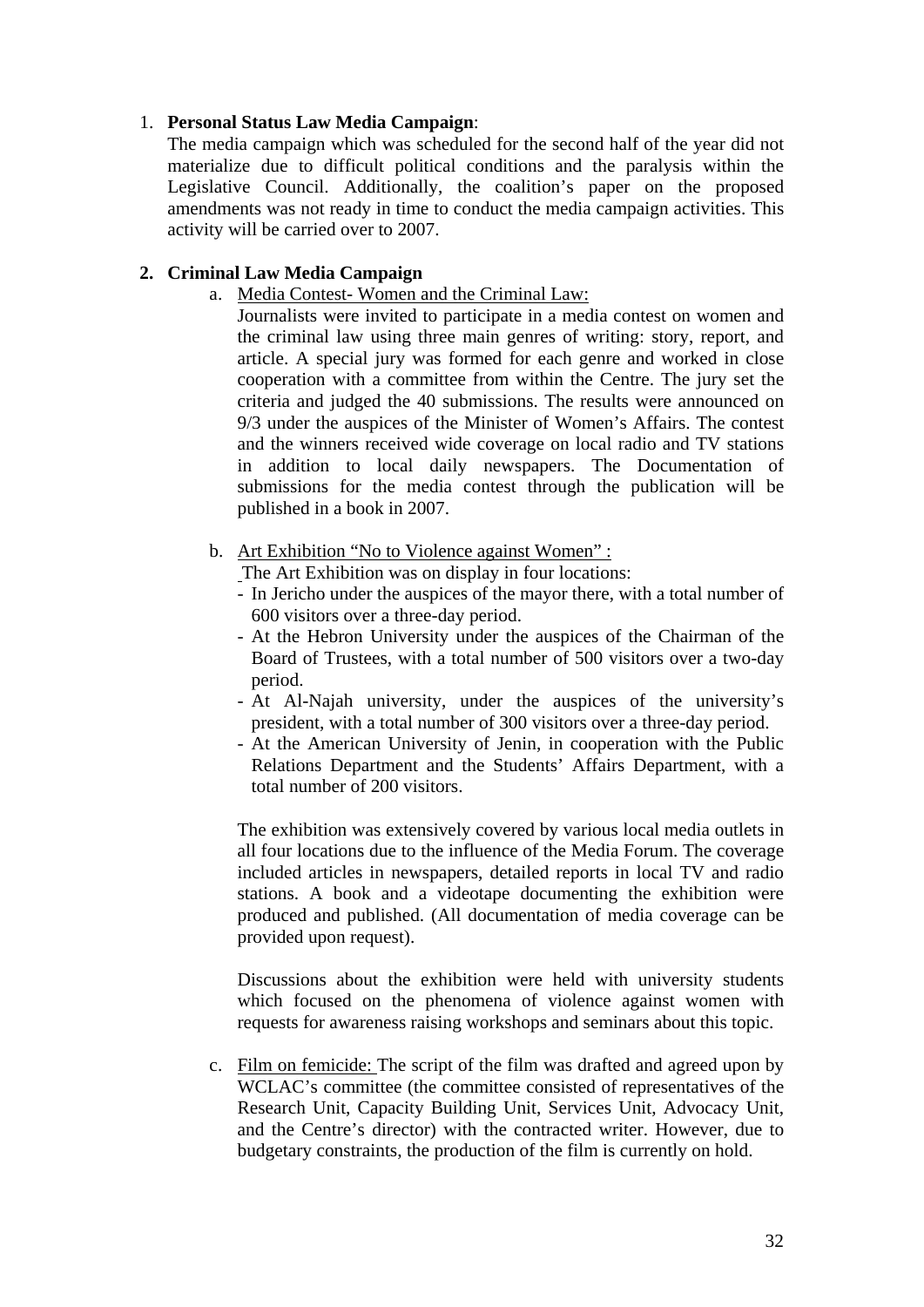1. **Personal Status Law Media Campaign**:
   The media campaign which was scheduled for the second half of the year did not materialize due to difficult political conditions and the paralysis within the Legislative Council. Additionally, the coalition's paper on the proposed amendments was not ready in time to conduct the media campaign activities. This activity will be carried over to 2007.

2. **Criminal Law Media Campaign**
   a. Media Contest- Women and the Criminal Law:
   Journalists were invited to participate in a media contest on women and the criminal law using three main genres of writing: story, report, and article. A special jury was formed for each genre and worked in close cooperation with a committee from within the Centre. The jury set the criteria and judged the 40 submissions. The results were announced on 9/3 under the auspices of the Minister of Women's Affairs. The contest and the winners received wide coverage on local radio and TV stations in addition to local daily newspapers. The Documentation of submissions for the media contest through the publication will be published in a book in 2007.

   b. Art Exhibition "No to Violence against Women" :
   The Art Exhibition was on display in four locations:
   - In Jericho under the auspices of the mayor there, with a total number of 600 visitors over a three-day period.
   - At the Hebron University under the auspices of the Chairman of the Board of Trustees, with a total number of 500 visitors over a two-day period.
   - At Al-Najah university, under the auspices of the university's president, with a total number of 300 visitors over a three-day period.
   - At the American University of Jenin, in cooperation with the Public Relations Department and the Students' Affairs Department, with a total number of 200 visitors.

   The exhibition was extensively covered by various local media outlets in all four locations due to the influence of the Media Forum. The coverage included articles in newspapers, detailed reports in local TV and radio stations. A book and a videotape documenting the exhibition were produced and published. (All documentation of media coverage can be provided upon request).

   Discussions about the exhibition were held with university students which focused on the phenomena of violence against women with requests for awareness raising workshops and seminars about this topic.

   c. Film on femicide: The script of the film was drafted and agreed upon by WCLAC's committee (the committee consisted of representatives of the Research Unit, Capacity Building Unit, Services Unit, Advocacy Unit, and the Centre's director) with the contracted writer. However, due to budgetary constraints, the production of the film is currently on hold.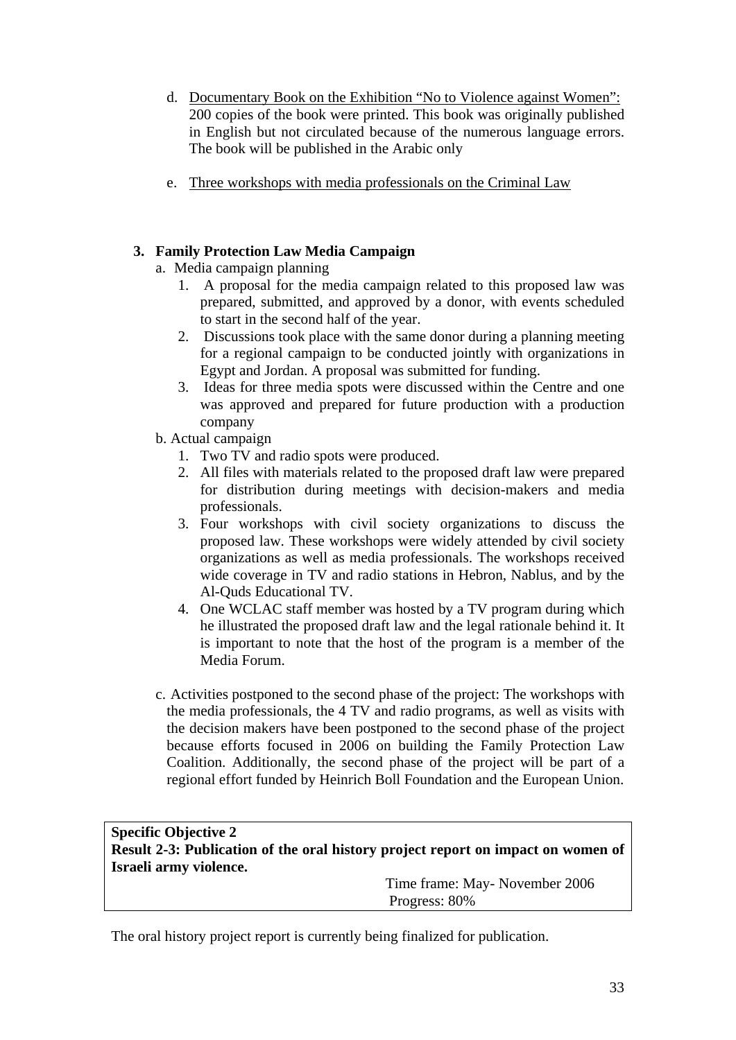d. Documentary Book on the Exhibition "No to Violence against Women": 200 copies of the book were printed. This book was originally published in English but not circulated because of the numerous language errors. The book will be published in the Arabic only

e. Three workshops with media professionals on the Criminal Law

**3. Family Protection Law Media Campaign**

a. Media campaign planning

1. A proposal for the media campaign related to this proposed law was prepared, submitted, and approved by a donor, with events scheduled to start in the second half of the year.
2. Discussions took place with the same donor during a planning meeting for a regional campaign to be conducted jointly with organizations in Egypt and Jordan. A proposal was submitted for funding.
3. Ideas for three media spots were discussed within the Centre and one was approved and prepared for future production with a production company

b. Actual campaign

1. Two TV and radio spots were produced.
2. All files with materials related to the proposed draft law were prepared for distribution during meetings with decision-makers and media professionals.
3. Four workshops with civil society organizations to discuss the proposed law. These workshops were widely attended by civil society organizations as well as media professionals. The workshops received wide coverage in TV and radio stations in Hebron, Nablus, and by the Al-Quds Educational TV.
4. One WCLAC staff member was hosted by a TV program during which he illustrated the proposed draft law and the legal rationale behind it. It is important to note that the host of the program is a member of the Media Forum.

c. Activities postponed to the second phase of the project: The workshops with the media professionals, the 4 TV and radio programs, as well as visits with the decision makers have been postponed to the second phase of the project because efforts focused in 2006 on building the Family Protection Law Coalition. Additionally, the second phase of the project will be part of a regional effort funded by Heinrich Boll Foundation and the European Union.

**Specific Objective 2**
**Result 2-3: Publication of the oral history project report on impact on women of Israeli army violence.**

Time frame: May- November 2006
Progress: 80%

The oral history project report is currently being finalized for publication.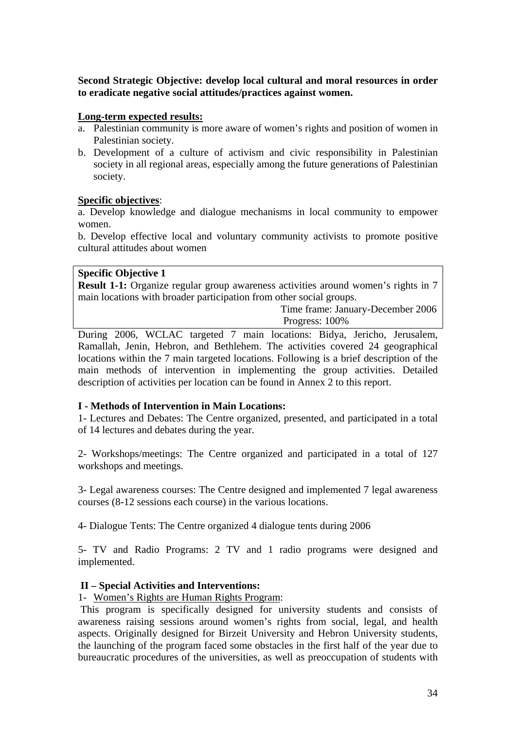**Second Strategic Objective: develop local cultural and moral resources in order to eradicate negative social attitudes/practices against women.**

**Long-term expected results:**

a. Palestinian community is more aware of women's rights and position of women in Palestinian society.
b. Development of a culture of activism and civic responsibility in Palestinian society in all regional areas, especially among the future generations of Palestinian society.

**Specific objectives**:

a. Develop knowledge and dialogue mechanisms in local community to empower women.

b. Develop effective local and voluntary community activists to promote positive cultural attitudes about women

**Specific Objective 1**
**Result 1-1:** Organize regular group awareness activities around women's rights in 7 main locations with broader participation from other social groups.

Time frame: January-December 2006
Progress: 100%

During 2006, WCLAC targeted 7 main locations: Bidya, Jericho, Jerusalem, Ramallah, Jenin, Hebron, and Bethlehem. The activities covered 24 geographical locations within the 7 main targeted locations. Following is a brief description of the main methods of intervention in implementing the group activities. Detailed description of activities per location can be found in Annex 2 to this report.

**I - Methods of Intervention in Main Locations:**

1- Lectures and Debates: The Centre organized, presented, and participated in a total of 14 lectures and debates during the year.

2- Workshops/meetings: The Centre organized and participated in a total of 127 workshops and meetings.

3- Legal awareness courses: The Centre designed and implemented 7 legal awareness courses (8-12 sessions each course) in the various locations.

4- Dialogue Tents: The Centre organized 4 dialogue tents during 2006

5- TV and Radio Programs: 2 TV and 1 radio programs were designed and implemented.

**II – Special Activities and Interventions:**

1- Women's Rights are Human Rights Program:

This program is specifically designed for university students and consists of awareness raising sessions around women's rights from social, legal, and health aspects. Originally designed for Birzeit University and Hebron University students, the launching of the program faced some obstacles in the first half of the year due to bureaucratic procedures of the universities, as well as preoccupation of students with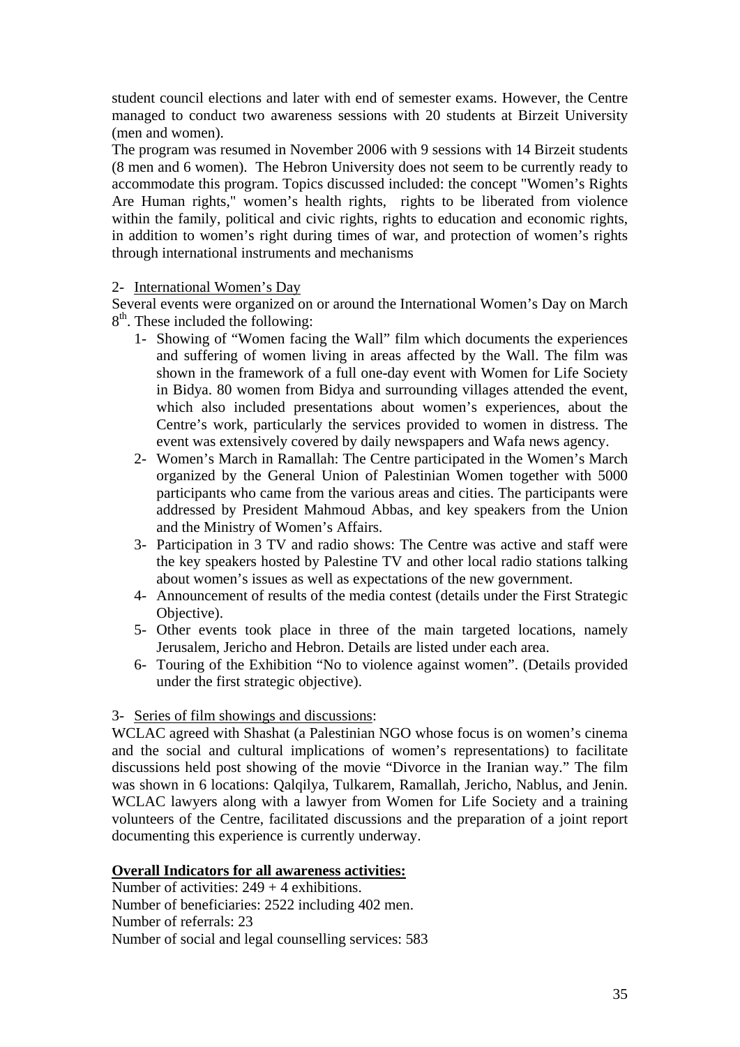student council elections and later with end of semester exams. However, the Centre managed to conduct two awareness sessions with 20 students at Birzeit University (men and women).

The program was resumed in November 2006 with 9 sessions with 14 Birzeit students (8 men and 6 women). The Hebron University does not seem to be currently ready to accommodate this program. Topics discussed included: the concept "Women's Rights Are Human rights," women's health rights, rights to be liberated from violence within the family, political and civic rights, rights to education and economic rights, in addition to women's right during times of war, and protection of women's rights through international instruments and mechanisms

2- International Women's Day

Several events were organized on or around the International Women's Day on March 8th. These included the following:

1- Showing of "Women facing the Wall" film which documents the experiences and suffering of women living in areas affected by the Wall. The film was shown in the framework of a full one-day event with Women for Life Society in Bidya. 80 women from Bidya and surrounding villages attended the event, which also included presentations about women's experiences, about the Centre's work, particularly the services provided to women in distress. The event was extensively covered by daily newspapers and Wafa news agency.
2- Women's March in Ramallah: The Centre participated in the Women's March organized by the General Union of Palestinian Women together with 5000 participants who came from the various areas and cities. The participants were addressed by President Mahmoud Abbas, and key speakers from the Union and the Ministry of Women's Affairs.
3- Participation in 3 TV and radio shows: The Centre was active and staff were the key speakers hosted by Palestine TV and other local radio stations talking about women's issues as well as expectations of the new government.
4- Announcement of results of the media contest (details under the First Strategic Objective).
5- Other events took place in three of the main targeted locations, namely Jerusalem, Jericho and Hebron. Details are listed under each area.
6- Touring of the Exhibition "No to violence against women". (Details provided under the first strategic objective).

3- Series of film showings and discussions:

WCLAC agreed with Shashat (a Palestinian NGO whose focus is on women's cinema and the social and cultural implications of women's representations) to facilitate discussions held post showing of the movie "Divorce in the Iranian way." The film was shown in 6 locations: Qalqilya, Tulkarem, Ramallah, Jericho, Nablus, and Jenin. WCLAC lawyers along with a lawyer from Women for Life Society and a training volunteers of the Centre, facilitated discussions and the preparation of a joint report documenting this experience is currently underway.

**Overall Indicators for all awareness activities:**

Number of activities: 249 + 4 exhibitions.
Number of beneficiaries: 2522 including 402 men.
Number of referrals: 23
Number of social and legal counselling services: 583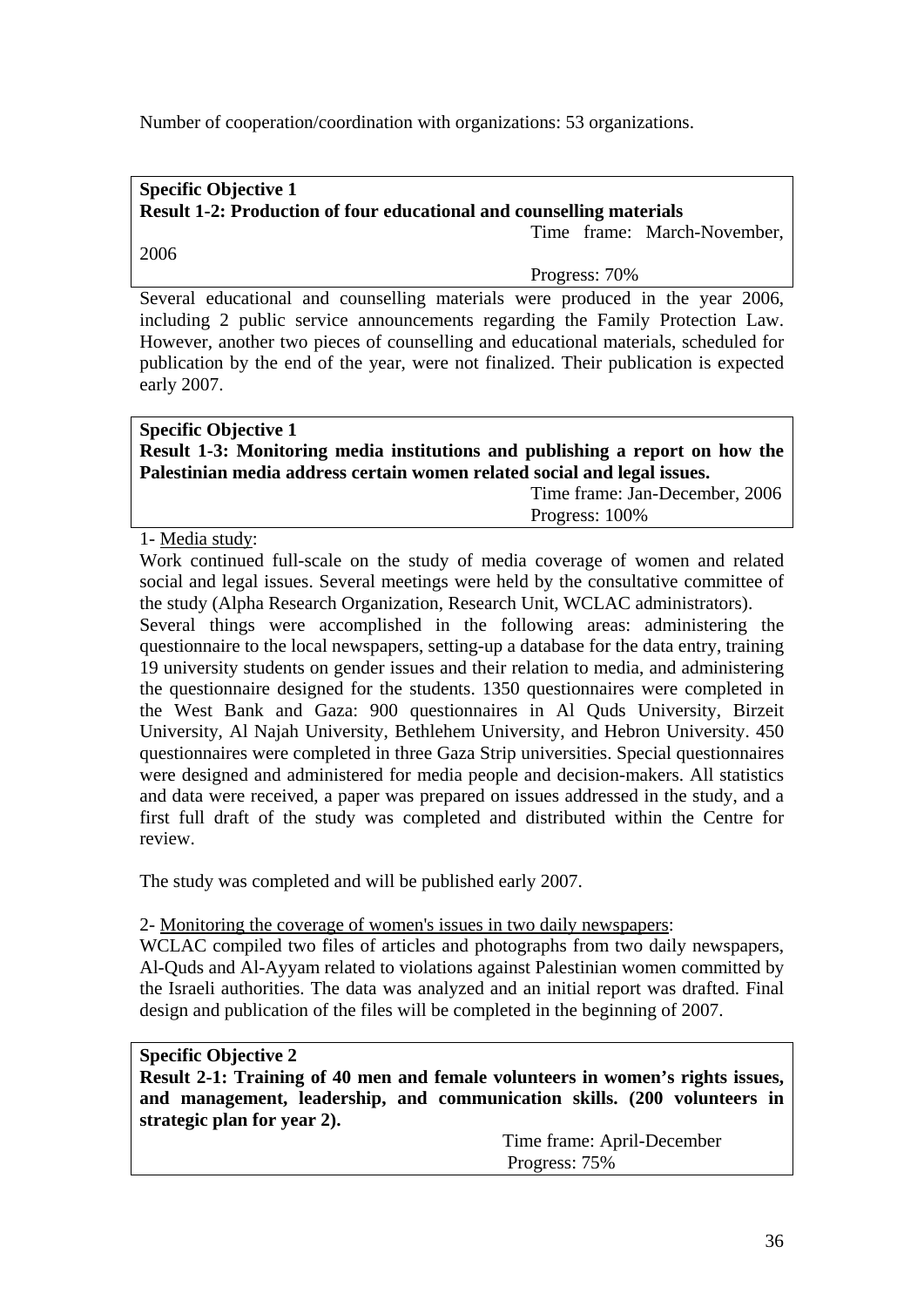Number of cooperation/coordination with organizations: 53 organizations.

**Specific Objective 1**
**Result 1-2: Production of four educational and counselling materials**

Time frame: March-November, 2006

Progress: 70%

Several educational and counselling materials were produced in the year 2006, including 2 public service announcements regarding the Family Protection Law. However, another two pieces of counselling and educational materials, scheduled for publication by the end of the year, were not finalized. Their publication is expected early 2007.

**Specific Objective 1**
**Result 1-3: Monitoring media institutions and publishing a report on how the Palestinian media address certain women related social and legal issues.**

Time frame: Jan-December, 2006

Progress: 100%

1- Media study:

Work continued full-scale on the study of media coverage of women and related social and legal issues. Several meetings were held by the consultative committee of the study (Alpha Research Organization, Research Unit, WCLAC administrators).

Several things were accomplished in the following areas: administering the questionnaire to the local newspapers, setting-up a database for the data entry, training 19 university students on gender issues and their relation to media, and administering the questionnaire designed for the students. 1350 questionnaires were completed in the West Bank and Gaza: 900 questionnaires in Al Quds University, Birzeit University, Al Najah University, Bethlehem University, and Hebron University. 450 questionnaires were completed in three Gaza Strip universities. Special questionnaires were designed and administered for media people and decision-makers. All statistics and data were received, a paper was prepared on issues addressed in the study, and a first full draft of the study was completed and distributed within the Centre for review.

The study was completed and will be published early 2007.

2- Monitoring the coverage of women's issues in two daily newspapers:

WCLAC compiled two files of articles and photographs from two daily newspapers, Al-Quds and Al-Ayyam related to violations against Palestinian women committed by the Israeli authorities. The data was analyzed and an initial report was drafted. Final design and publication of the files will be completed in the beginning of 2007.

**Specific Objective 2**
**Result 2-1: Training of 40 men and female volunteers in women's rights issues, and management, leadership, and communication skills. (200 volunteers in strategic plan for year 2).**

Time frame: April-December

Progress: 75%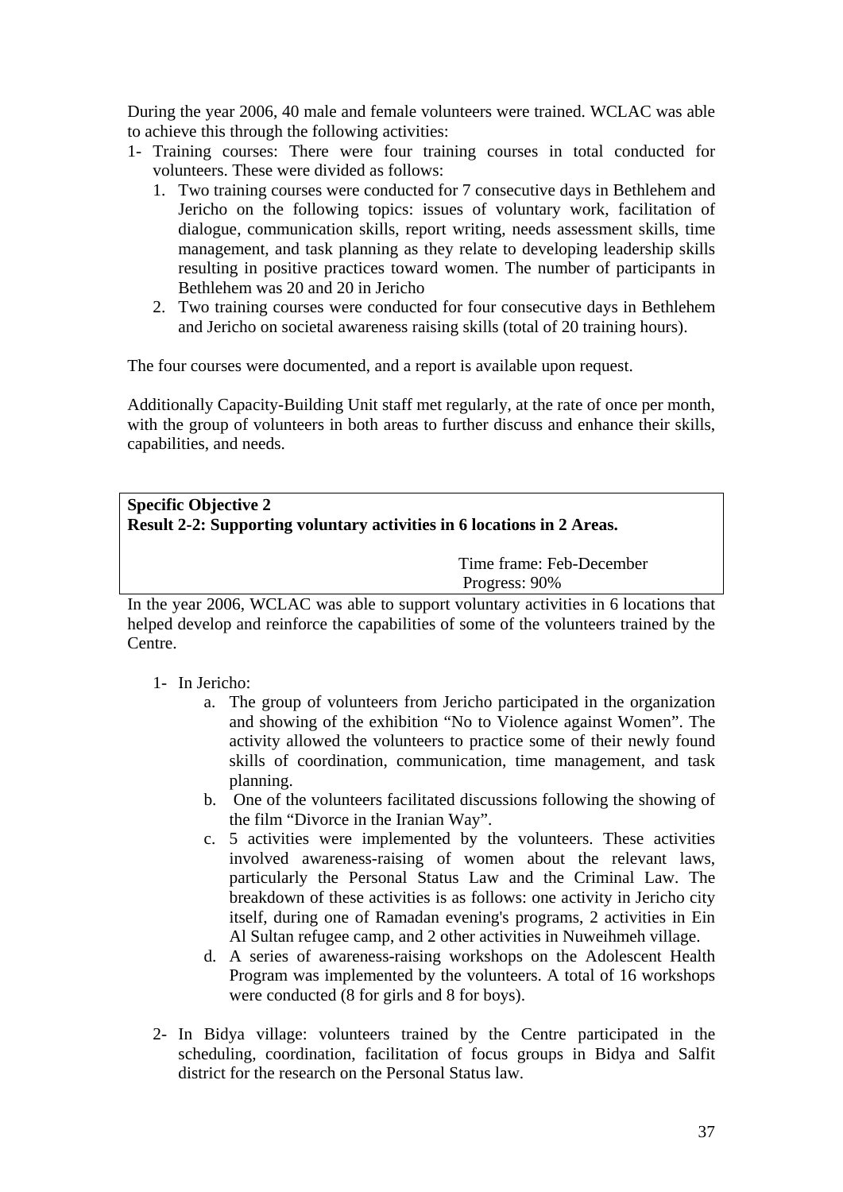During the year 2006, 40 male and female volunteers were trained. WCLAC was able to achieve this through the following activities:

1- Training courses: There were four training courses in total conducted for volunteers. These were divided as follows:
   1. Two training courses were conducted for 7 consecutive days in Bethlehem and Jericho on the following topics: issues of voluntary work, facilitation of dialogue, communication skills, report writing, needs assessment skills, time management, and task planning as they relate to developing leadership skills resulting in positive practices toward women. The number of participants in Bethlehem was 20 and 20 in Jericho
   2. Two training courses were conducted for four consecutive days in Bethlehem and Jericho on societal awareness raising skills (total of 20 training hours).

The four courses were documented, and a report is available upon request.

Additionally Capacity-Building Unit staff met regularly, at the rate of once per month, with the group of volunteers in both areas to further discuss and enhance their skills, capabilities, and needs.

**Specific Objective 2**
**Result 2-2: Supporting voluntary activities in 6 locations in 2 Areas.**

Time frame: Feb-December
Progress: 90%

In the year 2006, WCLAC was able to support voluntary activities in 6 locations that helped develop and reinforce the capabilities of some of the volunteers trained by the Centre.

1- In Jericho:
   a. The group of volunteers from Jericho participated in the organization and showing of the exhibition "No to Violence against Women". The activity allowed the volunteers to practice some of their newly found skills of coordination, communication, time management, and task planning.
   b. One of the volunteers facilitated discussions following the showing of the film "Divorce in the Iranian Way".
   c. 5 activities were implemented by the volunteers. These activities involved awareness-raising of women about the relevant laws, particularly the Personal Status Law and the Criminal Law. The breakdown of these activities is as follows: one activity in Jericho city itself, during one of Ramadan evening's programs, 2 activities in Ein Al Sultan refugee camp, and 2 other activities in Nuweihmeh village.
   d. A series of awareness-raising workshops on the Adolescent Health Program was implemented by the volunteers. A total of 16 workshops were conducted (8 for girls and 8 for boys).

2- In Bidya village: volunteers trained by the Centre participated in the scheduling, coordination, facilitation of focus groups in Bidya and Salfit district for the research on the Personal Status law.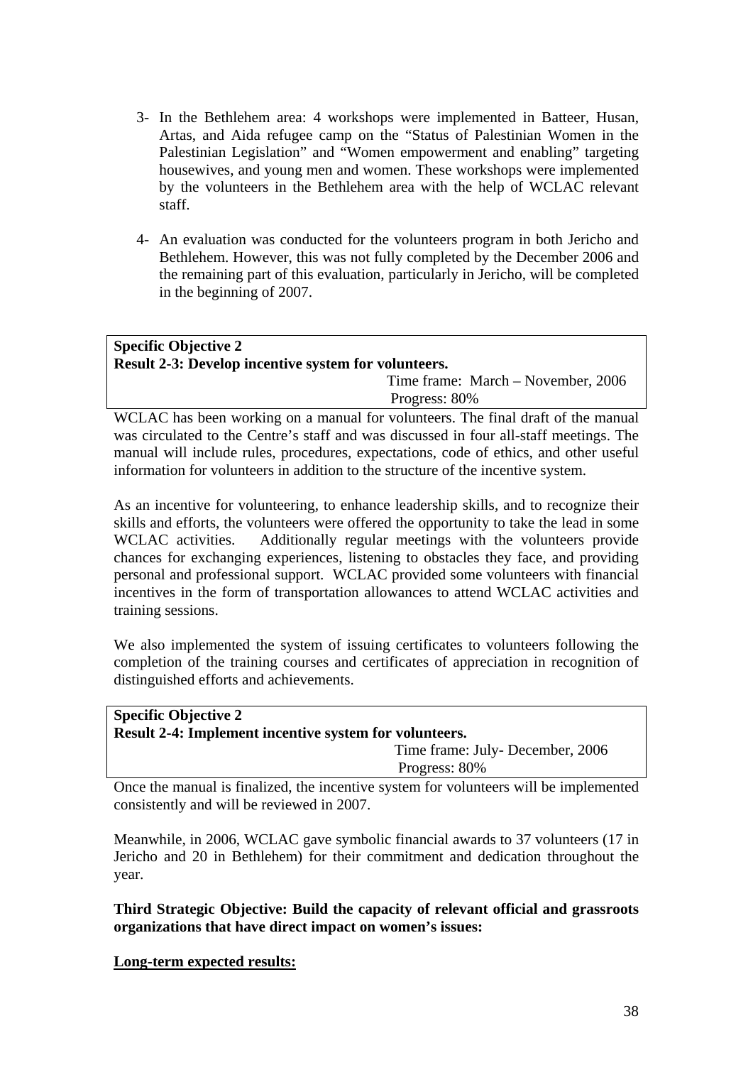3- In the Bethlehem area: 4 workshops were implemented in Batteer, Husan, Artas, and Aida refugee camp on the “Status of Palestinian Women in the Palestinian Legislation” and “Women empowerment and enabling” targeting housewives, and young men and women. These workshops were implemented by the volunteers in the Bethlehem area with the help of WCLAC relevant staff.

4- An evaluation was conducted for the volunteers program in both Jericho and Bethlehem. However, this was not fully completed by the December 2006 and the remaining part of this evaluation, particularly in Jericho, will be completed in the beginning of 2007.

**Specific Objective 2**
**Result 2-3: Develop incentive system for volunteers.**
Time frame: March – November, 2006
Progress: 80%

WCLAC has been working on a manual for volunteers. The final draft of the manual was circulated to the Centre’s staff and was discussed in four all-staff meetings. The manual will include rules, procedures, expectations, code of ethics, and other useful information for volunteers in addition to the structure of the incentive system.

As an incentive for volunteering, to enhance leadership skills, and to recognize their skills and efforts, the volunteers were offered the opportunity to take the lead in some WCLAC activities. Additionally regular meetings with the volunteers provide chances for exchanging experiences, listening to obstacles they face, and providing personal and professional support. WCLAC provided some volunteers with financial incentives in the form of transportation allowances to attend WCLAC activities and training sessions.

We also implemented the system of issuing certificates to volunteers following the completion of the training courses and certificates of appreciation in recognition of distinguished efforts and achievements.

**Specific Objective 2**
**Result 2-4: Implement incentive system for volunteers.**
Time frame: July- December, 2006
Progress: 80%

Once the manual is finalized, the incentive system for volunteers will be implemented consistently and will be reviewed in 2007.

Meanwhile, in 2006, WCLAC gave symbolic financial awards to 37 volunteers (17 in Jericho and 20 in Bethlehem) for their commitment and dedication throughout the year.

**Third Strategic Objective: Build the capacity of relevant official and grassroots organizations that have direct impact on women’s issues:**

**Long-term expected results:**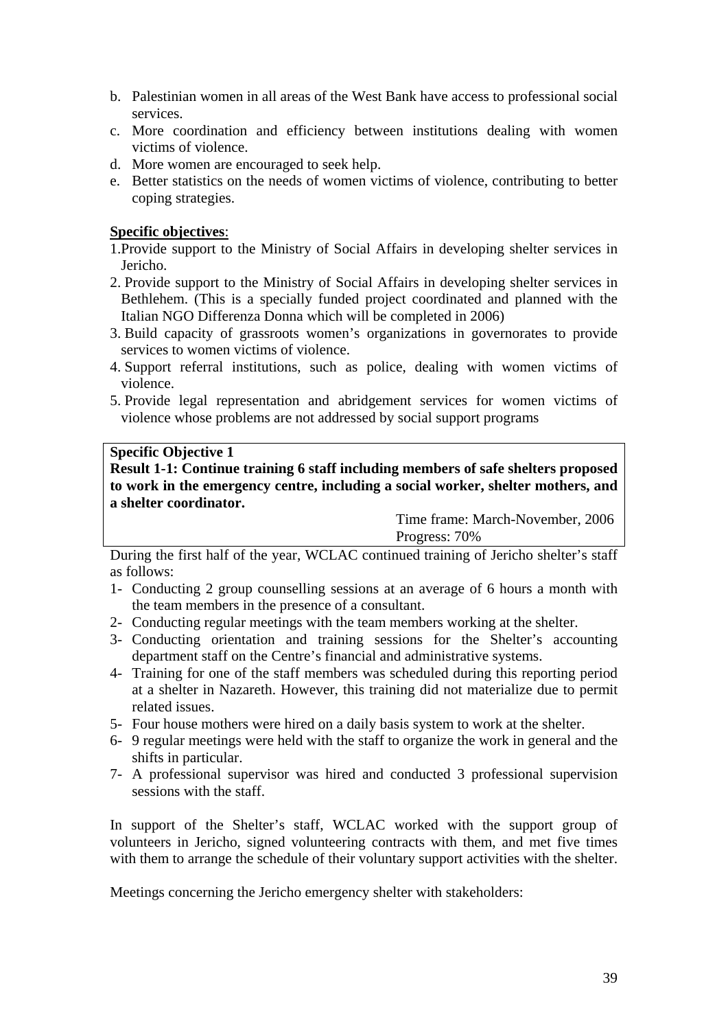b. Palestinian women in all areas of the West Bank have access to professional social services.
c. More coordination and efficiency between institutions dealing with women victims of violence.
d. More women are encouraged to seek help.
e. Better statistics on the needs of women victims of violence, contributing to better coping strategies.

**Specific objectives**:

1. Provide support to the Ministry of Social Affairs in developing shelter services in Jericho.
2. Provide support to the Ministry of Social Affairs in developing shelter services in Bethlehem. (This is a specially funded project coordinated and planned with the Italian NGO Differenza Donna which will be completed in 2006)
3. Build capacity of grassroots women's organizations in governorates to provide services to women victims of violence.
4. Support referral institutions, such as police, dealing with women victims of violence.
5. Provide legal representation and abridgement services for women victims of violence whose problems are not addressed by social support programs

**Specific Objective 1**

**Result 1-1: Continue training 6 staff including members of safe shelters proposed to work in the emergency centre, including a social worker, shelter mothers, and a shelter coordinator.**

Time frame: March-November, 2006
Progress: 70%

During the first half of the year, WCLAC continued training of Jericho shelter's staff as follows:

1- Conducting 2 group counselling sessions at an average of 6 hours a month with the team members in the presence of a consultant.
2- Conducting regular meetings with the team members working at the shelter.
3- Conducting orientation and training sessions for the Shelter's accounting department staff on the Centre's financial and administrative systems.
4- Training for one of the staff members was scheduled during this reporting period at a shelter in Nazareth. However, this training did not materialize due to permit related issues.
5- Four house mothers were hired on a daily basis system to work at the shelter.
6- 9 regular meetings were held with the staff to organize the work in general and the shifts in particular.
7- A professional supervisor was hired and conducted 3 professional supervision sessions with the staff.

In support of the Shelter's staff, WCLAC worked with the support group of volunteers in Jericho, signed volunteering contracts with them, and met five times with them to arrange the schedule of their voluntary support activities with the shelter.

Meetings concerning the Jericho emergency shelter with stakeholders: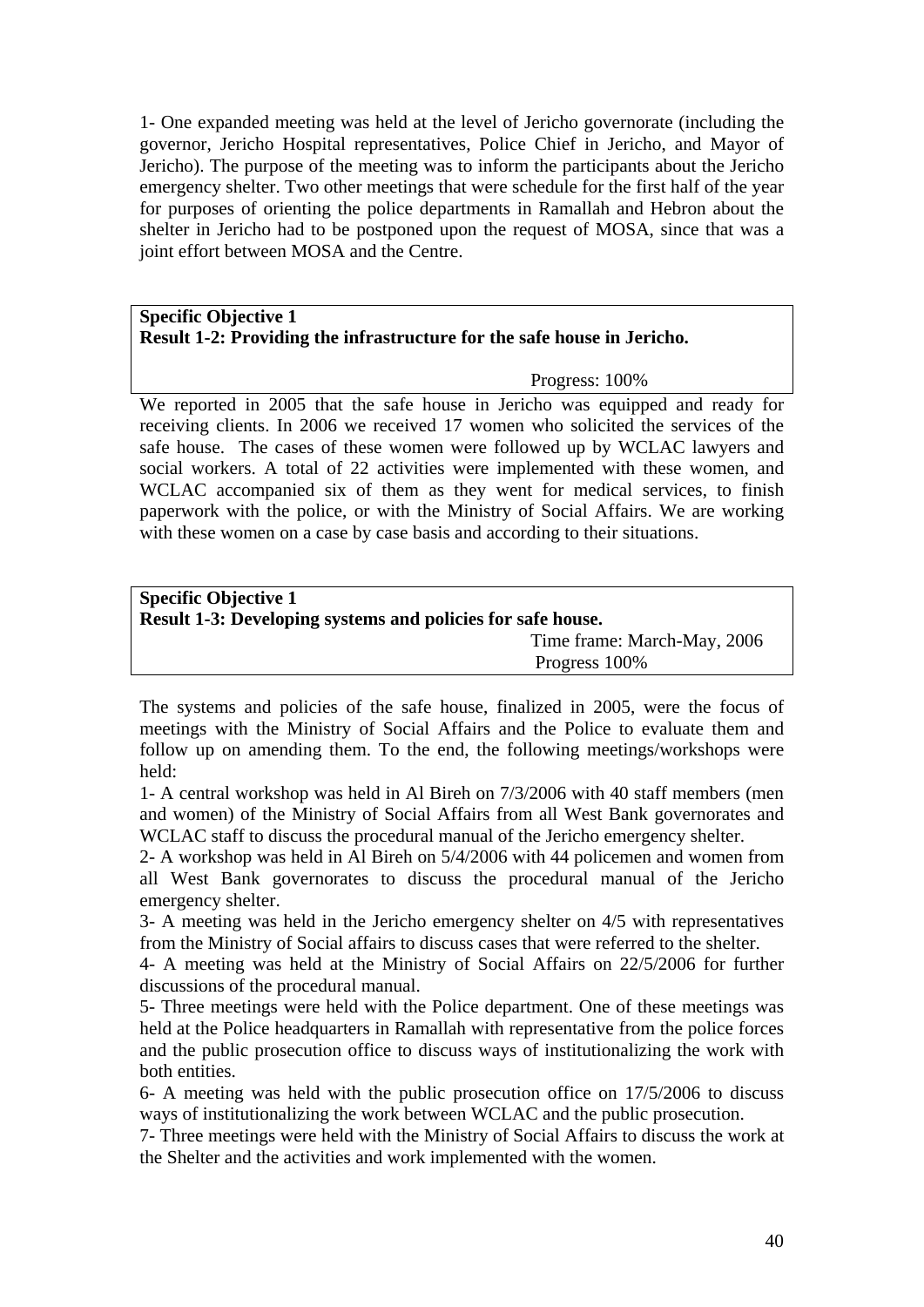1- One expanded meeting was held at the level of Jericho governorate (including the governor, Jericho Hospital representatives, Police Chief in Jericho, and Mayor of Jericho). The purpose of the meeting was to inform the participants about the Jericho emergency shelter. Two other meetings that were schedule for the first half of the year for purposes of orienting the police departments in Ramallah and Hebron about the shelter in Jericho had to be postponed upon the request of MOSA, since that was a joint effort between MOSA and the Centre.

**Specific Objective 1**
**Result 1-2: Providing the infrastructure for the safe house in Jericho.**

Progress: 100%

We reported in 2005 that the safe house in Jericho was equipped and ready for receiving clients. In 2006 we received 17 women who solicited the services of the safe house. The cases of these women were followed up by WCLAC lawyers and social workers. A total of 22 activities were implemented with these women, and WCLAC accompanied six of them as they went for medical services, to finish paperwork with the police, or with the Ministry of Social Affairs. We are working with these women on a case by case basis and according to their situations.

**Specific Objective 1**
**Result 1-3: Developing systems and policies for safe house.**

Time frame: March-May, 2006
Progress 100%

The systems and policies of the safe house, finalized in 2005, were the focus of meetings with the Ministry of Social Affairs and the Police to evaluate them and follow up on amending them. To the end, the following meetings/workshops were held:

1- A central workshop was held in Al Bireh on 7/3/2006 with 40 staff members (men and women) of the Ministry of Social Affairs from all West Bank governorates and WCLAC staff to discuss the procedural manual of the Jericho emergency shelter.
2- A workshop was held in Al Bireh on 5/4/2006 with 44 policemen and women from all West Bank governorates to discuss the procedural manual of the Jericho emergency shelter.
3- A meeting was held in the Jericho emergency shelter on 4/5 with representatives from the Ministry of Social affairs to discuss cases that were referred to the shelter.
4- A meeting was held at the Ministry of Social Affairs on 22/5/2006 for further discussions of the procedural manual.
5- Three meetings were held with the Police department. One of these meetings was held at the Police headquarters in Ramallah with representative from the police forces and the public prosecution office to discuss ways of institutionalizing the work with both entities.
6- A meeting was held with the public prosecution office on 17/5/2006 to discuss ways of institutionalizing the work between WCLAC and the public prosecution.
7- Three meetings were held with the Ministry of Social Affairs to discuss the work at the Shelter and the activities and work implemented with the women.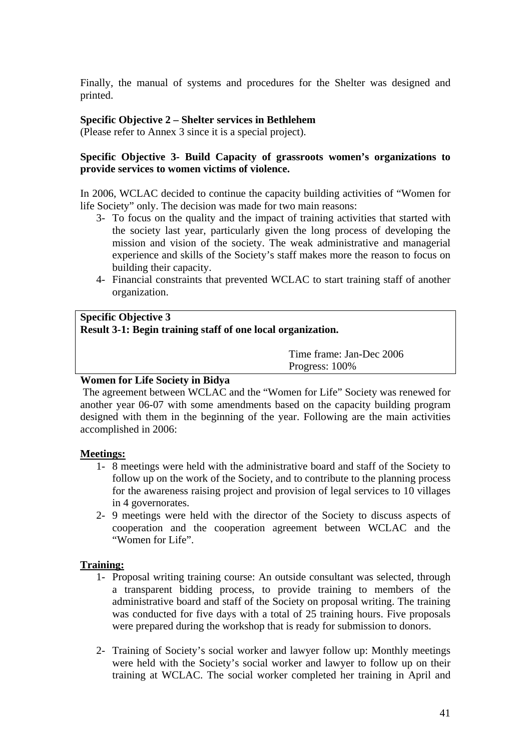Finally, the manual of systems and procedures for the Shelter was designed and printed.

**Specific Objective 2 – Shelter services in Bethlehem**
(Please refer to Annex 3 since it is a special project).

**Specific Objective 3- Build Capacity of grassroots women's organizations to provide services to women victims of violence.**

In 2006, WCLAC decided to continue the capacity building activities of "Women for life Society" only. The decision was made for two main reasons:

3- To focus on the quality and the impact of training activities that started with the society last year, particularly given the long process of developing the mission and vision of the society. The weak administrative and managerial experience and skills of the Society's staff makes more the reason to focus on building their capacity.
4- Financial constraints that prevented WCLAC to start training staff of another organization.

| **Specific Objective 3**<br>**Result 3-1: Begin training staff of one local organization.** |
|---|
| Time frame: Jan-Dec 2006<br>Progress: 100% |

**Women for Life Society in Bidya**

The agreement between WCLAC and the "Women for Life" Society was renewed for another year 06-07 with some amendments based on the capacity building program designed with them in the beginning of the year. Following are the main activities accomplished in 2006:

**Meetings:**

1- 8 meetings were held with the administrative board and staff of the Society to follow up on the work of the Society, and to contribute to the planning process for the awareness raising project and provision of legal services to 10 villages in 4 governorates.
2- 9 meetings were held with the director of the Society to discuss aspects of cooperation and the cooperation agreement between WCLAC and the "Women for Life".

**Training:**

1- Proposal writing training course: An outside consultant was selected, through a transparent bidding process, to provide training to members of the administrative board and staff of the Society on proposal writing. The training was conducted for five days with a total of 25 training hours. Five proposals were prepared during the workshop that is ready for submission to donors.

2- Training of Society's social worker and lawyer follow up: Monthly meetings were held with the Society's social worker and lawyer to follow up on their training at WCLAC. The social worker completed her training in April and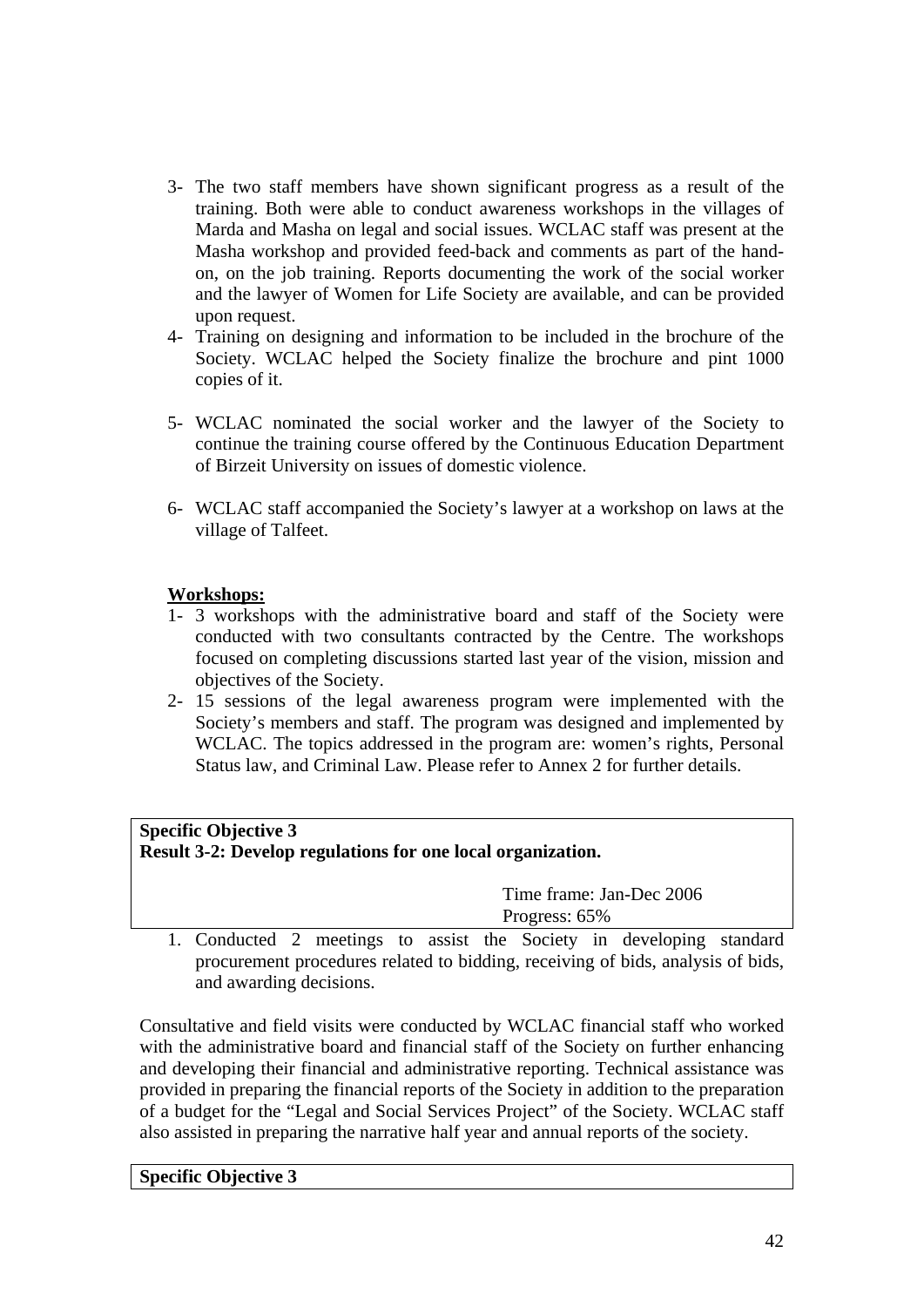3- The two staff members have shown significant progress as a result of the training. Both were able to conduct awareness workshops in the villages of Marda and Masha on legal and social issues. WCLAC staff was present at the Masha workshop and provided feed-back and comments as part of the hand-on, on the job training. Reports documenting the work of the social worker and the lawyer of Women for Life Society are available, and can be provided upon request.
4- Training on designing and information to be included in the brochure of the Society. WCLAC helped the Society finalize the brochure and pint 1000 copies of it.

5- WCLAC nominated the social worker and the lawyer of the Society to continue the training course offered by the Continuous Education Department of Birzeit University on issues of domestic violence.

6- WCLAC staff accompanied the Society's lawyer at a workshop on laws at the village of Talfeet.

**Workshops:**

1- 3 workshops with the administrative board and staff of the Society were conducted with two consultants contracted by the Centre. The workshops focused on completing discussions started last year of the vision, mission and objectives of the Society.
2- 15 sessions of the legal awareness program were implemented with the Society's members and staff. The program was designed and implemented by WCLAC. The topics addressed in the program are: women's rights, Personal Status law, and Criminal Law. Please refer to Annex 2 for further details.

**Specific Objective 3**
**Result 3-2: Develop regulations for one local organization.**

Time frame: Jan-Dec 2006
Progress: 65%

1. Conducted 2 meetings to assist the Society in developing standard procurement procedures related to bidding, receiving of bids, analysis of bids, and awarding decisions.

Consultative and field visits were conducted by WCLAC financial staff who worked with the administrative board and financial staff of the Society on further enhancing and developing their financial and administrative reporting. Technical assistance was provided in preparing the financial reports of the Society in addition to the preparation of a budget for the "Legal and Social Services Project" of the Society. WCLAC staff also assisted in preparing the narrative half year and annual reports of the society.

**Specific Objective 3**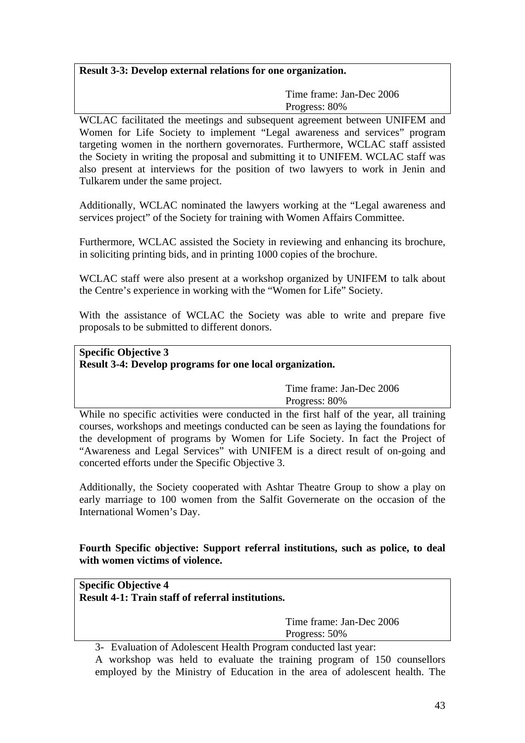**Result 3-3: Develop external relations for one organization.**

Time frame: Jan-Dec 2006
Progress: 80%

WCLAC facilitated the meetings and subsequent agreement between UNIFEM and Women for Life Society to implement "Legal awareness and services" program targeting women in the northern governorates. Furthermore, WCLAC staff assisted the Society in writing the proposal and submitting it to UNIFEM. WCLAC staff was also present at interviews for the position of two lawyers to work in Jenin and Tulkarem under the same project.

Additionally, WCLAC nominated the lawyers working at the "Legal awareness and services project" of the Society for training with Women Affairs Committee.

Furthermore, WCLAC assisted the Society in reviewing and enhancing its brochure, in soliciting printing bids, and in printing 1000 copies of the brochure.

WCLAC staff were also present at a workshop organized by UNIFEM to talk about the Centre's experience in working with the "Women for Life" Society.

With the assistance of WCLAC the Society was able to write and prepare five proposals to be submitted to different donors.

**Specific Objective 3**
**Result 3-4: Develop programs for one local organization.**

Time frame: Jan-Dec 2006
Progress: 80%

While no specific activities were conducted in the first half of the year, all training courses, workshops and meetings conducted can be seen as laying the foundations for the development of programs by Women for Life Society. In fact the Project of "Awareness and Legal Services" with UNIFEM is a direct result of on-going and concerted efforts under the Specific Objective 3.

Additionally, the Society cooperated with Ashtar Theatre Group to show a play on early marriage to 100 women from the Salfit Governerate on the occasion of the International Women's Day.

**Fourth Specific objective: Support referral institutions, such as police, to deal with women victims of violence.**

**Specific Objective 4**
**Result 4-1: Train staff of referral institutions.**

Time frame: Jan-Dec 2006
Progress: 50%

3- Evaluation of Adolescent Health Program conducted last year:

A workshop was held to evaluate the training program of 150 counsellors employed by the Ministry of Education in the area of adolescent health. The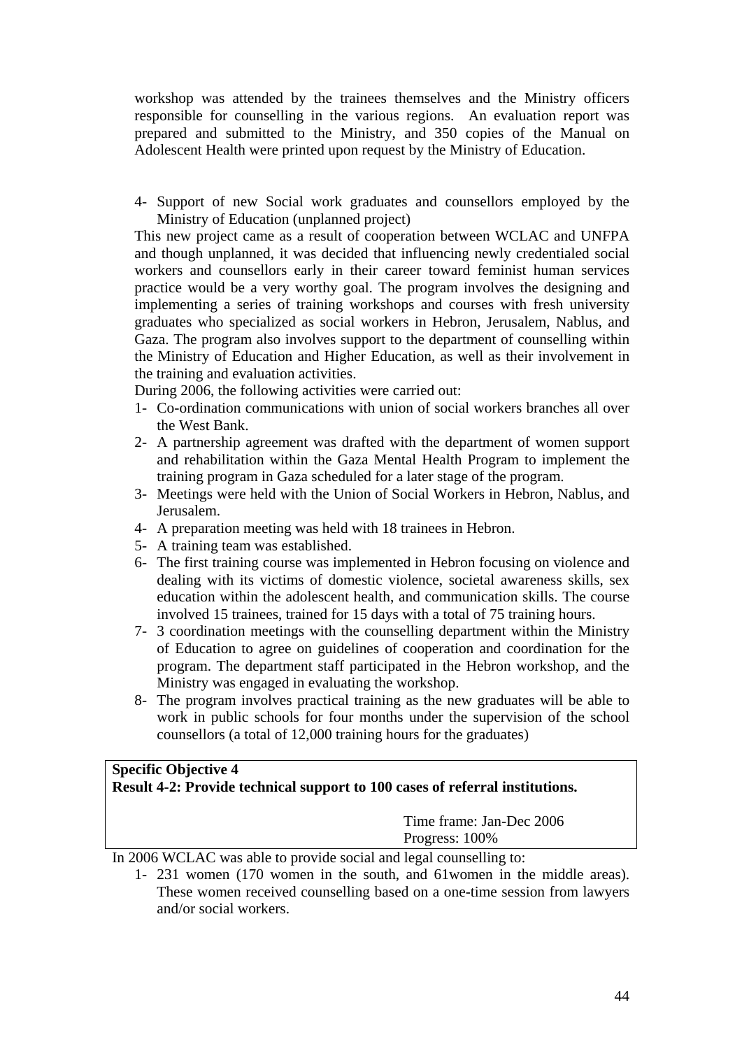workshop was attended by the trainees themselves and the Ministry officers responsible for counselling in the various regions. An evaluation report was prepared and submitted to the Ministry, and 350 copies of the Manual on Adolescent Health were printed upon request by the Ministry of Education.

4- Support of new Social work graduates and counsellors employed by the Ministry of Education (unplanned project)

This new project came as a result of cooperation between WCLAC and UNFPA and though unplanned, it was decided that influencing newly credentialed social workers and counsellors early in their career toward feminist human services practice would be a very worthy goal. The program involves the designing and implementing a series of training workshops and courses with fresh university graduates who specialized as social workers in Hebron, Jerusalem, Nablus, and Gaza. The program also involves support to the department of counselling within the Ministry of Education and Higher Education, as well as their involvement in the training and evaluation activities.

During 2006, the following activities were carried out:

1- Co-ordination communications with union of social workers branches all over the West Bank.
2- A partnership agreement was drafted with the department of women support and rehabilitation within the Gaza Mental Health Program to implement the training program in Gaza scheduled for a later stage of the program.
3- Meetings were held with the Union of Social Workers in Hebron, Nablus, and Jerusalem.
4- A preparation meeting was held with 18 trainees in Hebron.
5- A training team was established.
6- The first training course was implemented in Hebron focusing on violence and dealing with its victims of domestic violence, societal awareness skills, sex education within the adolescent health, and communication skills. The course involved 15 trainees, trained for 15 days with a total of 75 training hours.
7- 3 coordination meetings with the counselling department within the Ministry of Education to agree on guidelines of cooperation and coordination for the program. The department staff participated in the Hebron workshop, and the Ministry was engaged in evaluating the workshop.
8- The program involves practical training as the new graduates will be able to work in public schools for four months under the supervision of the school counsellors (a total of 12,000 training hours for the graduates)

**Specific Objective 4**
**Result 4-2: Provide technical support to 100 cases of referral institutions.**

Time frame: Jan-Dec 2006
Progress: 100%

In 2006 WCLAC was able to provide social and legal counselling to:

1- 231 women (170 women in the south, and 61women in the middle areas). These women received counselling based on a one-time session from lawyers and/or social workers.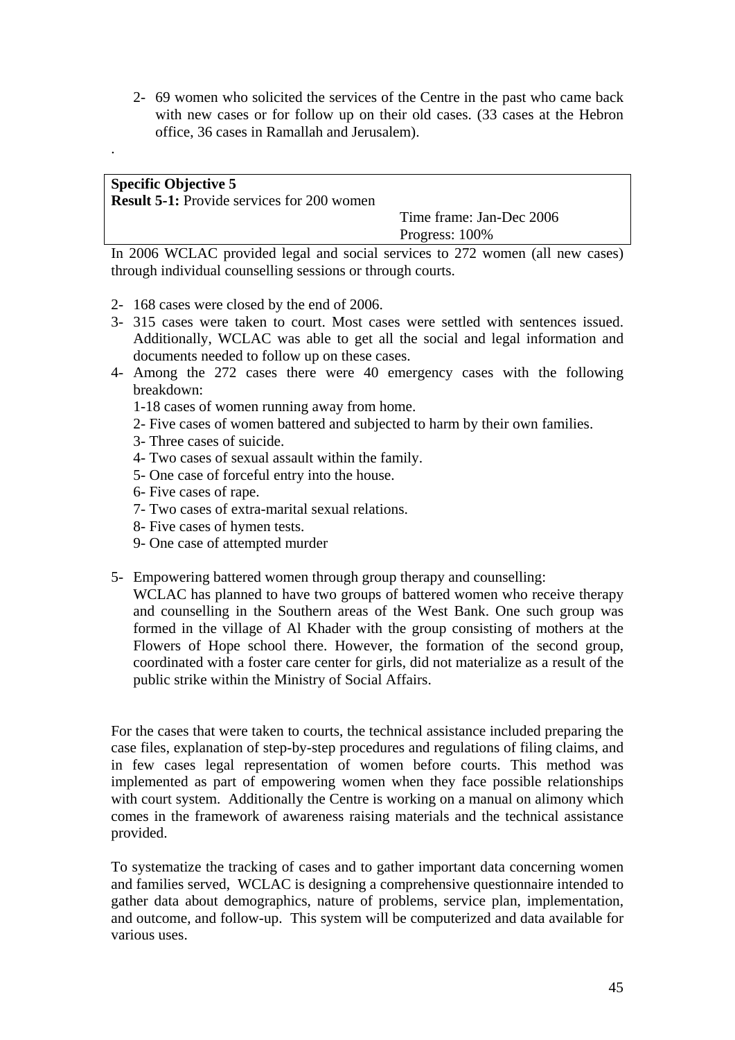2- 69 women who solicited the services of the Centre in the past who came back with new cases or for follow up on their old cases. (33 cases at the Hebron office, 36 cases in Ramallah and Jerusalem).

.

**Specific Objective 5**
**Result 5-1:** Provide services for 200 women

Time frame: Jan-Dec 2006
Progress: 100%

In 2006 WCLAC provided legal and social services to 272 women (all new cases) through individual counselling sessions or through courts.

2- 168 cases were closed by the end of 2006.
3- 315 cases were taken to court. Most cases were settled with sentences issued. Additionally, WCLAC was able to get all the social and legal information and documents needed to follow up on these cases.
4- Among the 272 cases there were 40 emergency cases with the following breakdown:
   1-18 cases of women running away from home.
   2- Five cases of women battered and subjected to harm by their own families.
   3- Three cases of suicide.
   4- Two cases of sexual assault within the family.
   5- One case of forceful entry into the house.
   6- Five cases of rape.
   7- Two cases of extra-marital sexual relations.
   8- Five cases of hymen tests.
   9- One case of attempted murder

5- Empowering battered women through group therapy and counselling:
   WCLAC has planned to have two groups of battered women who receive therapy and counselling in the Southern areas of the West Bank. One such group was formed in the village of Al Khader with the group consisting of mothers at the Flowers of Hope school there. However, the formation of the second group, coordinated with a foster care center for girls, did not materialize as a result of the public strike within the Ministry of Social Affairs.

For the cases that were taken to courts, the technical assistance included preparing the case files, explanation of step-by-step procedures and regulations of filing claims, and in few cases legal representation of women before courts. This method was implemented as part of empowering women when they face possible relationships with court system. Additionally the Centre is working on a manual on alimony which comes in the framework of awareness raising materials and the technical assistance provided.

To systematize the tracking of cases and to gather important data concerning women and families served, WCLAC is designing a comprehensive questionnaire intended to gather data about demographics, nature of problems, service plan, implementation, and outcome, and follow-up. This system will be computerized and data available for various uses.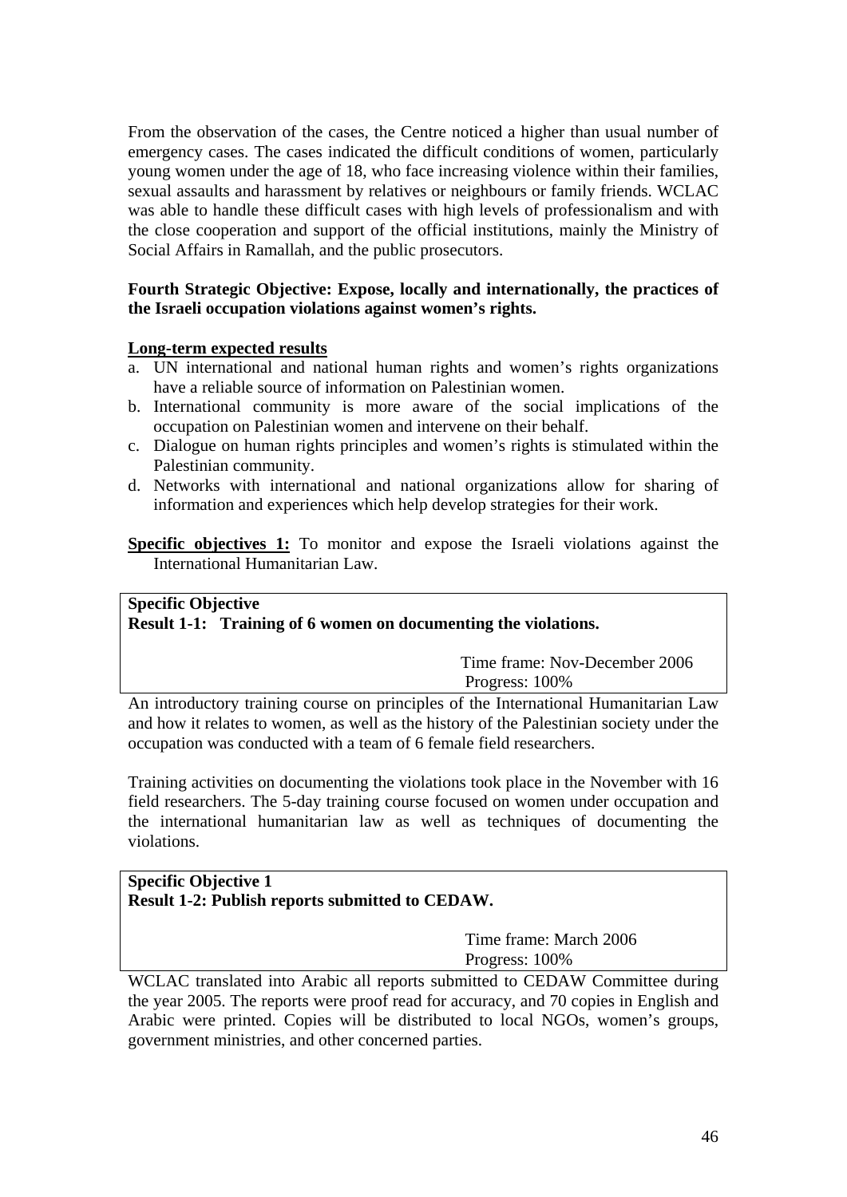From the observation of the cases, the Centre noticed a higher than usual number of emergency cases. The cases indicated the difficult conditions of women, particularly young women under the age of 18, who face increasing violence within their families, sexual assaults and harassment by relatives or neighbours or family friends. WCLAC was able to handle these difficult cases with high levels of professionalism and with the close cooperation and support of the official institutions, mainly the Ministry of Social Affairs in Ramallah, and the public prosecutors.

**Fourth Strategic Objective: Expose, locally and internationally, the practices of the Israeli occupation violations against women's rights.**

**Long-term expected results**

a. UN international and national human rights and women's rights organizations have a reliable source of information on Palestinian women.
b. International community is more aware of the social implications of the occupation on Palestinian women and intervene on their behalf.
c. Dialogue on human rights principles and women's rights is stimulated within the Palestinian community.
d. Networks with international and national organizations allow for sharing of information and experiences which help develop strategies for their work.

**Specific objectives 1:** To monitor and expose the Israeli violations against the International Humanitarian Law.

**Specific Objective**
**Result 1-1: Training of 6 women on documenting the violations.**

Time frame: Nov-December 2006
Progress: 100%

An introductory training course on principles of the International Humanitarian Law and how it relates to women, as well as the history of the Palestinian society under the occupation was conducted with a team of 6 female field researchers.

Training activities on documenting the violations took place in the November with 16 field researchers. The 5-day training course focused on women under occupation and the international humanitarian law as well as techniques of documenting the violations.

**Specific Objective 1**
**Result 1-2: Publish reports submitted to CEDAW.**

Time frame: March 2006
Progress: 100%

WCLAC translated into Arabic all reports submitted to CEDAW Committee during the year 2005. The reports were proof read for accuracy, and 70 copies in English and Arabic were printed. Copies will be distributed to local NGOs, women's groups, government ministries, and other concerned parties.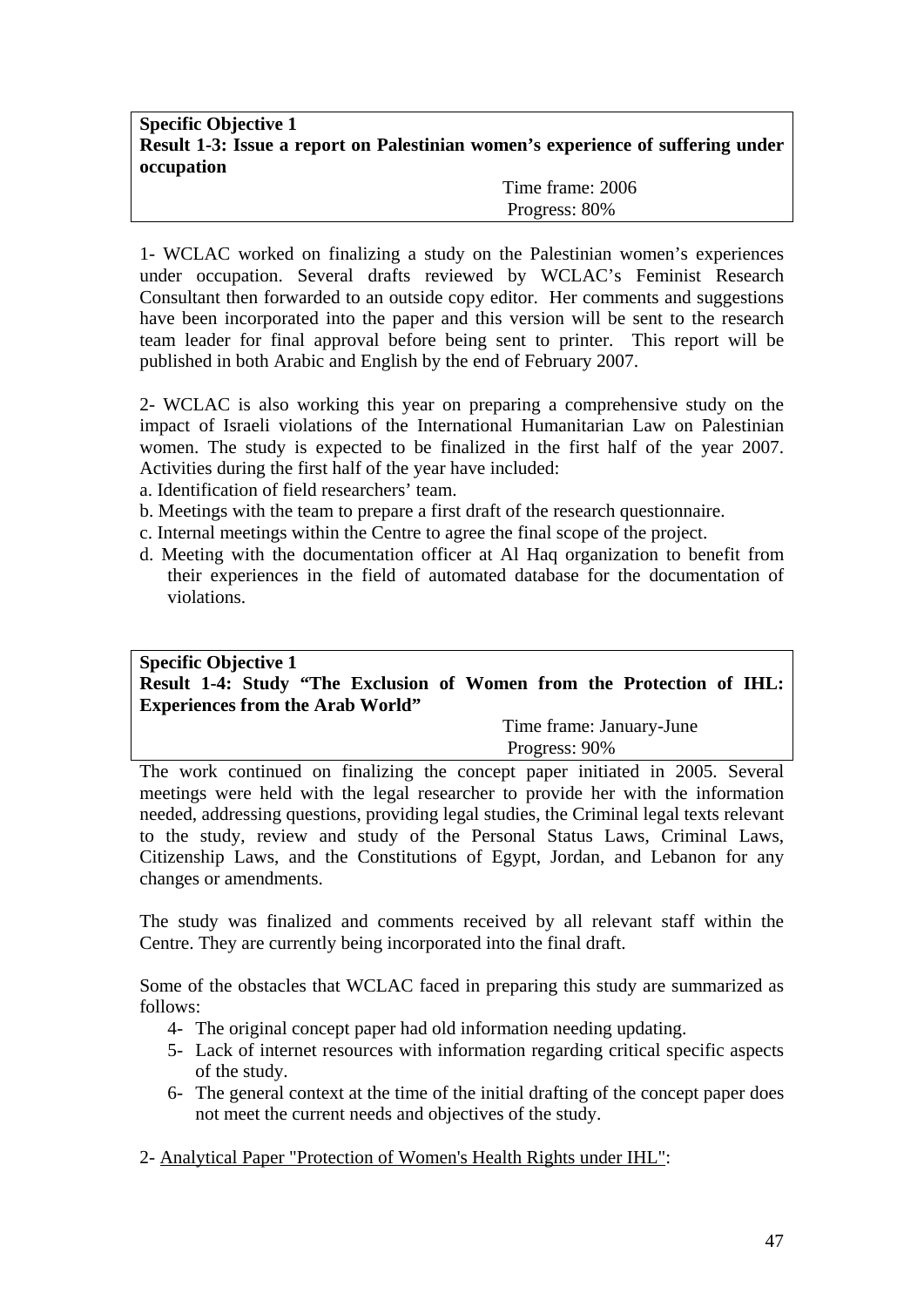**Specific Objective 1**
**Result 1-3: Issue a report on Palestinian women's experience of suffering under occupation**

Time frame: 2006
Progress: 80%

1- WCLAC worked on finalizing a study on the Palestinian women's experiences under occupation. Several drafts reviewed by WCLAC's Feminist Research Consultant then forwarded to an outside copy editor. Her comments and suggestions have been incorporated into the paper and this version will be sent to the research team leader for final approval before being sent to printer. This report will be published in both Arabic and English by the end of February 2007.

2- WCLAC is also working this year on preparing a comprehensive study on the impact of Israeli violations of the International Humanitarian Law on Palestinian women. The study is expected to be finalized in the first half of the year 2007. Activities during the first half of the year have included:

a. Identification of field researchers' team.
b. Meetings with the team to prepare a first draft of the research questionnaire.
c. Internal meetings within the Centre to agree the final scope of the project.
d. Meeting with the documentation officer at Al Haq organization to benefit from their experiences in the field of automated database for the documentation of violations.

**Specific Objective 1**
**Result 1-4: Study "The Exclusion of Women from the Protection of IHL: Experiences from the Arab World"**

Time frame: January-June
Progress: 90%

The work continued on finalizing the concept paper initiated in 2005. Several meetings were held with the legal researcher to provide her with the information needed, addressing questions, providing legal studies, the Criminal legal texts relevant to the study, review and study of the Personal Status Laws, Criminal Laws, Citizenship Laws, and the Constitutions of Egypt, Jordan, and Lebanon for any changes or amendments.

The study was finalized and comments received by all relevant staff within the Centre. They are currently being incorporated into the final draft.

Some of the obstacles that WCLAC faced in preparing this study are summarized as follows:

4- The original concept paper had old information needing updating.
5- Lack of internet resources with information regarding critical specific aspects of the study.
6- The general context at the time of the initial drafting of the concept paper does not meet the current needs and objectives of the study.

2- <u>Analytical Paper "Protection of Women's Health Rights under IHL"</u>: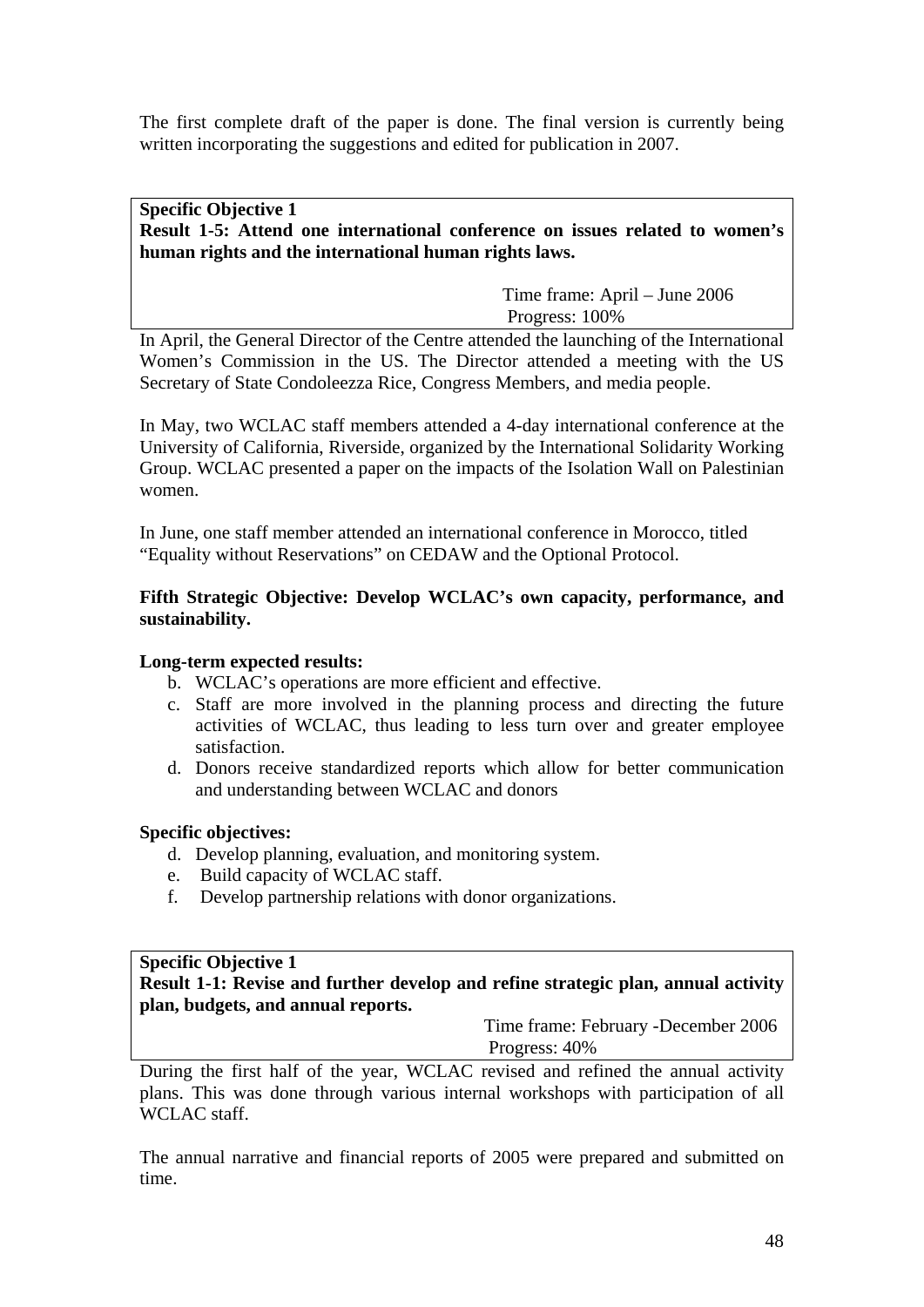The first complete draft of the paper is done. The final version is currently being written incorporating the suggestions and edited for publication in 2007.

**Specific Objective 1**
**Result 1-5: Attend one international conference on issues related to women's human rights and the international human rights laws.**

Time frame: April – June 2006
Progress: 100%

In April, the General Director of the Centre attended the launching of the International Women's Commission in the US. The Director attended a meeting with the US Secretary of State Condoleezza Rice, Congress Members, and media people.

In May, two WCLAC staff members attended a 4-day international conference at the University of California, Riverside, organized by the International Solidarity Working Group. WCLAC presented a paper on the impacts of the Isolation Wall on Palestinian women.

In June, one staff member attended an international conference in Morocco, titled "Equality without Reservations" on CEDAW and the Optional Protocol.

**Fifth Strategic Objective: Develop WCLAC's own capacity, performance, and sustainability.**

**Long-term expected results:**

b. WCLAC's operations are more efficient and effective.
c. Staff are more involved in the planning process and directing the future activities of WCLAC, thus leading to less turn over and greater employee satisfaction.
d. Donors receive standardized reports which allow for better communication and understanding between WCLAC and donors

**Specific objectives:**

d. Develop planning, evaluation, and monitoring system.
e. Build capacity of WCLAC staff.
f. Develop partnership relations with donor organizations.

**Specific Objective 1**
**Result 1-1: Revise and further develop and refine strategic plan, annual activity plan, budgets, and annual reports.**

Time frame: February -December 2006
Progress: 40%

During the first half of the year, WCLAC revised and refined the annual activity plans. This was done through various internal workshops with participation of all WCLAC staff.

The annual narrative and financial reports of 2005 were prepared and submitted on time.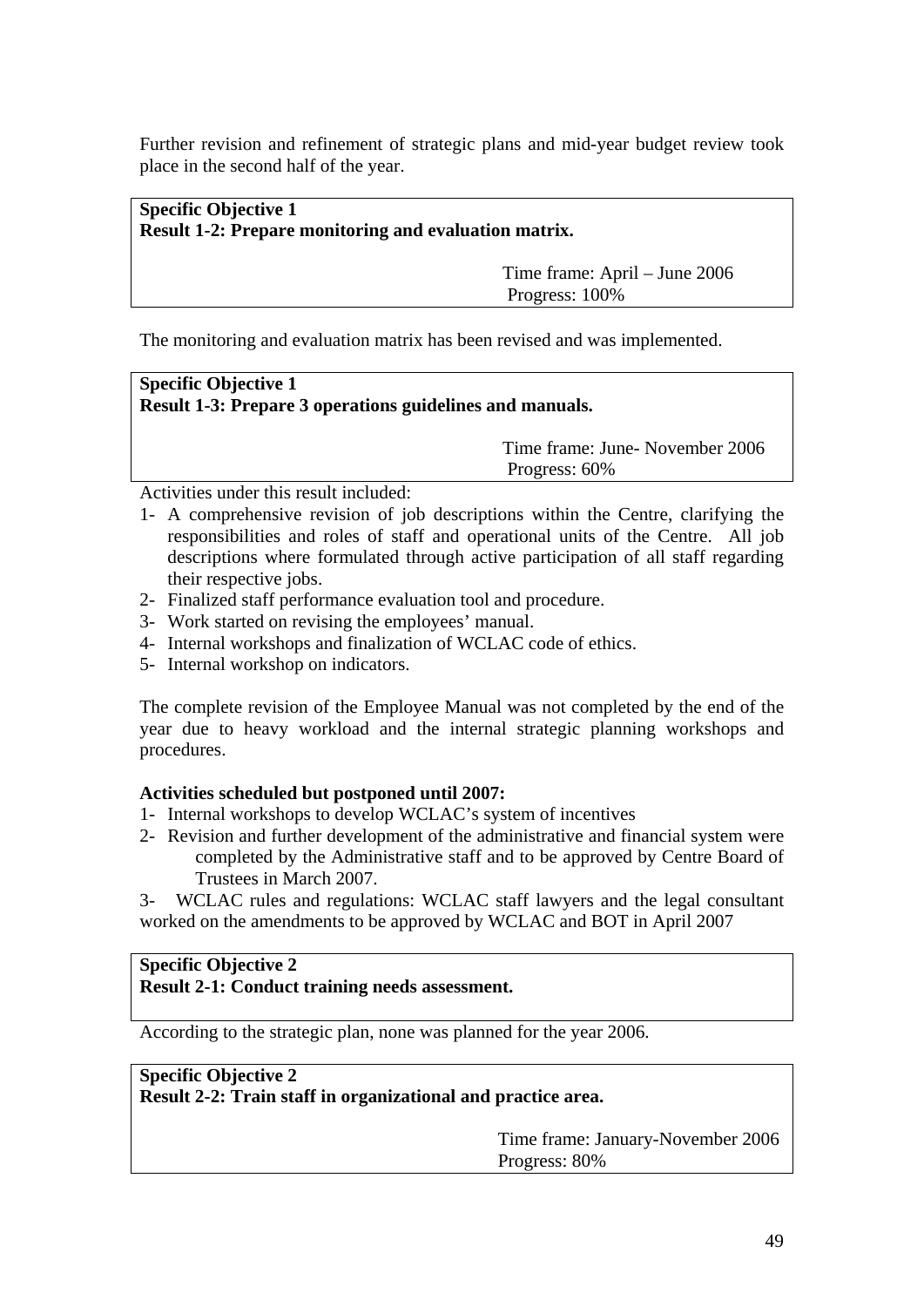Further revision and refinement of strategic plans and mid-year budget review took place in the second half of the year.

**Specific Objective 1**
**Result 1-2: Prepare monitoring and evaluation matrix.**

Time frame: April – June 2006
Progress: 100%

The monitoring and evaluation matrix has been revised and was implemented.

**Specific Objective 1**
**Result 1-3: Prepare 3 operations guidelines and manuals.**

Time frame: June- November 2006
Progress: 60%

Activities under this result included:

1- A comprehensive revision of job descriptions within the Centre, clarifying the responsibilities and roles of staff and operational units of the Centre. All job descriptions where formulated through active participation of all staff regarding their respective jobs.
2- Finalized staff performance evaluation tool and procedure.
3- Work started on revising the employees' manual.
4- Internal workshops and finalization of WCLAC code of ethics.
5- Internal workshop on indicators.

The complete revision of the Employee Manual was not completed by the end of the year due to heavy workload and the internal strategic planning workshops and procedures.

**Activities scheduled but postponed until 2007:**

1- Internal workshops to develop WCLAC's system of incentives
2- Revision and further development of the administrative and financial system were completed by the Administrative staff and to be approved by Centre Board of Trustees in March 2007.
3- WCLAC rules and regulations: WCLAC staff lawyers and the legal consultant worked on the amendments to be approved by WCLAC and BOT in April 2007

**Specific Objective 2**
**Result 2-1: Conduct training needs assessment.**

According to the strategic plan, none was planned for the year 2006.

**Specific Objective 2**
**Result 2-2: Train staff in organizational and practice area.**

Time frame: January-November 2006
Progress: 80%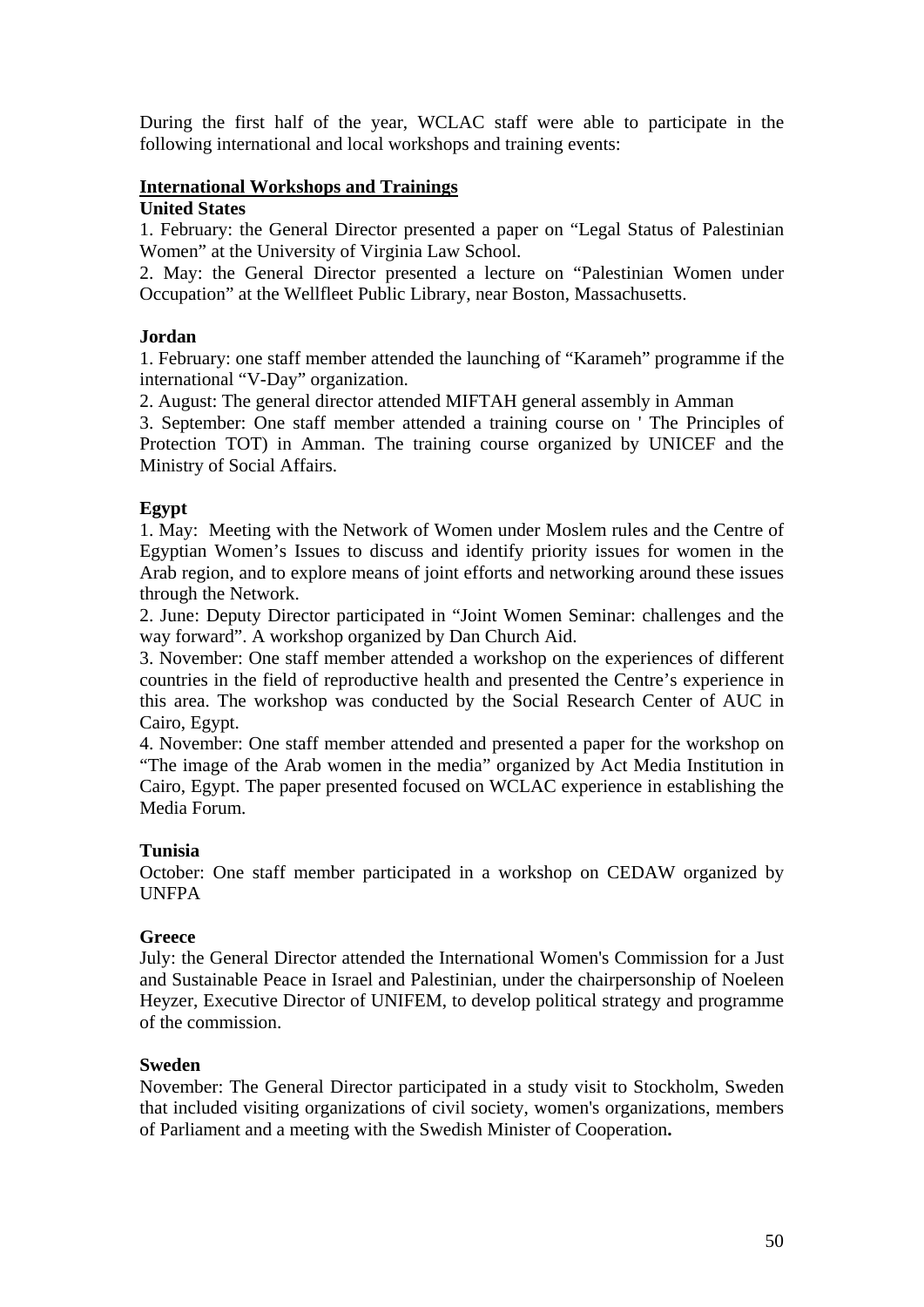During the first half of the year, WCLAC staff were able to participate in the following international and local workshops and training events:

## International Workshops and Trainings

### United States

1. February: the General Director presented a paper on "Legal Status of Palestinian Women" at the University of Virginia Law School.
2. May: the General Director presented a lecture on "Palestinian Women under Occupation" at the Wellfleet Public Library, near Boston, Massachusetts.

### Jordan

1. February: one staff member attended the launching of "Karameh" programme if the international "V-Day" organization.
2. August: The general director attended MIFTAH general assembly in Amman
3. September: One staff member attended a training course on ' The Principles of Protection TOT) in Amman. The training course organized by UNICEF and the Ministry of Social Affairs.

### Egypt

1. May: Meeting with the Network of Women under Moslem rules and the Centre of Egyptian Women's Issues to discuss and identify priority issues for women in the Arab region, and to explore means of joint efforts and networking around these issues through the Network.
2. June: Deputy Director participated in "Joint Women Seminar: challenges and the way forward". A workshop organized by Dan Church Aid.
3. November: One staff member attended a workshop on the experiences of different countries in the field of reproductive health and presented the Centre's experience in this area. The workshop was conducted by the Social Research Center of AUC in Cairo, Egypt.
4. November: One staff member attended and presented a paper for the workshop on "The image of the Arab women in the media" organized by Act Media Institution in Cairo, Egypt. The paper presented focused on WCLAC experience in establishing the Media Forum.

### Tunisia

October: One staff member participated in a workshop on CEDAW organized by UNFPA

### Greece

July: the General Director attended the International Women's Commission for a Just and Sustainable Peace in Israel and Palestinian, under the chairpersonship of Noeleen Heyzer, Executive Director of UNIFEM, to develop political strategy and programme of the commission.

### Sweden

November: The General Director participated in a study visit to Stockholm, Sweden that included visiting organizations of civil society, women's organizations, members of Parliament and a meeting with the Swedish Minister of Cooperation**.**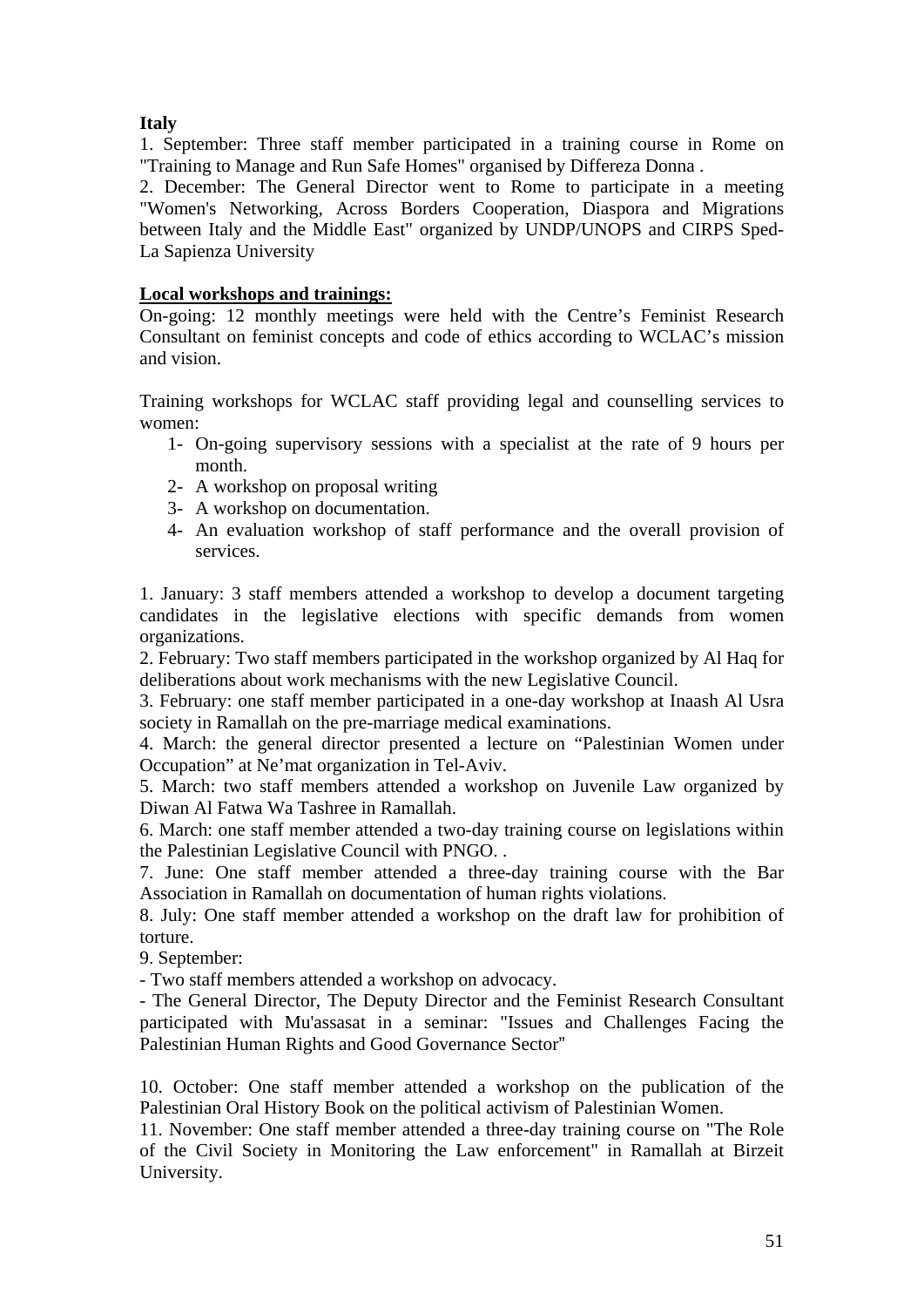**Italy**

1. September: Three staff member participated in a training course in Rome on "Training to Manage and Run Safe Homes" organised by Differeza Donna .
2. December: The General Director went to Rome to participate in a meeting "Women's Networking, Across Borders Cooperation, Diaspora and Migrations between Italy and the Middle East" organized by UNDP/UNOPS and CIRPS Sped-La Sapienza University

**<u>Local workshops and trainings:</u>**

On-going: 12 monthly meetings were held with the Centre's Feminist Research Consultant on feminist concepts and code of ethics according to WCLAC's mission and vision.

Training workshops for WCLAC staff providing legal and counselling services to women:

1- On-going supervisory sessions with a specialist at the rate of 9 hours per month.
2- A workshop on proposal writing
3- A workshop on documentation.
4- An evaluation workshop of staff performance and the overall provision of services.

1. January: 3 staff members attended a workshop to develop a document targeting candidates in the legislative elections with specific demands from women organizations.
2. February: Two staff members participated in the workshop organized by Al Haq for deliberations about work mechanisms with the new Legislative Council.
3. February: one staff member participated in a one-day workshop at Inaash Al Usra society in Ramallah on the pre-marriage medical examinations.
4. March: the general director presented a lecture on "Palestinian Women under Occupation" at Ne'mat organization in Tel-Aviv.
5. March: two staff members attended a workshop on Juvenile Law organized by Diwan Al Fatwa Wa Tashree in Ramallah.
6. March: one staff member attended a two-day training course on legislations within the Palestinian Legislative Council with PNGO. .
7. June: One staff member attended a three-day training course with the Bar Association in Ramallah on documentation of human rights violations.
8. July: One staff member attended a workshop on the draft law for prohibition of torture.
9. September:

- Two staff members attended a workshop on advocacy.
- The General Director, The Deputy Director and the Feminist Research Consultant participated with Mu'assasat in a seminar: "Issues and Challenges Facing the Palestinian Human Rights and Good Governance Sector"

10. October: One staff member attended a workshop on the publication of the Palestinian Oral History Book on the political activism of Palestinian Women.
11. November: One staff member attended a three-day training course on "The Role of the Civil Society in Monitoring the Law enforcement" in Ramallah at Birzeit University.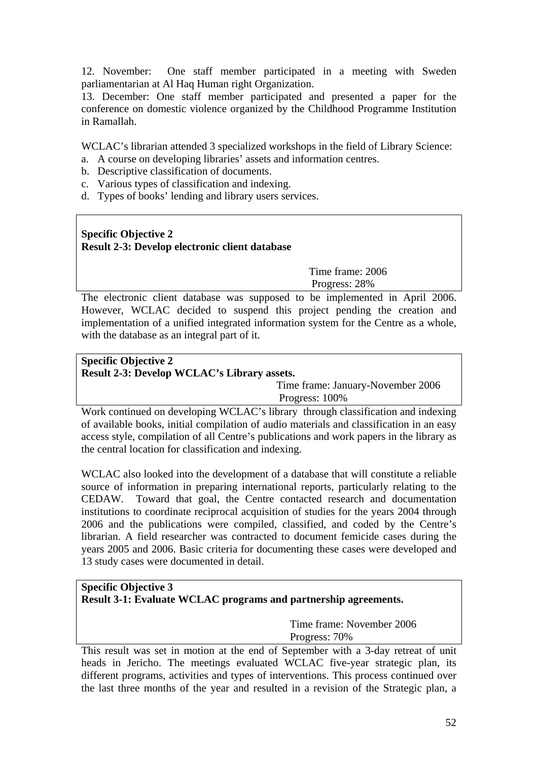12. November: One staff member participated in a meeting with Sweden parliamentarian at Al Haq Human right Organization.

13. December: One staff member participated and presented a paper for the conference on domestic violence organized by the Childhood Programme Institution in Ramallah.

WCLAC's librarian attended 3 specialized workshops in the field of Library Science:

a. A course on developing libraries' assets and information centres.
b. Descriptive classification of documents.
c. Various types of classification and indexing.
d. Types of books' lending and library users services.

**Specific Objective 2**
**Result 2-3: Develop electronic client database**

Time frame: 2006
Progress: 28%

The electronic client database was supposed to be implemented in April 2006. However, WCLAC decided to suspend this project pending the creation and implementation of a unified integrated information system for the Centre as a whole, with the database as an integral part of it.

**Specific Objective 2**
**Result 2-3: Develop WCLAC's Library assets.**

Time frame: January-November 2006
Progress: 100%

Work continued on developing WCLAC's library through classification and indexing of available books, initial compilation of audio materials and classification in an easy access style, compilation of all Centre's publications and work papers in the library as the central location for classification and indexing.

WCLAC also looked into the development of a database that will constitute a reliable source of information in preparing international reports, particularly relating to the CEDAW. Toward that goal, the Centre contacted research and documentation institutions to coordinate reciprocal acquisition of studies for the years 2004 through 2006 and the publications were compiled, classified, and coded by the Centre's librarian. A field researcher was contracted to document femicide cases during the years 2005 and 2006. Basic criteria for documenting these cases were developed and 13 study cases were documented in detail.

**Specific Objective 3**
**Result 3-1: Evaluate WCLAC programs and partnership agreements.**

Time frame: November 2006
Progress: 70%

This result was set in motion at the end of September with a 3-day retreat of unit heads in Jericho. The meetings evaluated WCLAC five-year strategic plan, its different programs, activities and types of interventions. This process continued over the last three months of the year and resulted in a revision of the Strategic plan, a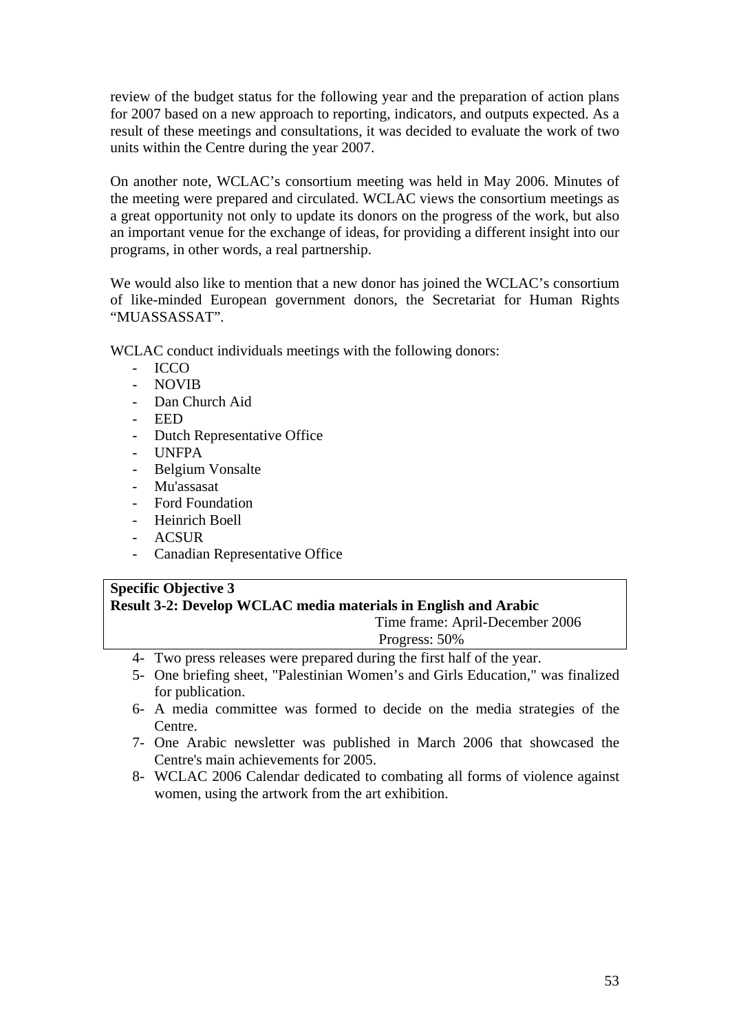review of the budget status for the following year and the preparation of action plans for 2007 based on a new approach to reporting, indicators, and outputs expected. As a result of these meetings and consultations, it was decided to evaluate the work of two units within the Centre during the year 2007.

On another note, WCLAC's consortium meeting was held in May 2006. Minutes of the meeting were prepared and circulated. WCLAC views the consortium meetings as a great opportunity not only to update its donors on the progress of the work, but also an important venue for the exchange of ideas, for providing a different insight into our programs, in other words, a real partnership.

We would also like to mention that a new donor has joined the WCLAC's consortium of like-minded European government donors, the Secretariat for Human Rights "MUASSASSAT".

WCLAC conduct individuals meetings with the following donors:

- ICCO
- NOVIB
- Dan Church Aid
- EED
- Dutch Representative Office
- UNFPA
- Belgium Vonsalte
- Mu'assasat
- Ford Foundation
- Heinrich Boell
- ACSUR
- Canadian Representative Office

**Specific Objective 3**
**Result 3-2: Develop WCLAC media materials in English and Arabic**
Time frame: April-December 2006
Progress: 50%

4- Two press releases were prepared during the first half of the year.
5- One briefing sheet, "Palestinian Women's and Girls Education," was finalized for publication.
6- A media committee was formed to decide on the media strategies of the Centre.
7- One Arabic newsletter was published in March 2006 that showcased the Centre's main achievements for 2005.
8- WCLAC 2006 Calendar dedicated to combating all forms of violence against women, using the artwork from the art exhibition.